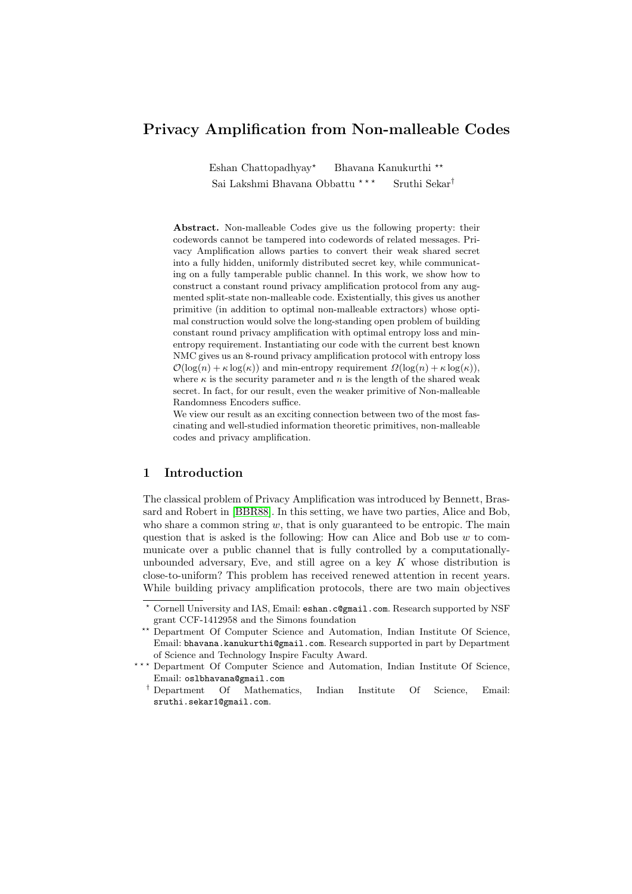# Privacy Amplification from Non-malleable Codes

Eshan Chattopadhyay[⋆] Bhavana Kanukurthi [⋆⋆]
Sai Lakshmi Bhavana Obbattu [⋆⋆⋆] Sruthi Sekar[†]

**Abstract.** Non-malleable Codes give us the following property: their codewords cannot be tampered into codewords of related messages. Privacy Amplification allows parties to convert their weak shared secret into a fully hidden, uniformly distributed secret key, while communicating on a fully tamperable public channel. In this work, we show how to construct a constant round privacy amplification protocol from any augmented split-state non-malleable code. Existentially, this gives us another primitive (in addition to optimal non-malleable extractors) whose optimal construction would solve the long-standing open problem of building constant round privacy amplification with optimal entropy loss and min-entropy requirement. Instantiating our code with the current best known NMC gives us an 8-round privacy amplification protocol with entropy loss $\mathcal{O}(\log(n) + \kappa \log(\kappa))$ and min-entropy requirement $\Omega(\log(n) + \kappa \log(\kappa))$, where $\kappa$ is the security parameter and $n$ is the length of the shared weak secret. In fact, for our result, even the weaker primitive of Non-malleable Randomness Encoders suffice.

We view our result as an exciting connection between two of the most fascinating and well-studied information theoretic primitives, non-malleable codes and privacy amplification.

## 1 Introduction

The classical problem of Privacy Amplification was introduced by Bennett, Brassard and Robert in [BBR88]. In this setting, we have two parties, Alice and Bob, who share a common string $w$, that is only guaranteed to be entropic. The main question that is asked is the following: How can Alice and Bob use $w$ to communicate over a public channel that is fully controlled by a computationally-unbounded adversary, Eve, and still agree on a key $K$ whose distribution is close-to-uniform? This problem has received renewed attention in recent years. While building privacy amplification protocols, there are two main objectives

[⋆] Cornell University and IAS, Email: eshan.c@gmail.com. Research supported by NSF grant CCF-1412958 and the Simons foundation

[⋆⋆] Department Of Computer Science and Automation, Indian Institute Of Science, Email: bhavana.kanukurthi@gmail.com. Research supported in part by Department of Science and Technology Inspire Faculty Award.

[⋆⋆⋆] Department Of Computer Science and Automation, Indian Institute Of Science, Email: oslbhavana@gmail.com

[†] Department Of Mathematics, Indian Institute Of Science, Email: sruthi.sekar1@gmail.com.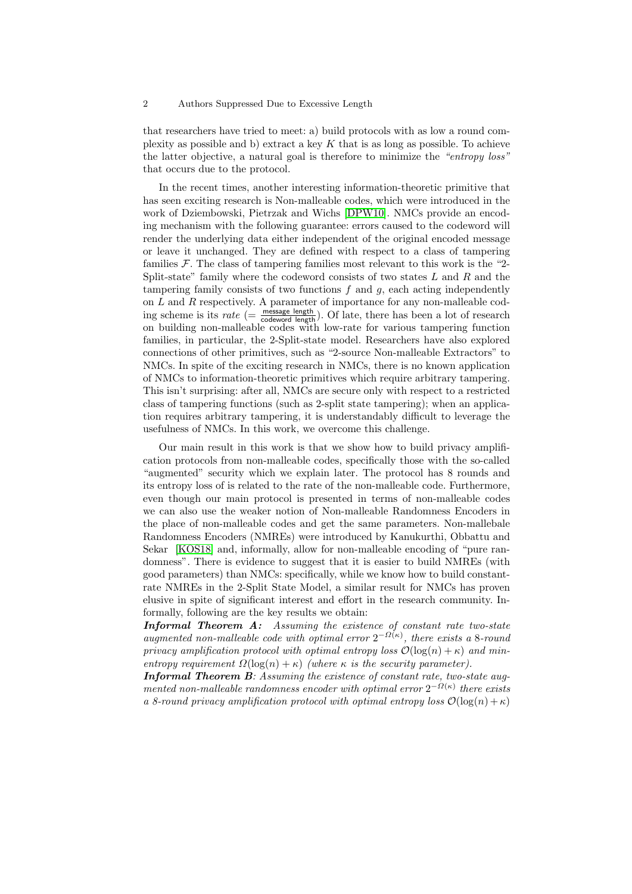that researchers have tried to meet: a) build protocols with as low a round complexity as possible and b) extract a key $K$ that is as long as possible. To achieve the latter objective, a natural goal is therefore to minimize the *"entropy loss"* that occurs due to the protocol.

In the recent times, another interesting information-theoretic primitive that has seen exciting research is Non-malleable codes, which were introduced in the work of Dziembowski, Pietrzak and Wichs [DPW10]. NMCs provide an encoding mechanism with the following guarantee: errors caused to the codeword will render the underlying data either independent of the original encoded message or leave it unchanged. They are defined with respect to a class of tampering families $\mathcal{F}$. The class of tampering families most relevant to this work is the "2-Split-state" family where the codeword consists of two states $L$ and $R$ and the tampering family consists of two functions $f$ and $g$, each acting independently on $L$ and $R$ respectively. A parameter of importance for any non-malleable coding scheme is its *rate* ($= \frac{\text{message length}}{\text{codeword length}}$). Of late, there has been a lot of research on building non-malleable codes with low-rate for various tampering function families, in particular, the 2-Split-state model. Researchers have also explored connections of other primitives, such as "2-source Non-malleable Extractors" to NMCs. In spite of the exciting research in NMCs, there is no known application of NMCs to information-theoretic primitives which require arbitrary tampering. This isn't surprising: after all, NMCs are secure only with respect to a restricted class of tampering functions (such as 2-split state tampering); when an application requires arbitrary tampering, it is understandably difficult to leverage the usefulness of NMCs. In this work, we overcome this challenge.

Our main result in this work is that we show how to build privacy amplification protocols from non-malleable codes, specifically those with the so-called "augmented" security which we explain later. The protocol has 8 rounds and its entropy loss of is related to the rate of the non-malleable code. Furthermore, even though our main protocol is presented in terms of non-malleable codes we can also use the weaker notion of Non-malleable Randomness Encoders in the place of non-malleable codes and get the same parameters. Non-mallebale Randomness Encoders (NMREs) were introduced by Kanukurthi, Obbattu and Sekar [KOS18] and, informally, allow for non-malleable encoding of "pure randomness". There is evidence to suggest that it is easier to build NMREs (with good parameters) than NMCs: specifically, while we know how to build constant-rate NMREs in the 2-Split State Model, a similar result for NMCs has proven elusive in spite of significant interest and effort in the research community. Informally, following are the key results we obtain:

***Informal Theorem A:*** *Assuming the existence of constant rate two-state augmented non-malleable code with optimal error $2^{-\Omega(\kappa)}$, there exists a 8-round privacy amplification protocol with optimal entropy loss $\mathcal{O}(\log(n)+\kappa)$ and min-entropy requirement $\Omega(\log(n)+\kappa)$ (where $\kappa$ is the security parameter).*

***Informal Theorem B****: Assuming the existence of constant rate, two-state augmented non-malleable randomness encoder with optimal error $2^{-\Omega(\kappa)}$ there exists a 8-round privacy amplification protocol with optimal entropy loss $\mathcal{O}(\log(n)+\kappa)$*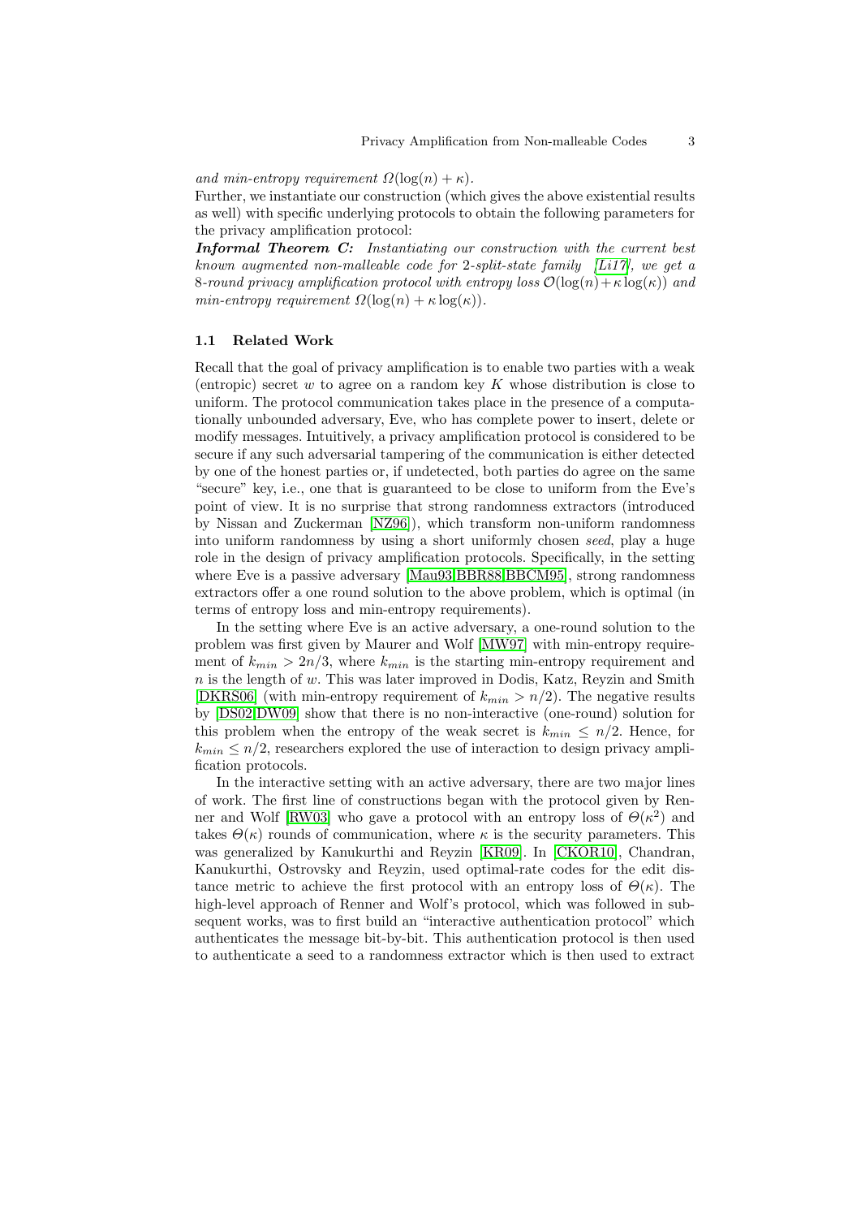*and min-entropy requirement $\Omega(\log(n) + \kappa)$.*

Further, we instantiate our construction (which gives the above existential results as well) with specific underlying protocols to obtain the following parameters for the privacy amplification protocol:

***Informal Theorem C:*** *Instantiating our construction with the current best known augmented non-malleable code for 2-split-state family [Li17], we get a 8-round privacy amplification protocol with entropy loss $\mathcal{O}(\log(n) + \kappa \log(\kappa))$ and min-entropy requirement $\Omega(\log(n) + \kappa \log(\kappa))$.*

### 1.1 Related Work

Recall that the goal of privacy amplification is to enable two parties with a weak (entropic) secret $w$ to agree on a random key $K$ whose distribution is close to uniform. The protocol communication takes place in the presence of a computationally unbounded adversary, Eve, who has complete power to insert, delete or modify messages. Intuitively, a privacy amplification protocol is considered to be secure if any such adversarial tampering of the communication is either detected by one of the honest parties or, if undetected, both parties do agree on the same "secure" key, i.e., one that is guaranteed to be close to uniform from the Eve's point of view. It is no surprise that strong randomness extractors (introduced by Nissan and Zuckerman [NZ96]), which transform non-uniform randomness into uniform randomness by using a short uniformly chosen *seed*, play a huge role in the design of privacy amplification protocols. Specifically, in the setting where Eve is a passive adversary [Mau93,BBR88,BBCM95], strong randomness extractors offer a one round solution to the above problem, which is optimal (in terms of entropy loss and min-entropy requirements).

In the setting where Eve is an active adversary, a one-round solution to the problem was first given by Maurer and Wolf [MW97] with min-entropy requirement of $k_{min} > 2n/3$, where $k_{min}$ is the starting min-entropy requirement and $n$ is the length of $w$. This was later improved in Dodis, Katz, Reyzin and Smith [DKRS06] (with min-entropy requirement of $k_{min} > n/2$). The negative results by [DS02,DW09] show that there is no non-interactive (one-round) solution for this problem when the entropy of the weak secret is $k_{min} \leq n/2$. Hence, for $k_{min} \leq n/2$, researchers explored the use of interaction to design privacy amplification protocols.

In the interactive setting with an active adversary, there are two major lines of work. The first line of constructions began with the protocol given by Renner and Wolf [RW03] who gave a protocol with an entropy loss of $\Theta(\kappa^2)$ and takes $\Theta(\kappa)$ rounds of communication, where $\kappa$ is the security parameters. This was generalized by Kanukurthi and Reyzin [KR09]. In [CKOR10], Chandran, Kanukurthi, Ostrovsky and Reyzin, used optimal-rate codes for the edit distance metric to achieve the first protocol with an entropy loss of $\Theta(\kappa)$. The high-level approach of Renner and Wolf's protocol, which was followed in subsequent works, was to first build an "interactive authentication protocol" which authenticates the message bit-by-bit. This authentication protocol is then used to authenticate a seed to a randomness extractor which is then used to extract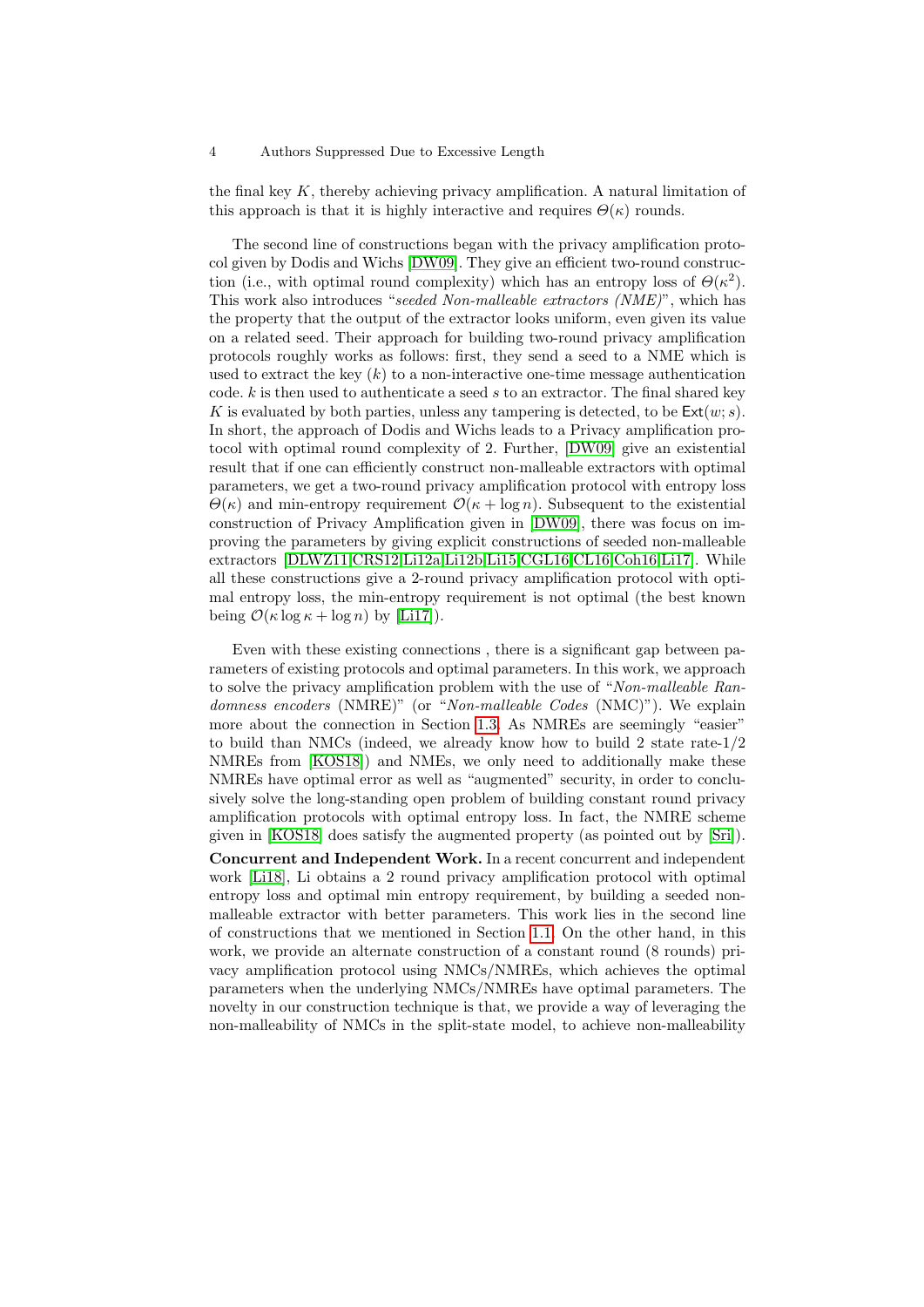the final key $K$, thereby achieving privacy amplification. A natural limitation of this approach is that it is highly interactive and requires $\Theta(\kappa)$ rounds.

The second line of constructions began with the privacy amplification protocol given by Dodis and Wichs [DW09]. They give an efficient two-round construction (i.e., with optimal round complexity) which has an entropy loss of $\Theta(\kappa^2)$. This work also introduces "*seeded Non-malleable extractors (NME)*", which has the property that the output of the extractor looks uniform, even given its value on a related seed. Their approach for building two-round privacy amplification protocols roughly works as follows: first, they send a seed to a NME which is used to extract the key ($k$) to a non-interactive one-time message authentication code. $k$ is then used to authenticate a seed $s$ to an extractor. The final shared key $K$ is evaluated by both parties, unless any tampering is detected, to be $\mathsf{Ext}(w; s)$. In short, the approach of Dodis and Wichs leads to a Privacy amplification protocol with optimal round complexity of 2. Further, [DW09] give an existential result that if one can efficiently construct non-malleable extractors with optimal parameters, we get a two-round privacy amplification protocol with entropy loss $\Theta(\kappa)$ and min-entropy requirement $\mathcal{O}(\kappa + \log n)$. Subsequent to the existential construction of Privacy Amplification given in [DW09], there was focus on improving the parameters by giving explicit constructions of seeded non-malleable extractors [DLWZ11,CRS12,Li12a,Li12b,Li15,CGL16,CL16,Coh16,Li17]. While all these constructions give a 2-round privacy amplification protocol with optimal entropy loss, the min-entropy requirement is not optimal (the best known being $\mathcal{O}(\kappa \log \kappa + \log n)$ by [Li17]).

Even with these existing connections , there is a significant gap between parameters of existing protocols and optimal parameters. In this work, we approach to solve the privacy amplification problem with the use of "*Non-malleable Randomness encoders* (NMRE)" (or "*Non-malleable Codes* (NMC)"). We explain more about the connection in Section 1.3. As NMREs are seemingly "easier" to build than NMCs (indeed, we already know how to build 2 state rate-1/2 NMREs from [KOS18]) and NMEs, we only need to additionally make these NMREs have optimal error as well as "augmented" security, in order to conclusively solve the long-standing open problem of building constant round privacy amplification protocols with optimal entropy loss. In fact, the NMRE scheme given in [KOS18] does satisfy the augmented property (as pointed out by [Sri]).

**Concurrent and Independent Work.** In a recent concurrent and independent work [Li18], Li obtains a 2 round privacy amplification protocol with optimal entropy loss and optimal min entropy requirement, by building a seeded non-malleable extractor with better parameters. This work lies in the second line of constructions that we mentioned in Section 1.1. On the other hand, in this work, we provide an alternate construction of a constant round (8 rounds) privacy amplification protocol using NMCs/NMREs, which achieves the optimal parameters when the underlying NMCs/NMREs have optimal parameters. The novelty in our construction technique is that, we provide a way of leveraging the non-malleability of NMCs in the split-state model, to achieve non-malleability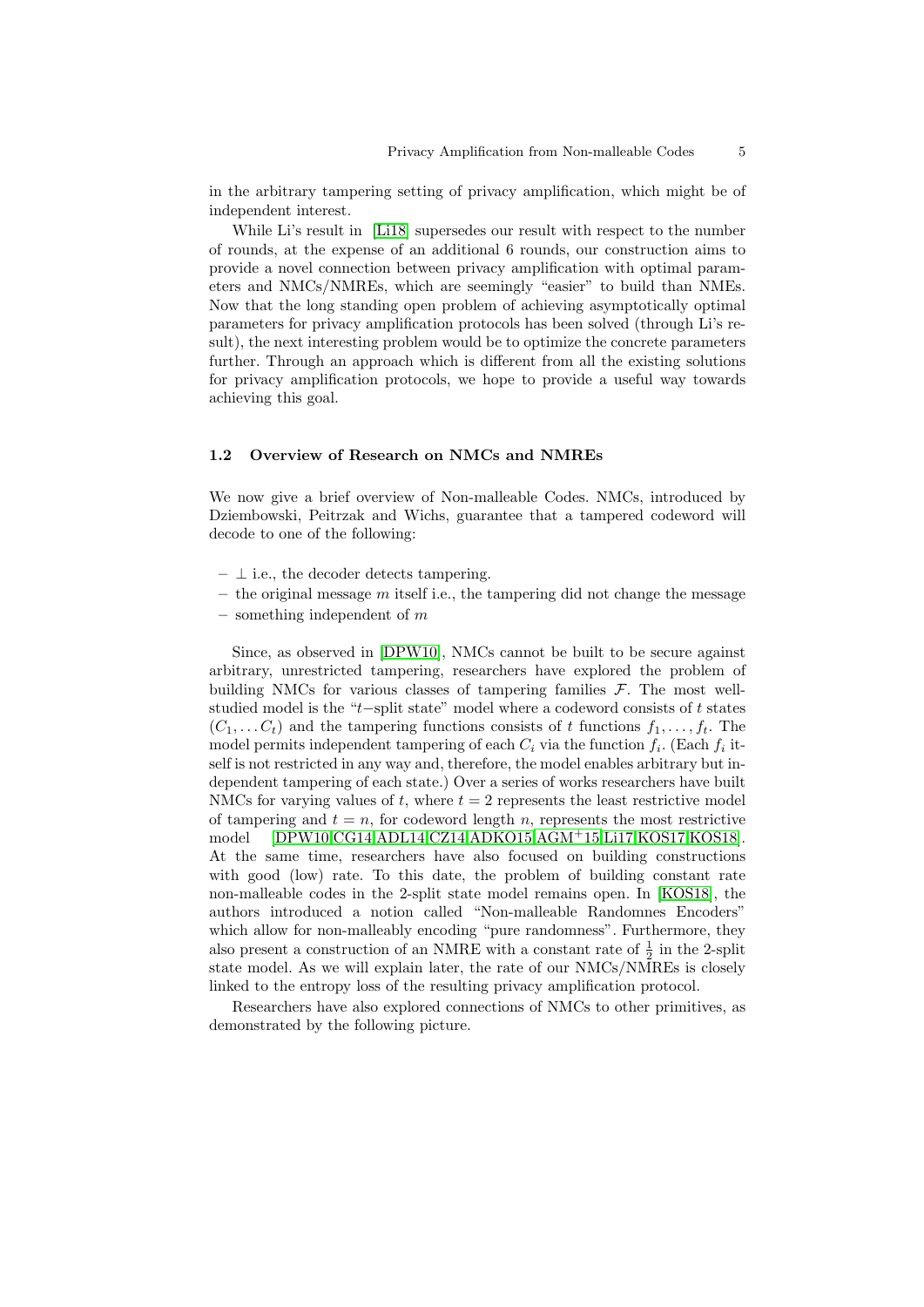in the arbitrary tampering setting of privacy amplification, which might be of independent interest.

While Li's result in [Li18] supersedes our result with respect to the number of rounds, at the expense of an additional 6 rounds, our construction aims to provide a novel connection between privacy amplification with optimal parameters and NMCs/NMREs, which are seemingly "easier" to build than NMEs. Now that the long standing open problem of achieving asymptotically optimal parameters for privacy amplification protocols has been solved (through Li's result), the next interesting problem would be to optimize the concrete parameters further. Through an approach which is different from all the existing solutions for privacy amplification protocols, we hope to provide a useful way towards achieving this goal.

### 1.2 Overview of Research on NMCs and NMREs

We now give a brief overview of Non-malleable Codes. NMCs, introduced by Dziembowski, Peitrzak and Wichs, guarantee that a tampered codeword will decode to one of the following:

- $\perp$ i.e., the decoder detects tampering.
- the original message $m$ itself i.e., the tampering did not change the message
- something independent of $m$

Since, as observed in [DPW10], NMCs cannot be built to be secure against arbitrary, unrestricted tampering, researchers have explored the problem of building NMCs for various classes of tampering families $\mathcal{F}$. The most well-studied model is the "$t-$split state" model where a codeword consists of $t$ states $(C_1, \ldots C_t)$ and the tampering functions consists of $t$ functions $f_1, \ldots, f_t$. The model permits independent tampering of each $C_i$ via the function $f_i$. (Each $f_i$ itself is not restricted in any way and, therefore, the model enables arbitrary but independent tampering of each state.) Over a series of works researchers have built NMCs for varying values of $t$, where $t = 2$ represents the least restrictive model of tampering and $t = n$, for codeword length $n$, represents the most restrictive model [DPW10,CG14,ADL14,CZ14,ADKO15,AGM+15,Li17,KOS17,KOS18]. At the same time, researchers have also focused on building constructions with good (low) rate. To this date, the problem of building constant rate non-malleable codes in the 2-split state model remains open. In [KOS18], the authors introduced a notion called "Non-malleable Randomnes Encoders" which allow for non-malleably encoding "pure randomness". Furthermore, they also present a construction of an NMRE with a constant rate of $\frac{1}{2}$ in the 2-split state model. As we will explain later, the rate of our NMCs/NMREs is closely linked to the entropy loss of the resulting privacy amplification protocol.

Researchers have also explored connections of NMCs to other primitives, as demonstrated by the following picture.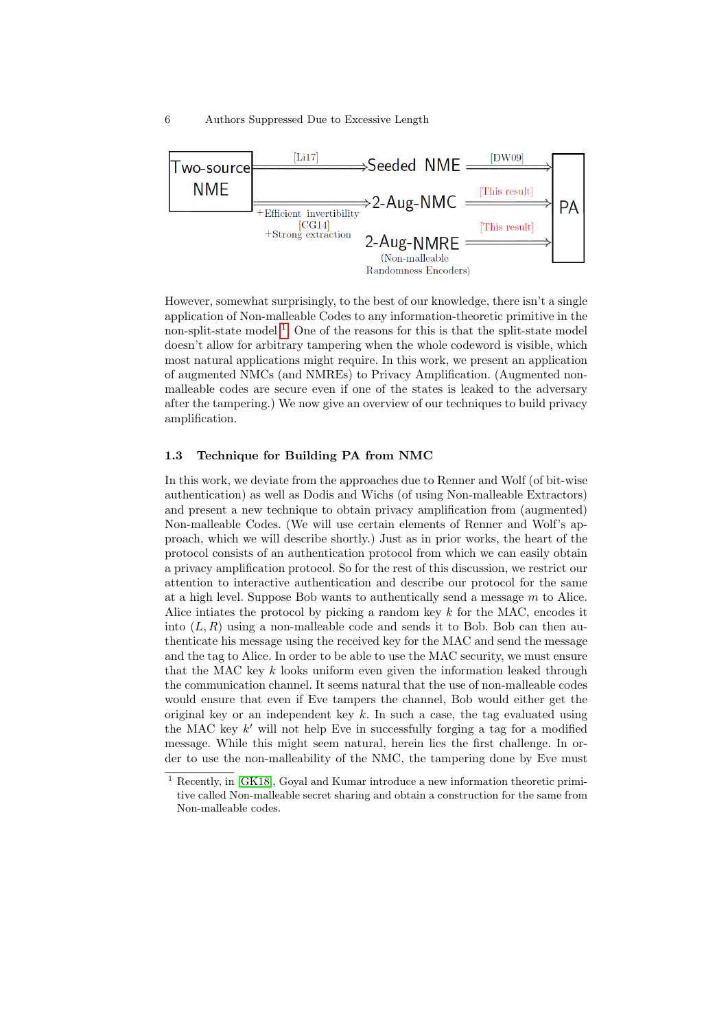Two-source NME —[Li17]→ Seeded NME —[DW09]→ PA

Two-source NME —+Efficient invertibility [CG14] +Strong extraction→ 2-Aug-NMC —[This result]→ PA

2-Aug-NMRE (Non-malleable Randomness Encoders) —[This result]→ PA

However, somewhat surprisingly, to the best of our knowledge, there isn't a single application of Non-malleable Codes to any information-theoretic primitive in the non-split-state model.[1] One of the reasons for this is that the split-state model doesn't allow for arbitrary tampering when the whole codeword is visible, which most natural applications might require. In this work, we present an application of augmented NMCs (and NMREs) to Privacy Amplification. (Augmented non-malleable codes are secure even if one of the states is leaked to the adversary after the tampering.) We now give an overview of our techniques to build privacy amplification.

### 1.3 Technique for Building PA from NMC

In this work, we deviate from the approaches due to Renner and Wolf (of bit-wise authentication) as well as Dodis and Wichs (of using Non-malleable Extractors) and present a new technique to obtain privacy amplification from (augmented) Non-malleable Codes. (We will use certain elements of Renner and Wolf's approach, which we will describe shortly.) Just as in prior works, the heart of the protocol consists of an authentication protocol from which we can easily obtain a privacy amplification protocol. So for the rest of this discussion, we restrict our attention to interactive authentication and describe our protocol for the same at a high level. Suppose Bob wants to authentically send a message $m$ to Alice. Alice intiates the protocol by picking a random key $k$ for the MAC, encodes it into $(L, R)$ using a non-malleable code and sends it to Bob. Bob can then authenticate his message using the received key for the MAC and send the message and the tag to Alice. In order to be able to use the MAC security, we must ensure that the MAC key $k$ looks uniform even given the information leaked through the communication channel. It seems natural that the use of non-malleable codes would ensure that even if Eve tampers the channel, Bob would either get the original key or an independent key $k$. In such a case, the tag evaluated using the MAC key $k'$ will not help Eve in successfully forging a tag for a modified message. While this might seem natural, herein lies the first challenge. In order to use the non-malleability of the NMC, the tampering done by Eve must

[1] Recently, in [GK18], Goyal and Kumar introduce a new information theoretic primitive called Non-malleable secret sharing and obtain a construction for the same from Non-malleable codes.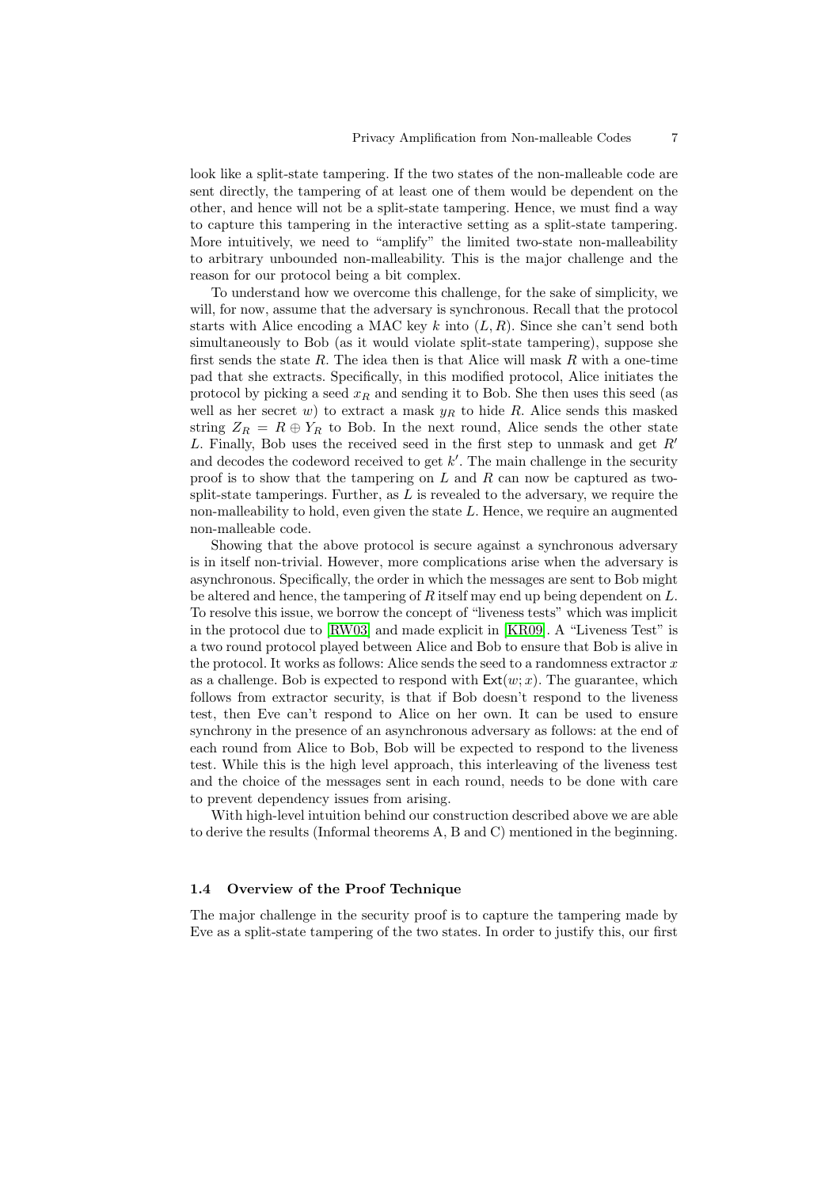look like a split-state tampering. If the two states of the non-malleable code are sent directly, the tampering of at least one of them would be dependent on the other, and hence will not be a split-state tampering. Hence, we must find a way to capture this tampering in the interactive setting as a split-state tampering. More intuitively, we need to "amplify" the limited two-state non-malleability to arbitrary unbounded non-malleability. This is the major challenge and the reason for our protocol being a bit complex.

To understand how we overcome this challenge, for the sake of simplicity, we will, for now, assume that the adversary is synchronous. Recall that the protocol starts with Alice encoding a MAC key $k$ into $(L, R)$. Since she can't send both simultaneously to Bob (as it would violate split-state tampering), suppose she first sends the state $R$. The idea then is that Alice will mask $R$ with a one-time pad that she extracts. Specifically, in this modified protocol, Alice initiates the protocol by picking a seed $x_R$ and sending it to Bob. She then uses this seed (as well as her secret $w$) to extract a mask $y_R$ to hide $R$. Alice sends this masked string $Z_R = R \oplus Y_R$ to Bob. In the next round, Alice sends the other state $L$. Finally, Bob uses the received seed in the first step to unmask and get $R'$ and decodes the codeword received to get $k'$. The main challenge in the security proof is to show that the tampering on $L$ and $R$ can now be captured as two-split-state tamperings. Further, as $L$ is revealed to the adversary, we require the non-malleability to hold, even given the state $L$. Hence, we require an augmented non-malleable code.

Showing that the above protocol is secure against a synchronous adversary is in itself non-trivial. However, more complications arise when the adversary is asynchronous. Specifically, the order in which the messages are sent to Bob might be altered and hence, the tampering of $R$ itself may end up being dependent on $L$. To resolve this issue, we borrow the concept of "liveness tests" which was implicit in the protocol due to [RW03] and made explicit in [KR09]. A "Liveness Test" is a two round protocol played between Alice and Bob to ensure that Bob is alive in the protocol. It works as follows: Alice sends the seed to a randomness extractor $x$ as a challenge. Bob is expected to respond with $\mathsf{Ext}(w; x)$. The guarantee, which follows from extractor security, is that if Bob doesn't respond to the liveness test, then Eve can't respond to Alice on her own. It can be used to ensure synchrony in the presence of an asynchronous adversary as follows: at the end of each round from Alice to Bob, Bob will be expected to respond to the liveness test. While this is the high level approach, this interleaving of the liveness test and the choice of the messages sent in each round, needs to be done with care to prevent dependency issues from arising.

With high-level intuition behind our construction described above we are able to derive the results (Informal theorems A, B and C) mentioned in the beginning.

### 1.4 Overview of the Proof Technique

The major challenge in the security proof is to capture the tampering made by Eve as a split-state tampering of the two states. In order to justify this, our first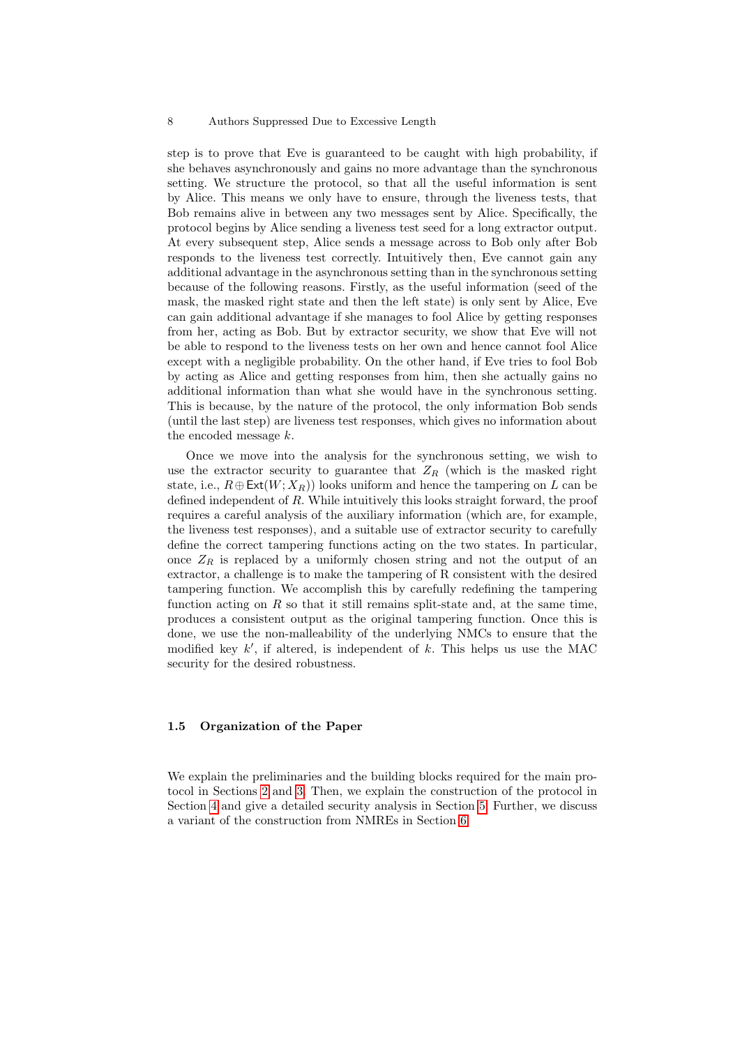step is to prove that Eve is guaranteed to be caught with high probability, if she behaves asynchronously and gains no more advantage than the synchronous setting. We structure the protocol, so that all the useful information is sent by Alice. This means we only have to ensure, through the liveness tests, that Bob remains alive in between any two messages sent by Alice. Specifically, the protocol begins by Alice sending a liveness test seed for a long extractor output. At every subsequent step, Alice sends a message across to Bob only after Bob responds to the liveness test correctly. Intuitively then, Eve cannot gain any additional advantage in the asynchronous setting than in the synchronous setting because of the following reasons. Firstly, as the useful information (seed of the mask, the masked right state and then the left state) is only sent by Alice, Eve can gain additional advantage if she manages to fool Alice by getting responses from her, acting as Bob. But by extractor security, we show that Eve will not be able to respond to the liveness tests on her own and hence cannot fool Alice except with a negligible probability. On the other hand, if Eve tries to fool Bob by acting as Alice and getting responses from him, then she actually gains no additional information than what she would have in the synchronous setting. This is because, by the nature of the protocol, the only information Bob sends (until the last step) are liveness test responses, which gives no information about the encoded message $k$.

Once we move into the analysis for the synchronous setting, we wish to use the extractor security to guarantee that $Z_R$ (which is the masked right state, i.e., $R \oplus \mathsf{Ext}(W; X_R)$) looks uniform and hence the tampering on $L$ can be defined independent of $R$. While intuitively this looks straight forward, the proof requires a careful analysis of the auxiliary information (which are, for example, the liveness test responses), and a suitable use of extractor security to carefully define the correct tampering functions acting on the two states. In particular, once $Z_R$ is replaced by a uniformly chosen string and not the output of an extractor, a challenge is to make the tampering of R consistent with the desired tampering function. We accomplish this by carefully redefining the tampering function acting on $R$ so that it still remains split-state and, at the same time, produces a consistent output as the original tampering function. Once this is done, we use the non-malleability of the underlying NMCs to ensure that the modified key $k'$, if altered, is independent of $k$. This helps us use the MAC security for the desired robustness.

### 1.5 Organization of the Paper

We explain the preliminaries and the building blocks required for the main protocol in Sections 2 and 3. Then, we explain the construction of the protocol in Section 4 and give a detailed security analysis in Section 5. Further, we discuss a variant of the construction from NMREs in Section 6.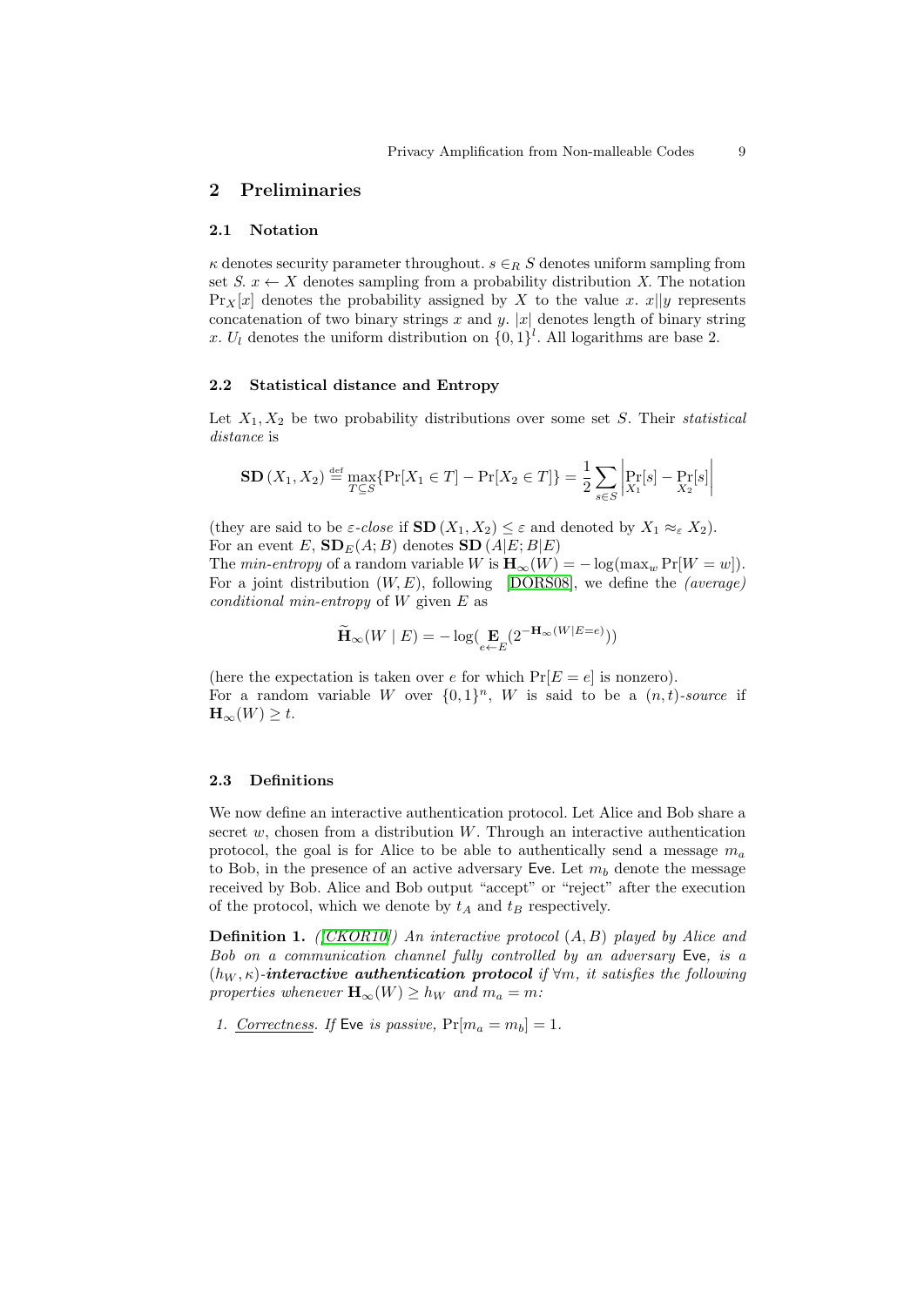## 2 Preliminaries

### 2.1 Notation

$\kappa$ denotes security parameter throughout. $s \in_R S$ denotes uniform sampling from set $S$. $x \leftarrow X$ denotes sampling from a probability distribution $X$. The notation $\Pr_X[x]$ denotes the probability assigned by $X$ to the value $x$. $x \| y$ represents concatenation of two binary strings $x$ and $y$. $|x|$ denotes length of binary string $x$. $U_l$ denotes the uniform distribution on $\{0,1\}^l$. All logarithms are base 2.

### 2.2 Statistical distance and Entropy

Let $X_1, X_2$ be two probability distributions over some set $S$. Their *statistical distance* is

$$\mathbf{SD}(X_1, X_2) \stackrel{\text{def}}{=} \max_{T \subseteq S} \{\Pr[X_1 \in T] - \Pr[X_2 \in T]\} = \frac{1}{2} \sum_{s \in S} \left| \Pr_{X_1}[s] - \Pr_{X_2}[s] \right|$$

(they are said to be $\varepsilon$-*close* if $\mathbf{SD}(X_1, X_2) \leq \varepsilon$ and denoted by $X_1 \approx_\varepsilon X_2$).
For an event $E$, $\mathbf{SD}_E(A; B)$ denotes $\mathbf{SD}(A|E; B|E)$
The *min-entropy* of a random variable $W$ is $\mathbf{H}_\infty(W) = -\log(\max_w \Pr[W = w])$. For a joint distribution $(W, E)$, following [DORS08], we define the *(average) conditional min-entropy* of $W$ given $E$ as

$$\widetilde{\mathbf{H}}_\infty(W \mid E) = -\log(\mathop{\mathbf{E}}_{e \leftarrow E}(2^{-\mathbf{H}_\infty(W|E=e)}))$$

(here the expectation is taken over $e$ for which $\Pr[E = e]$ is nonzero).
For a random variable $W$ over $\{0,1\}^n$, $W$ is said to be a $(n, t)$-*source* if $\mathbf{H}_\infty(W) \geq t$.

### 2.3 Definitions

We now define an interactive authentication protocol. Let Alice and Bob share a secret $w$, chosen from a distribution $W$. Through an interactive authentication protocol, the goal is for Alice to be able to authentically send a message $m_a$ to Bob, in the presence of an active adversary Eve. Let $m_b$ denote the message received by Bob. Alice and Bob output "accept" or "reject" after the execution of the protocol, which we denote by $t_A$ and $t_B$ respectively.

**Definition 1.** *([CKOR10]) An interactive protocol $(A, B)$ played by Alice and Bob on a communication channel fully controlled by an adversary Eve, is a $(h_W, \kappa)$-**interactive authentication protocol** if $\forall m$, it satisfies the following properties whenever $\mathbf{H}_\infty(W) \geq h_W$ and $m_a = m$:*

1. *Correctness. If Eve is passive, $\Pr[m_a = m_b] = 1$.*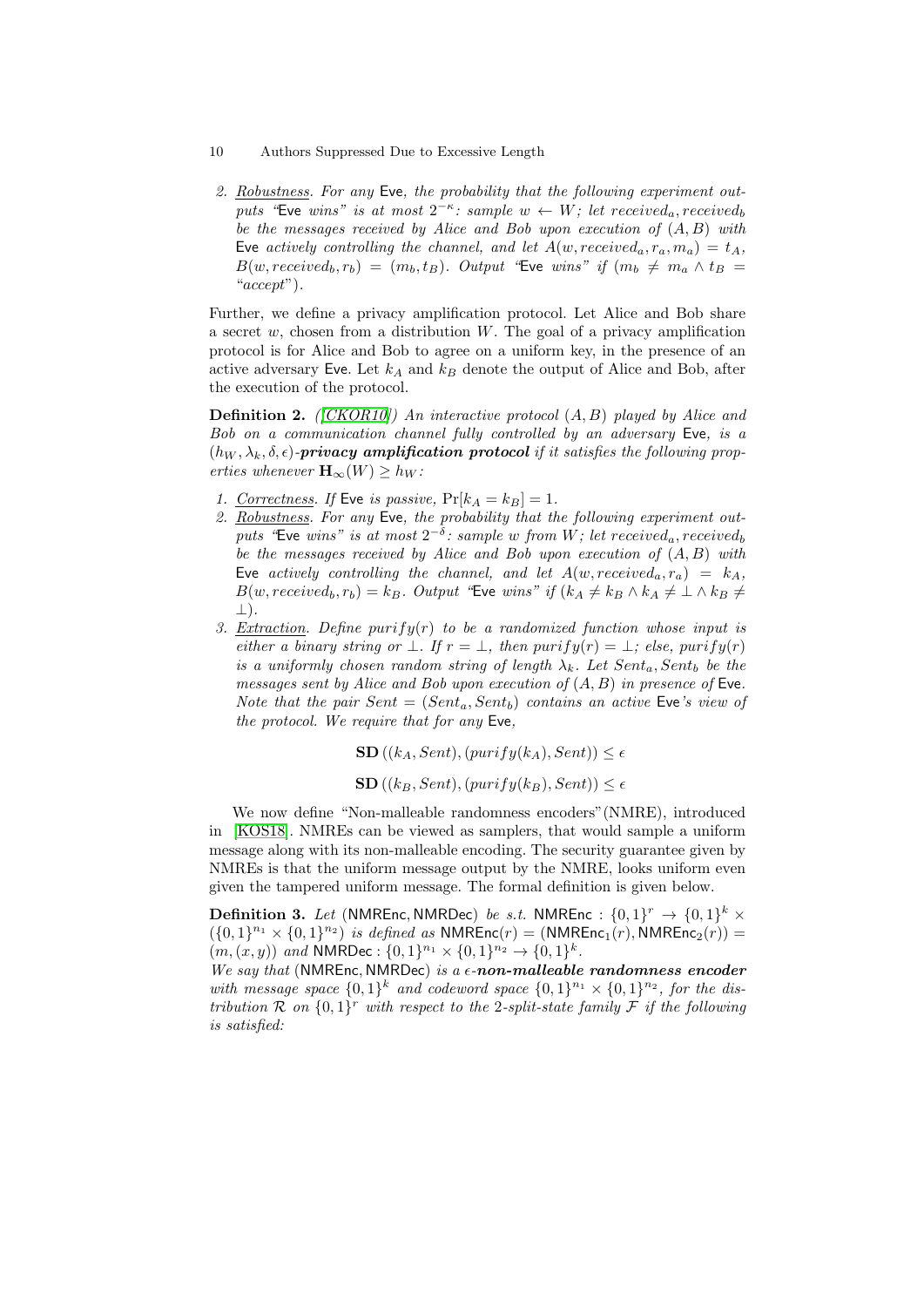2. Robustness. For any Eve, the probability that the following experiment outputs "Eve wins" is at most $2^{-\kappa}$: sample $w \leftarrow W$; let $received_a, received_b$ be the messages received by Alice and Bob upon execution of $(A, B)$ with Eve actively controlling the channel, and let $A(w, received_a, r_a, m_a) = t_A$, $B(w, received_b, r_b) = (m_b, t_B)$. Output "Eve wins" if $(m_b \neq m_a \wedge t_B =$ "accept").

Further, we define a privacy amplification protocol. Let Alice and Bob share a secret $w$, chosen from a distribution $W$. The goal of a privacy amplification protocol is for Alice and Bob to agree on a uniform key, in the presence of an active adversary Eve. Let $k_A$ and $k_B$ denote the output of Alice and Bob, after the execution of the protocol.

**Definition 2.** *([CKOR10]) An interactive protocol $(A, B)$ played by Alice and Bob on a communication channel fully controlled by an adversary Eve, is a $(h_W, \lambda_k, \delta, \epsilon)$-**privacy amplification protocol** if it satisfies the following properties whenever $\mathbf{H}_\infty(W) \geq h_W$:*

1. *Correctness. If Eve is passive, $\Pr[k_A = k_B] = 1$.*
2. *Robustness. For any Eve, the probability that the following experiment outputs "Eve wins" is at most $2^{-\delta}$: sample $w$ from $W$; let $received_a, received_b$ be the messages received by Alice and Bob upon execution of $(A, B)$ with Eve actively controlling the channel, and let $A(w, received_a, r_a) = k_A$, $B(w, received_b, r_b) = k_B$. Output "Eve wins" if $(k_A \neq k_B \wedge k_A \neq \perp \wedge k_B \neq \perp)$.*
3. *Extraction. Define $purify(r)$ to be a randomized function whose input is either a binary string or $\perp$. If $r = \perp$, then $purify(r) = \perp$; else, $purify(r)$ is a uniformly chosen random string of length $\lambda_k$. Let $Sent_a, Sent_b$ be the messages sent by Alice and Bob upon execution of $(A, B)$ in presence of Eve. Note that the pair $Sent = (Sent_a, Sent_b)$ contains an active Eve's view of the protocol. We require that for any Eve,*

$$\mathbf{SD}\left((k_A, Sent), (purify(k_A), Sent)\right) \leq \epsilon$$

$$\mathbf{SD}\left((k_B, Sent), (purify(k_B), Sent)\right) \leq \epsilon$$

We now define "Non-malleable randomness encoders"(NMRE), introduced in [KOS18]. NMREs can be viewed as samplers, that would sample a uniform message along with its non-malleable encoding. The security guarantee given by NMREs is that the uniform message output by the NMRE, looks uniform even given the tampered uniform message. The formal definition is given below.

**Definition 3.** *Let $(\mathsf{NMREnc}, \mathsf{NMRDec})$ be s.t. $\mathsf{NMREnc} : \{0,1\}^r \rightarrow \{0,1\}^k \times (\{0,1\}^{n_1} \times \{0,1\}^{n_2})$ is defined as $\mathsf{NMREnc}(r) = (\mathsf{NMREnc}_1(r), \mathsf{NMREnc}_2(r)) = (m, (x, y))$ and $\mathsf{NMRDec} : \{0,1\}^{n_1} \times \{0,1\}^{n_2} \rightarrow \{0,1\}^k$.*
*We say that $(\mathsf{NMREnc}, \mathsf{NMRDec})$ is a $\epsilon$-**non-malleable randomness encoder** with message space $\{0,1\}^k$ and codeword space $\{0,1\}^{n_1} \times \{0,1\}^{n_2}$, for the distribution $\mathcal{R}$ on $\{0,1\}^r$ with respect to the 2-split-state family $\mathcal{F}$ if the following is satisfied:*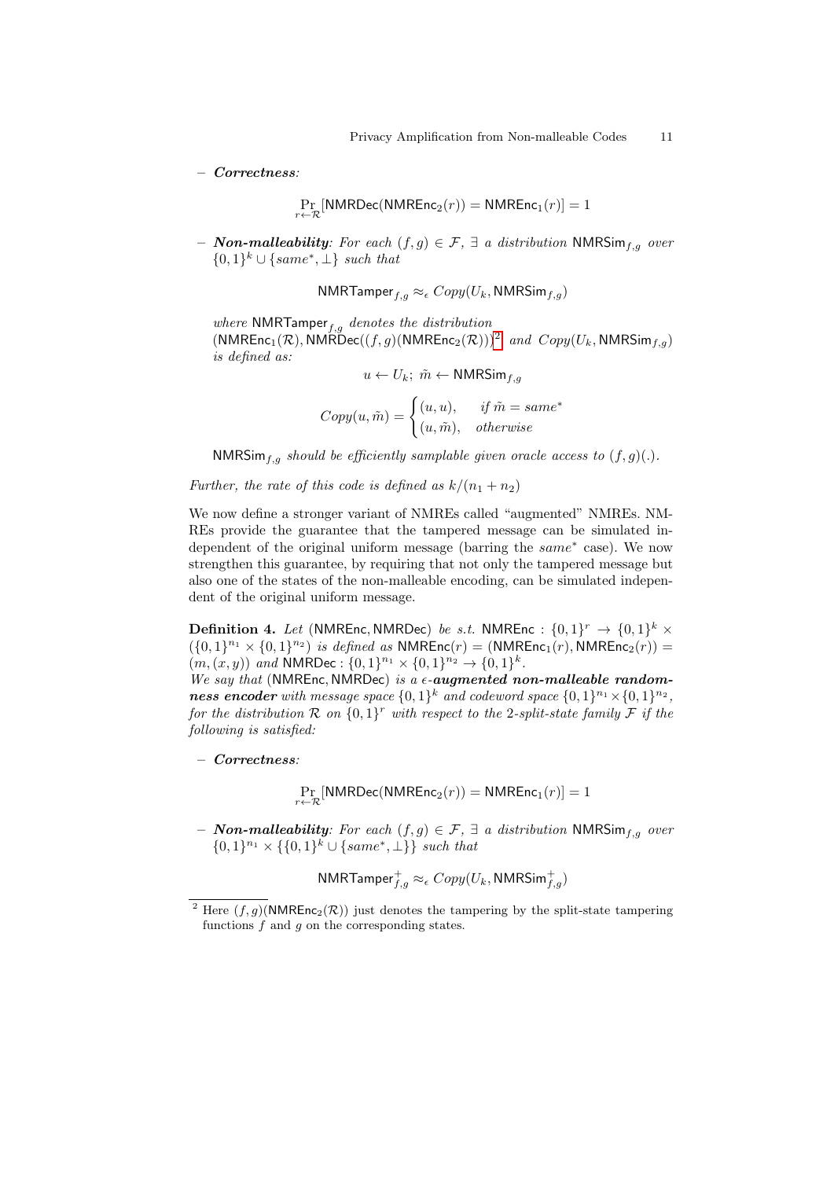– ***Correctness***:

$$\Pr_{r \leftarrow \mathcal{R}}[\mathsf{NMRDec}(\mathsf{NMREnc}_2(r)) = \mathsf{NMREnc}_1(r)] = 1$$

– ***Non-malleability***: *For each* $(f, g) \in \mathcal{F}$, $\exists$ *a distribution* $\mathsf{NMRSim}_{f,g}$ *over* $\{0,1\}^k \cup \{same^*, \perp\}$ *such that*

$$\mathsf{NMRTamper}_{f,g} \approx_\epsilon Copy(U_k, \mathsf{NMRSim}_{f,g})$$

*where* $\mathsf{NMRTamper}_{f,g}$ *denotes the distribution* $(\mathsf{NMREnc}_1(\mathcal{R}), \mathsf{NMRDec}((f,g)(\mathsf{NMREnc}_2(\mathcal{R})))$[2] *and* $Copy(U_k, \mathsf{NMRSim}_{f,g})$ *is defined as:*

$$u \leftarrow U_k;\ \tilde{m} \leftarrow \mathsf{NMRSim}_{f,g}$$

$$Copy(u, \tilde{m}) = \begin{cases} (u, u), & \text{if } \tilde{m} = same^* \\ (u, \tilde{m}), & \text{otherwise} \end{cases}$$

$\mathsf{NMRSim}_{f,g}$ *should be efficiently samplable given oracle access to* $(f,g)(.)$.

*Further, the rate of this code is defined as* $k/(n_1 + n_2)$

We now define a stronger variant of NMREs called "augmented" NMREs. NMREs provide the guarantee that the tampered message can be simulated independent of the original uniform message (barring the $same^*$ case). We now strengthen this guarantee, by requiring that not only the tampered message but also one of the states of the non-malleable encoding, can be simulated independent of the original uniform message.

**Definition 4.** *Let* $(\mathsf{NMREnc}, \mathsf{NMRDec})$ *be s.t.* $\mathsf{NMREnc} : \{0,1\}^r \to \{0,1\}^k \times (\{0,1\}^{n_1} \times \{0,1\}^{n_2})$ *is defined as* $\mathsf{NMREnc}(r) = (\mathsf{NMREnc}_1(r), \mathsf{NMREnc}_2(r)) = (m, (x, y))$ *and* $\mathsf{NMRDec} : \{0,1\}^{n_1} \times \{0,1\}^{n_2} \to \{0,1\}^k$.
*We say that* $(\mathsf{NMREnc}, \mathsf{NMRDec})$ *is a* $\epsilon$-***augmented non-malleable randomness encoder*** *with message space* $\{0,1\}^k$ *and codeword space* $\{0,1\}^{n_1} \times \{0,1\}^{n_2}$, *for the distribution* $\mathcal{R}$ *on* $\{0,1\}^r$ *with respect to the 2-split-state family* $\mathcal{F}$ *if the following is satisfied:*

– ***Correctness***:

$$\Pr_{r \leftarrow \mathcal{R}}[\mathsf{NMRDec}(\mathsf{NMREnc}_2(r)) = \mathsf{NMREnc}_1(r)] = 1$$

– ***Non-malleability***: *For each* $(f, g) \in \mathcal{F}$, $\exists$ *a distribution* $\mathsf{NMRSim}_{f,g}$ *over* $\{0,1\}^{n_1} \times \{\{0,1\}^k \cup \{same^*, \perp\}\}$ *such that*

$$\mathsf{NMRTamper}^+_{f,g} \approx_\epsilon Copy(U_k, \mathsf{NMRSim}^+_{f,g})$$

[2] Here $(f,g)(\mathsf{NMREnc}_2(\mathcal{R}))$ just denotes the tampering by the split-state tampering functions $f$ and $g$ on the corresponding states.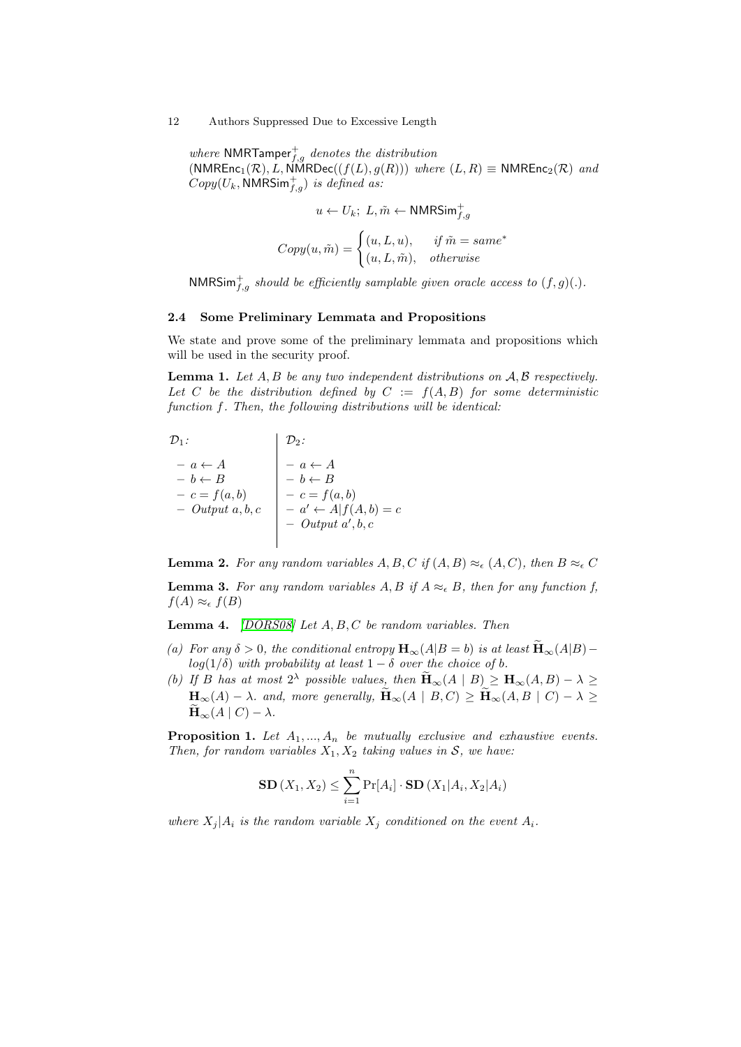*where* $\mathsf{NMRTamper}^{+}_{f,g}$ *denotes the distribution* $(\mathsf{NMREnc}_1(\mathcal{R}), L, \mathsf{NMRDec}((f(L), g(R)))$ *where* $(L, R) \equiv \mathsf{NMREnc}_2(\mathcal{R})$ *and* $Copy(U_k, \mathsf{NMRSim}^{+}_{f,g})$ *is defined as:*

$$u \leftarrow U_k;\ L, \tilde{m} \leftarrow \mathsf{NMRSim}^{+}_{f,g}$$

$$Copy(u, \tilde{m}) = \begin{cases} (u, L, u), & \text{if } \tilde{m} = same^* \\ (u, L, \tilde{m}), & \text{otherwise} \end{cases}$$

$\mathsf{NMRSim}^{+}_{f,g}$ *should be efficiently samplable given oracle access to* $(f,g)(.)$.

### 2.4 Some Preliminary Lemmata and Propositions

We state and prove some of the preliminary lemmata and propositions which will be used in the security proof.

**Lemma 1.** *Let* $A, B$ *be any two independent distributions on* $\mathcal{A}, \mathcal{B}$ *respectively. Let* $C$ *be the distribution defined by* $C := f(A, B)$ *for some deterministic function* $f$*. Then, the following distributions will be identical:*

| $\mathcal{D}_1$: | $\mathcal{D}_2$: |
|---|---|
| – $a \leftarrow A$ | – $a \leftarrow A$ |
| – $b \leftarrow B$ | – $b \leftarrow B$ |
| – $c = f(a,b)$ | – $c = f(a,b)$ |
| – *Output* $a, b, c$ | – $a' \leftarrow A \mid f(A,b) = c$ |
| | – *Output* $a', b, c$ |

**Lemma 2.** *For any random variables* $A, B, C$ *if* $(A, B) \approx_\epsilon (A, C)$*, then* $B \approx_\epsilon C$

**Lemma 3.** *For any random variables* $A, B$ *if* $A \approx_\epsilon B$*, then for any function* $f$*,* $f(A) \approx_\epsilon f(B)$

**Lemma 4.** *[DORS08] Let* $A, B, C$ *be random variables. Then*

*(a) For any* $\delta > 0$*, the conditional entropy* $\mathbf{H}_\infty(A|B = b)$ *is at least* $\widetilde{\mathbf{H}}_\infty(A|B) - log(1/\delta)$ *with probability at least* $1 - \delta$ *over the choice of* $b$*.*

*(b) If* $B$ *has at most* $2^\lambda$ *possible values, then* $\widetilde{\mathbf{H}}_\infty(A \mid B) \geq \mathbf{H}_\infty(A, B) - \lambda \geq \mathbf{H}_\infty(A) - \lambda$*. and, more generally,* $\widetilde{\mathbf{H}}_\infty(A \mid B, C) \geq \widetilde{\mathbf{H}}_\infty(A, B \mid C) - \lambda \geq \widetilde{\mathbf{H}}_\infty(A \mid C) - \lambda$*.*

**Proposition 1.** *Let* $A_1, ..., A_n$ *be mutually exclusive and exhaustive events. Then, for random variables* $X_1, X_2$ *taking values in* $\mathcal{S}$*, we have:*

$$\mathbf{SD}\left(X_1, X_2\right) \leq \sum_{i=1}^{n} \Pr[A_i] \cdot \mathbf{SD}\left(X_1|A_i, X_2|A_i\right)$$

*where* $X_j|A_i$ *is the random variable* $X_j$ *conditioned on the event* $A_i$*.*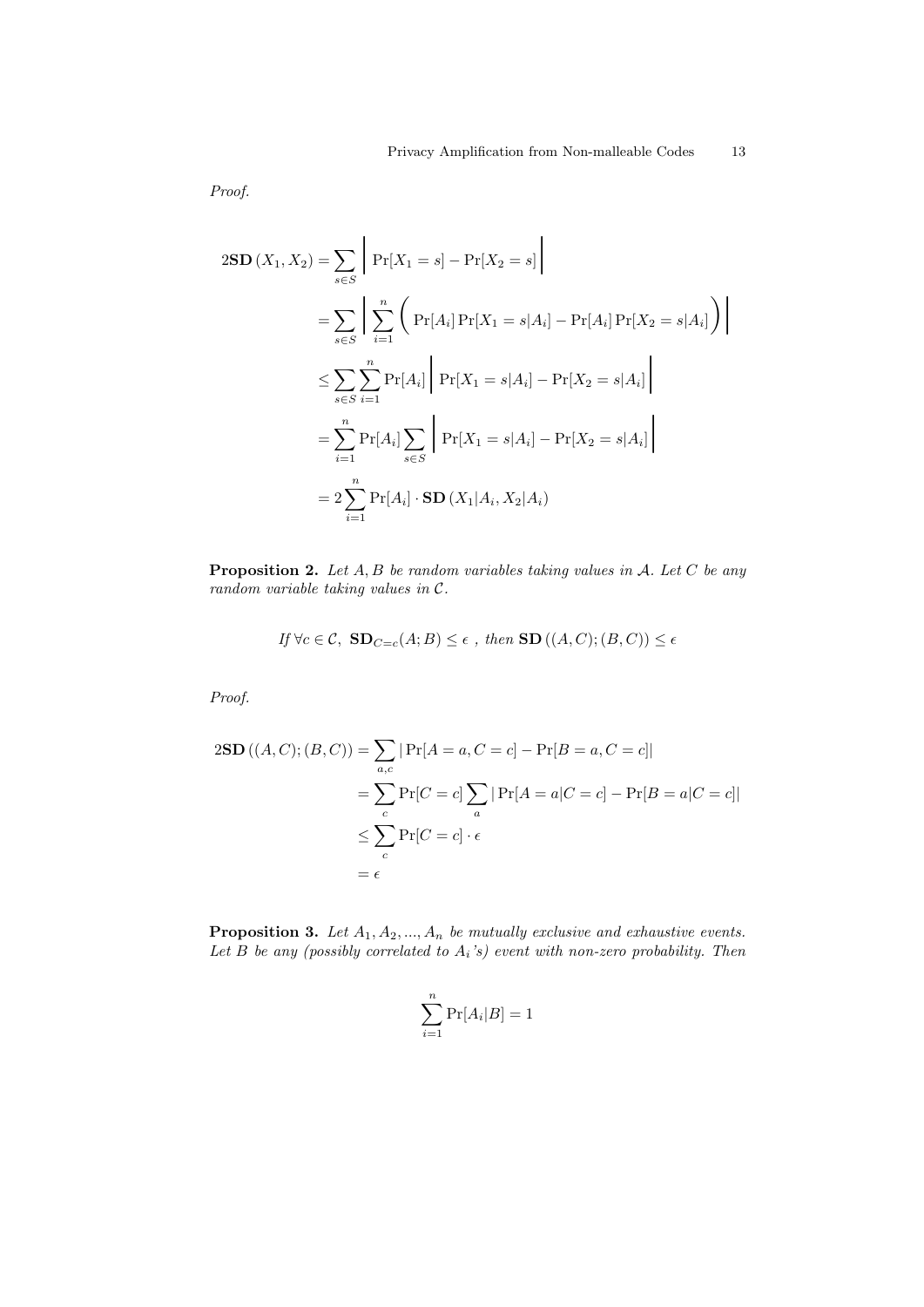*Proof.*

$$
\begin{aligned}
2\mathbf{SD}\left(X_1, X_2\right) &= \sum_{s \in S} \Bigg| \Pr[X_1 = s] - \Pr[X_2 = s] \Bigg| \\
&= \sum_{s \in S} \Bigg| \sum_{i=1}^{n} \Bigg( \Pr[A_i] \Pr[X_1 = s | A_i] - \Pr[A_i] \Pr[X_2 = s | A_i] \Bigg) \Bigg| \\
&\leq \sum_{s \in S} \sum_{i=1}^{n} \Pr[A_i] \Bigg| \Pr[X_1 = s | A_i] - \Pr[X_2 = s | A_i] \Bigg| \\
&= \sum_{i=1}^{n} \Pr[A_i] \sum_{s \in S} \Bigg| \Pr[X_1 = s | A_i] - \Pr[X_2 = s | A_i] \Bigg| \\
&= 2 \sum_{i=1}^{n} \Pr[A_i] \cdot \mathbf{SD}\left(X_1 | A_i, X_2 | A_i\right)
\end{aligned}
$$

**Proposition 2.** *Let $A, B$ be random variables taking values in $\mathcal{A}$. Let $C$ be any random variable taking values in $\mathcal{C}$.*

$$
\text{If } \forall c \in \mathcal{C},\ \mathbf{SD}_{C=c}(A; B) \leq \epsilon\ ,\ \text{then } \mathbf{SD}\left((A, C); (B, C)\right) \leq \epsilon
$$

*Proof.*

$$
\begin{aligned}
2\mathbf{SD}\left((A, C); (B, C)\right) &= \sum_{a,c} |\Pr[A = a, C = c] - \Pr[B = a, C = c]| \\
&= \sum_{c} \Pr[C = c] \sum_{a} |\Pr[A = a | C = c] - \Pr[B = a | C = c]| \\
&\leq \sum_{c} \Pr[C = c] \cdot \epsilon \\
&= \epsilon
\end{aligned}
$$

**Proposition 3.** *Let $A_1, A_2, ..., A_n$ be mutually exclusive and exhaustive events. Let $B$ be any (possibly correlated to $A_i$'s) event with non-zero probability. Then*

$$
\sum_{i=1}^{n} \Pr[A_i | B] = 1
$$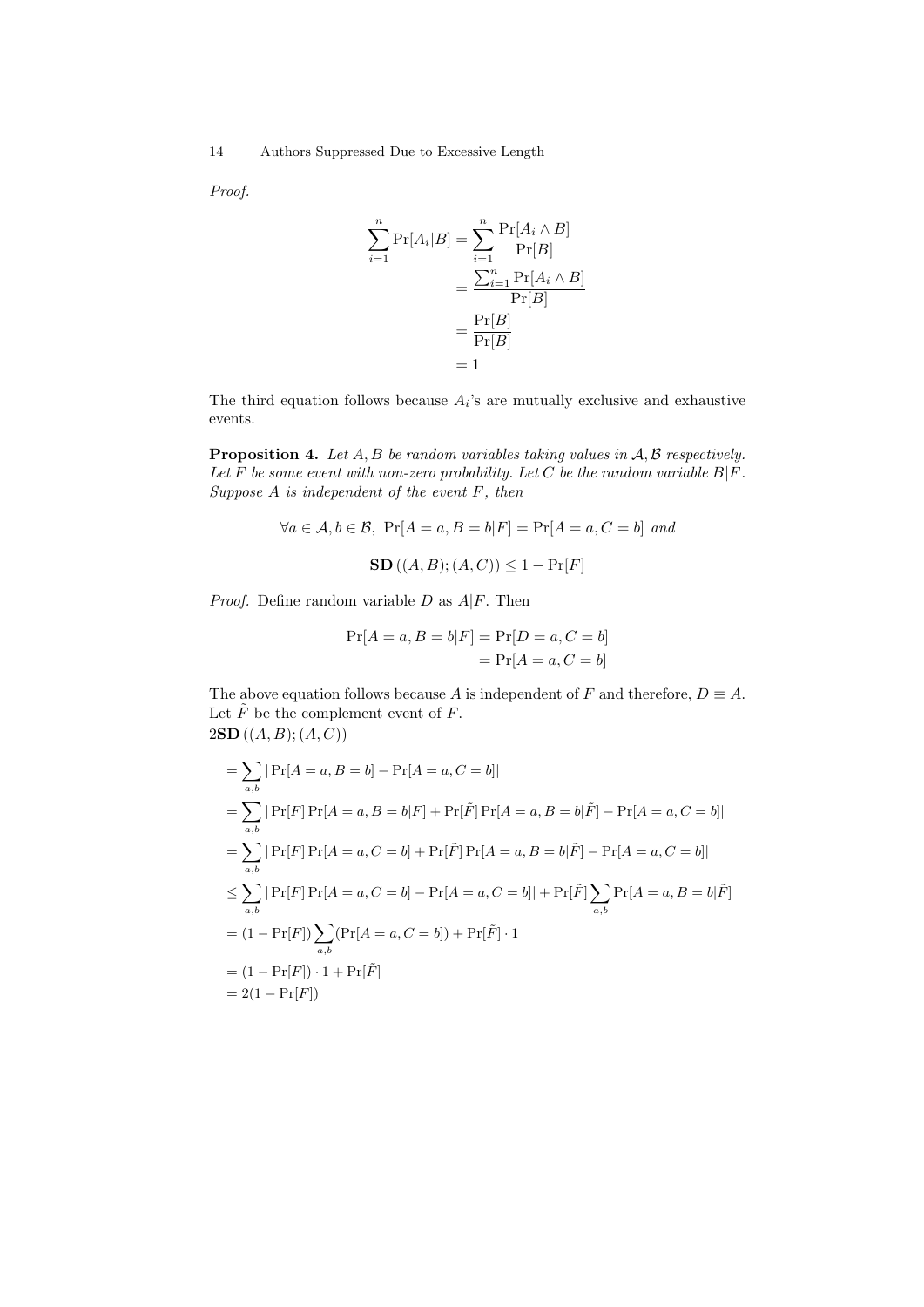*Proof.*

$$
\begin{aligned}
\sum_{i=1}^{n} \Pr[A_i|B] &= \sum_{i=1}^{n} \frac{\Pr[A_i \wedge B]}{\Pr[B]} \\
&= \frac{\sum_{i=1}^{n} \Pr[A_i \wedge B]}{\Pr[B]} \\
&= \frac{\Pr[B]}{\Pr[B]} \\
&= 1
\end{aligned}
$$

The third equation follows because $A_i$'s are mutually exclusive and exhaustive events.

**Proposition 4.** *Let $A, B$ be random variables taking values in $\mathcal{A}, \mathcal{B}$ respectively. Let $F$ be some event with non-zero probability. Let $C$ be the random variable $B|F$. Suppose $A$ is independent of the event $F$, then*

$$
\forall a \in \mathcal{A}, b \in \mathcal{B},\ \Pr[A = a, B = b|F] = \Pr[A = a, C = b] \text{ and}
$$

$$
\mathbf{SD}\left((A, B); (A, C)\right) \leq 1 - \Pr[F]
$$

*Proof.* Define random variable $D$ as $A|F$. Then

$$
\begin{aligned}
\Pr[A = a, B = b|F] &= \Pr[D = a, C = b] \\
&= \Pr[A = a, C = b]
\end{aligned}
$$

The above equation follows because $A$ is independent of $F$ and therefore, $D \equiv A$. Let $\tilde{F}$ be the complement event of $F$.
$2\mathbf{SD}\left((A, B); (A, C)\right)$

$$
\begin{aligned}
&= \sum_{a,b} |\Pr[A = a, B = b] - \Pr[A = a, C = b]| \\
&= \sum_{a,b} |\Pr[F]\Pr[A = a, B = b|F] + \Pr[\tilde{F}]\Pr[A = a, B = b|\tilde{F}] - \Pr[A = a, C = b]| \\
&= \sum_{a,b} |\Pr[F]\Pr[A = a, C = b] + \Pr[\tilde{F}]\Pr[A = a, B = b|\tilde{F}] - \Pr[A = a, C = b]| \\
&\leq \sum_{a,b} |\Pr[F]\Pr[A = a, C = b] - \Pr[A = a, C = b]| + \Pr[\tilde{F}] \sum_{a,b} \Pr[A = a, B = b|\tilde{F}] \\
&= (1 - \Pr[F]) \sum_{a,b} (\Pr[A = a, C = b]) + \Pr[\tilde{F}] \cdot 1 \\
&= (1 - \Pr[F]) \cdot 1 + \Pr[\tilde{F}] \\
&= 2(1 - \Pr[F])
\end{aligned}
$$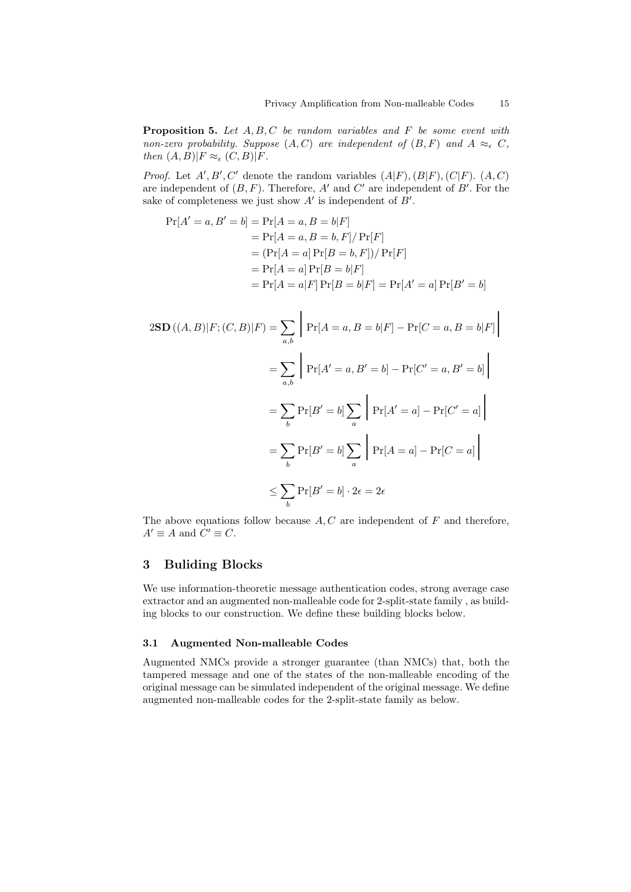**Proposition 5.** *Let $A, B, C$ be random variables and $F$ be some event with non-zero probability. Suppose $(A, C)$ are independent of $(B, F)$ and $A \approx_\epsilon C$, then $(A, B)|F \approx_\epsilon (C, B)|F$.*

*Proof.* Let $A', B', C'$ denote the random variables $(A|F), (B|F), (C|F)$. $(A, C)$ are independent of $(B, F)$. Therefore, $A'$ and $C'$ are independent of $B'$. For the sake of completeness we just show $A'$ is independent of $B'$.

$$\begin{aligned}
\Pr[A' = a, B' = b] &= \Pr[A = a, B = b|F] \\
&= \Pr[A = a, B = b, F] / \Pr[F] \\
&= (\Pr[A = a] \Pr[B = b, F]) / \Pr[F] \\
&= \Pr[A = a] \Pr[B = b|F] \\
&= \Pr[A = a|F] \Pr[B = b|F] = \Pr[A' = a] \Pr[B' = b]
\end{aligned}$$

$$\begin{aligned}
2\mathbf{SD}\left((A, B)|F; (C, B)|F\right) &= \sum_{a,b} \Big| \Pr[A = a, B = b|F] - \Pr[C = a, B = b|F] \Big| \\
&= \sum_{a,b} \Big| \Pr[A' = a, B' = b] - \Pr[C' = a, B' = b] \Big| \\
&= \sum_{b} \Pr[B' = b] \sum_{a} \Big| \Pr[A' = a] - \Pr[C' = a] \Big| \\
&= \sum_{b} \Pr[B' = b] \sum_{a} \Big| \Pr[A = a] - \Pr[C = a] \Big| \\
&\leq \sum_{b} \Pr[B' = b] \cdot 2\epsilon = 2\epsilon
\end{aligned}$$

The above equations follow because $A, C$ are independent of $F$ and therefore, $A' \equiv A$ and $C' \equiv C$.

## 3 Buliding Blocks

We use information-theoretic message authentication codes, strong average case extractor and an augmented non-malleable code for 2-split-state family , as building blocks to our construction. We define these building blocks below.

### 3.1 Augmented Non-malleable Codes

Augmented NMCs provide a stronger guarantee (than NMCs) that, both the tampered message and one of the states of the non-malleable encoding of the original message can be simulated independent of the original message. We define augmented non-malleable codes for the 2-split-state family as below.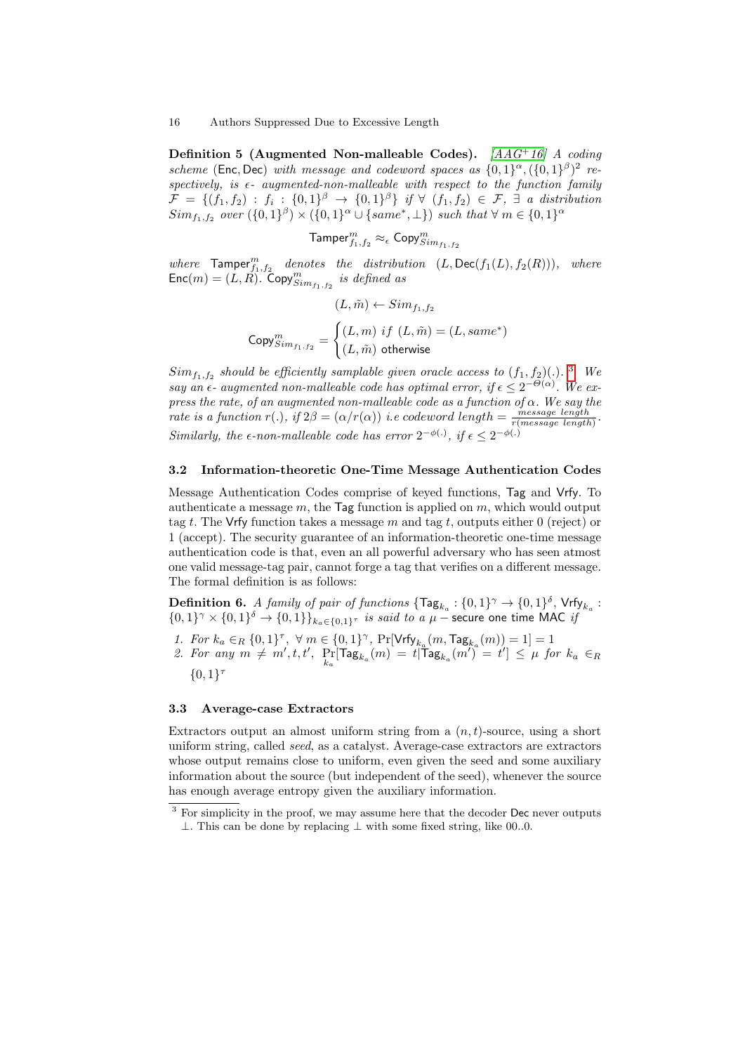**Definition 5 (Augmented Non-malleable Codes).** *[AAG+16] A coding scheme* (Enc, Dec) *with message and codeword spaces as* $\{0,1\}^\alpha, (\{0,1\}^\beta)^2$ *respectively, is* $\epsilon$*- augmented-non-malleable with respect to the function family* $\mathcal{F} = \{(f_1, f_2) : f_i : \{0,1\}^\beta \to \{0,1\}^\beta\}$ *if* $\forall\ (f_1, f_2) \in \mathcal{F}$, $\exists$ *a distribution* $Sim_{f_1,f_2}$ *over* $(\{0,1\}^\beta) \times (\{0,1\}^\alpha \cup \{same^*, \perp\})$ *such that* $\forall\ m \in \{0,1\}^\alpha$

$$\mathsf{Tamper}^m_{f_1,f_2} \approx_\epsilon \mathsf{Copy}^m_{Sim_{f_1.f_2}}$$

*where* $\mathsf{Tamper}^m_{f_1,f_2}$ *denotes the distribution* $(L, \mathsf{Dec}(f_1(L), f_2(R)))$*, where* $\mathsf{Enc}(m) = (L, R)$. $\mathsf{Copy}^m_{Sim_{f_1.f_2}}$ *is defined as*

$$(L, \tilde{m}) \leftarrow Sim_{f_1,f_2}$$

$$\mathsf{Copy}^m_{Sim_{f_1.f_2}} = \begin{cases} (L, m) \ if \ (L, \tilde{m}) = (L, same^*) \\ (L, \tilde{m}) \ \text{otherwise} \end{cases}$$

$Sim_{f_1,f_2}$ *should be efficiently samplable given oracle access to* $(f_1, f_2)(.)$. [3] *We say an* $\epsilon$*- augmented non-malleable code has optimal error, if* $\epsilon \leq 2^{-\Theta(\alpha)}$. *We express the rate, of an augmented non-malleable code as a function of* $\alpha$. *We say the rate is a function* $r(.)$*, if* $2\beta = (\alpha / r(\alpha))$ *i.e codeword length* $= \frac{message\ length}{r(message\ length)}$. *Similarly, the* $\epsilon$*-non-malleable code has error* $2^{-\phi(.)}$*, if* $\epsilon \leq 2^{-\phi(.)}$

### 3.2 Information-theoretic One-Time Message Authentication Codes

Message Authentication Codes comprise of keyed functions, Tag and Vrfy. To authenticate a message $m$, the Tag function is applied on $m$, which would output tag $t$. The Vrfy function takes a message $m$ and tag $t$, outputs either 0 (reject) or 1 (accept). The security guarantee of an information-theoretic one-time message authentication code is that, even an all powerful adversary who has seen atmost one valid message-tag pair, cannot forge a tag that verifies on a different message. The formal definition is as follows:

**Definition 6.** *A family of pair of functions* $\{\mathsf{Tag}_{k_a} : \{0,1\}^\gamma \to \{0,1\}^\delta, \mathsf{Vrfy}_{k_a} : \{0,1\}^\gamma \times \{0,1\}^\delta \to \{0,1\}\}_{k_a \in \{0,1\}^\tau}$ *is said to a* $\mu -$ secure one time MAC *if*

1. *For* $k_a \in_R \{0,1\}^\tau$, $\forall\ m \in \{0,1\}^\gamma$, $\Pr[\mathsf{Vrfy}_{k_a}(m, \mathsf{Tag}_{k_a}(m)) = 1] = 1$
2. *For any* $m \neq m', t, t'$, $\Pr_{k_a}[\mathsf{Tag}_{k_a}(m) = t | \mathsf{Tag}_{k_a}(m') = t'] \leq \mu$ *for* $k_a \in_R \{0,1\}^\tau$

### 3.3 Average-case Extractors

Extractors output an almost uniform string from a $(n, t)$-source, using a short uniform string, called *seed*, as a catalyst. Average-case extractors are extractors whose output remains close to uniform, even given the seed and some auxiliary information about the source (but independent of the seed), whenever the source has enough average entropy given the auxiliary information.

---

[3] For simplicity in the proof, we may assume here that the decoder Dec never outputs $\perp$. This can be done by replacing $\perp$ with some fixed string, like 00..0.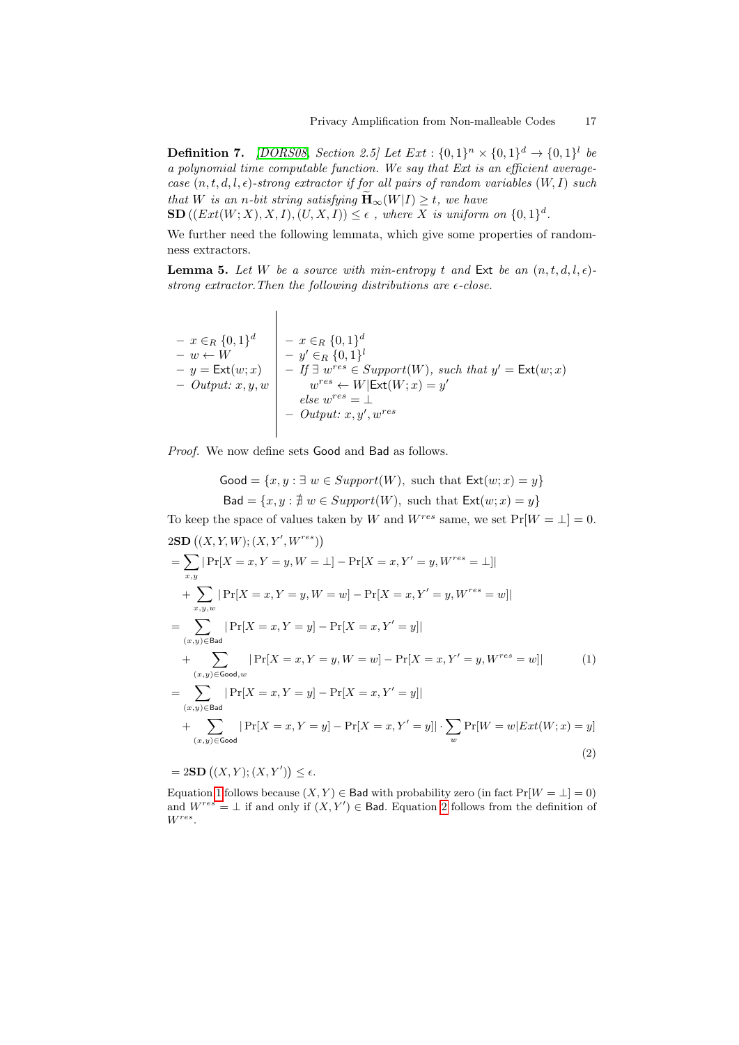**Definition 7.** *[DORS08, Section 2.5] Let $Ext : \{0,1\}^n \times \{0,1\}^d \to \{0,1\}^l$ be a polynomial time computable function. We say that Ext is an efficient average-case $(n, t, d, l, \epsilon)$-strong extractor if for all pairs of random variables $(W, I)$ such that $W$ is an $n$-bit string satisfying $\widetilde{\mathbf{H}}_\infty(W|I) \geq t$, we have* $\mathbf{SD}\left((Ext(W; X), X, I), (U, X, I)\right) \leq \epsilon$ *, where $X$ is uniform on $\{0,1\}^d$.*

We further need the following lemmata, which give some properties of randomness extractors.

**Lemma 5.** *Let $W$ be a source with min-entropy $t$ and $\mathsf{Ext}$ be an $(n, t, d, l, \epsilon)$-strong extractor. Then the following distributions are $\epsilon$-close.*

| | |
|---|---|
| – $x \in_R \{0,1\}^d$ <br> – $w \leftarrow W$ <br> – $y = \mathsf{Ext}(w; x)$ <br> – *Output:* $x, y, w$ | – $x \in_R \{0,1\}^d$ <br> – $y' \in_R \{0,1\}^l$ <br> – *If* $\exists\ w^{res} \in$ *Support*$(W)$*, such that* $y' = \mathsf{Ext}(w; x)$ <br> $w^{res} \leftarrow W \vert \mathsf{Ext}(W; x) = y'$ <br> *else* $w^{res} = \perp$ <br> – *Output:* $x, y', w^{res}$ |

*Proof.* We now define sets $\mathsf{Good}$ and $\mathsf{Bad}$ as follows.

$$\mathsf{Good} = \{x, y : \exists\ w \in Support(W), \text{ such that } \mathsf{Ext}(w; x) = y\}$$
$$\mathsf{Bad} = \{x, y : \nexists\ w \in Support(W), \text{ such that } \mathsf{Ext}(w; x) = y\}$$

To keep the space of values taken by $W$ and $W^{res}$ same, we set $\Pr[W = \perp] = 0$.

$$
\begin{aligned}
& 2\mathbf{SD}\left((X, Y, W); (X, Y', W^{res})\right) \\
&= \sum_{x,y} |\Pr[X = x, Y = y, W = \perp] - \Pr[X = x, Y' = y, W^{res} = \perp]| \\
&\quad + \sum_{x,y,w} |\Pr[X = x, Y = y, W = w] - \Pr[X = x, Y' = y, W^{res} = w]| \\
&= \sum_{(x,y)\in\mathsf{Bad}} |\Pr[X = x, Y = y] - \Pr[X = x, Y' = y]| \\
&\quad + \sum_{(x,y)\in\mathsf{Good}, w} |\Pr[X = x, Y = y, W = w] - \Pr[X = x, Y' = y, W^{res} = w]| \qquad (1) \\
&= \sum_{(x,y)\in\mathsf{Bad}} |\Pr[X = x, Y = y] - \Pr[X = x, Y' = y]| \\
&\quad + \sum_{(x,y)\in\mathsf{Good}} |\Pr[X = x, Y = y] - \Pr[X = x, Y' = y]| \cdot \sum_{w} \Pr[W = w | Ext(W; x) = y] \qquad (2) \\
&= 2\mathbf{SD}\left((X, Y); (X, Y')\right) \leq \epsilon.
\end{aligned}
$$

Equation 1 follows because $(X, Y) \in \mathsf{Bad}$ with probability zero (in fact $\Pr[W = \perp] = 0$) and $W^{res} = \perp$ if and only if $(X, Y') \in \mathsf{Bad}$. Equation 2 follows from the definition of $W^{res}$.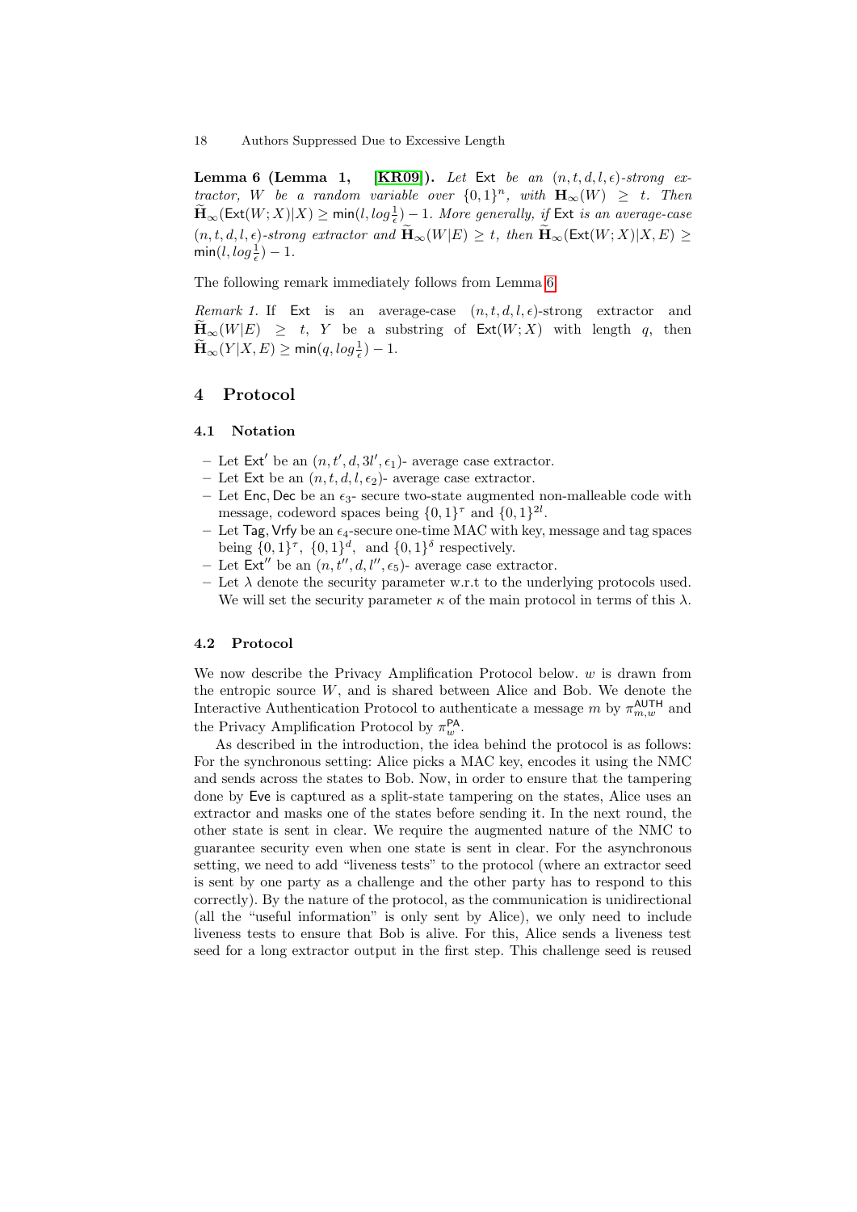**Lemma 6 (Lemma 1, [KR09]).** *Let* $\mathsf{Ext}$ *be an* $(n, t, d, l, \epsilon)$*-strong extractor,* $W$ *be a random variable over* $\{0,1\}^n$*, with* $\mathbf{H}_\infty(W) \geq t$*. Then* $\widetilde{\mathbf{H}}_\infty(\mathsf{Ext}(W;X)|X) \geq \min(l, log\frac{1}{\epsilon}) - 1$*. More generally, if* $\mathsf{Ext}$ *is an average-case* $(n, t, d, l, \epsilon)$*-strong extractor and* $\widetilde{\mathbf{H}}_\infty(W|E) \geq t$*, then* $\widetilde{\mathbf{H}}_\infty(\mathsf{Ext}(W;X)|X, E) \geq \min(l, log\frac{1}{\epsilon}) - 1$*.*

The following remark immediately follows from Lemma 6

*Remark 1.* If $\mathsf{Ext}$ is an average-case $(n, t, d, l, \epsilon)$-strong extractor and $\widetilde{\mathbf{H}}_\infty(W|E) \geq t$, $Y$ be a substring of $\mathsf{Ext}(W;X)$ with length $q$, then $\widetilde{\mathbf{H}}_\infty(Y|X, E) \geq \min(q, log\frac{1}{\epsilon}) - 1$.

# 4 Protocol

## 4.1 Notation

- Let $\mathsf{Ext}'$ be an $(n, t', d, 3l', \epsilon_1)$- average case extractor.
- Let $\mathsf{Ext}$ be an $(n, t, d, l, \epsilon_2)$- average case extractor.
- Let $\mathsf{Enc}, \mathsf{Dec}$ be an $\epsilon_3$- secure two-state augmented non-malleable code with message, codeword spaces being $\{0,1\}^\tau$ and $\{0,1\}^{2l}$.
- Let $\mathsf{Tag}, \mathsf{Vrfy}$ be an $\epsilon_4$-secure one-time MAC with key, message and tag spaces being $\{0,1\}^\tau$, $\{0,1\}^d$, and $\{0,1\}^\delta$ respectively.
- Let $\mathsf{Ext}''$ be an $(n, t'', d, l'', \epsilon_5)$- average case extractor.
- Let $\lambda$ denote the security parameter w.r.t to the underlying protocols used. We will set the security parameter $\kappa$ of the main protocol in terms of this $\lambda$.

## 4.2 Protocol

We now describe the Privacy Amplification Protocol below. $w$ is drawn from the entropic source $W$, and is shared between Alice and Bob. We denote the Interactive Authentication Protocol to authenticate a message $m$ by $\pi^{\mathsf{AUTH}}_{m,w}$ and the Privacy Amplification Protocol by $\pi^{\mathsf{PA}}_{w}$.

As described in the introduction, the idea behind the protocol is as follows: For the synchronous setting: Alice picks a MAC key, encodes it using the NMC and sends across the states to Bob. Now, in order to ensure that the tampering done by $\mathsf{Eve}$ is captured as a split-state tampering on the states, Alice uses an extractor and masks one of the states before sending it. In the next round, the other state is sent in clear. We require the augmented nature of the NMC to guarantee security even when one state is sent in clear. For the asynchronous setting, we need to add "liveness tests" to the protocol (where an extractor seed is sent by one party as a challenge and the other party has to respond to this correctly). By the nature of the protocol, as the communication is unidirectional (all the "useful information" is only sent by Alice), we only need to include liveness tests to ensure that Bob is alive. For this, Alice sends a liveness test seed for a long extractor output in the first step. This challenge seed is reused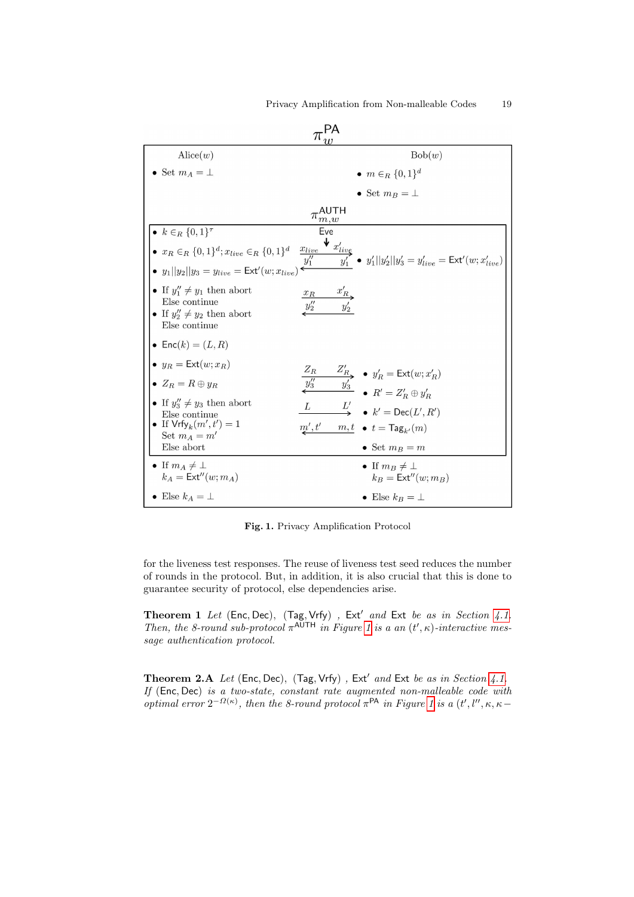$\pi_w^{\mathsf{PA}}$

| Alice($w$) | | Bob($w$) |
|---|---|---|
| • Set $m_A = \perp$ | | • $m \in_R \{0,1\}^d$ |
| | | • Set $m_B = \perp$ |
| | $\pi_{m,w}^{\mathsf{AUTH}}$ | |
| • $k \in_R \{0,1\}^\tau$ | Eve | |
| • $x_R \in_R \{0,1\}^d; x_{live} \in_R \{0,1\}^d$ | $x_{live} \rightarrow x'_{live}$ ; $y''_1 \leftarrow y'_1$ | • $y'_1 \vert\vert y'_2 \vert\vert y'_3 = y'_{live} = \mathsf{Ext}'(w; x'_{live})$ |
| • $y_1 \vert\vert y_2 \vert\vert y_3 = y_{live} = \mathsf{Ext}'(w; x_{live})$ | | |
| • If $y''_1 \neq y_1$ then abort Else continue | $x_R \rightarrow x'_R$ ; $y''_2 \leftarrow y'_2$ | |
| • If $y''_2 \neq y_2$ then abort Else continue | | |
| • $\mathsf{Enc}(k) = (L, R)$ | | |
| • $y_R = \mathsf{Ext}(w; x_R)$ | $Z_R \rightarrow Z'_R$ ; $y''_3 \leftarrow y'_3$ | • $y'_R = \mathsf{Ext}(w; x'_R)$ |
| • $Z_R = R \oplus y_R$ | | • $R' = Z'_R \oplus y'_R$ |
| • If $y''_3 \neq y_3$ then abort Else continue | $L \rightarrow L'$ | • $k' = \mathsf{Dec}(L', R')$ |
| • If $\mathsf{Vrfy}_k(m', t') = 1$ Set $m_A = m'$ Else abort | $m', t' \leftarrow m, t$ | • $t = \mathsf{Tag}_{k'}(m)$ |
| | | • Set $m_B = m$ |
| • If $m_A \neq \perp$ $k_A = \mathsf{Ext}''(w; m_A)$ | | • If $m_B \neq \perp$ $k_B = \mathsf{Ext}''(w; m_B)$ |
| • Else $k_A = \perp$ | | • Else $k_B = \perp$ |

**Fig. 1.** Privacy Amplification Protocol

for the liveness test responses. The reuse of liveness test seed reduces the number of rounds in the protocol. But, in addition, it is also crucial that this is done to guarantee security of protocol, else dependencies arise.

**Theorem 1** *Let* (Enc, Dec), (Tag, Vrfy) *,* Ext′ *and* Ext *be as in Section 4.1. Then, the 8-round sub-protocol* $\pi^{\mathsf{AUTH}}$ *in Figure 1 is a an* $(t', \kappa)$*-interactive message authentication protocol.*

**Theorem 2.A** *Let* (Enc, Dec), (Tag, Vrfy) *,* Ext′ *and* Ext *be as in Section 4.1. If* (Enc, Dec) *is a two-state, constant rate augmented non-malleable code with optimal error* $2^{-\Omega(\kappa)}$*, then the 8-round protocol* $\pi^{\mathsf{PA}}$ *in Figure 1 is a* $(t', l'', \kappa, \kappa -$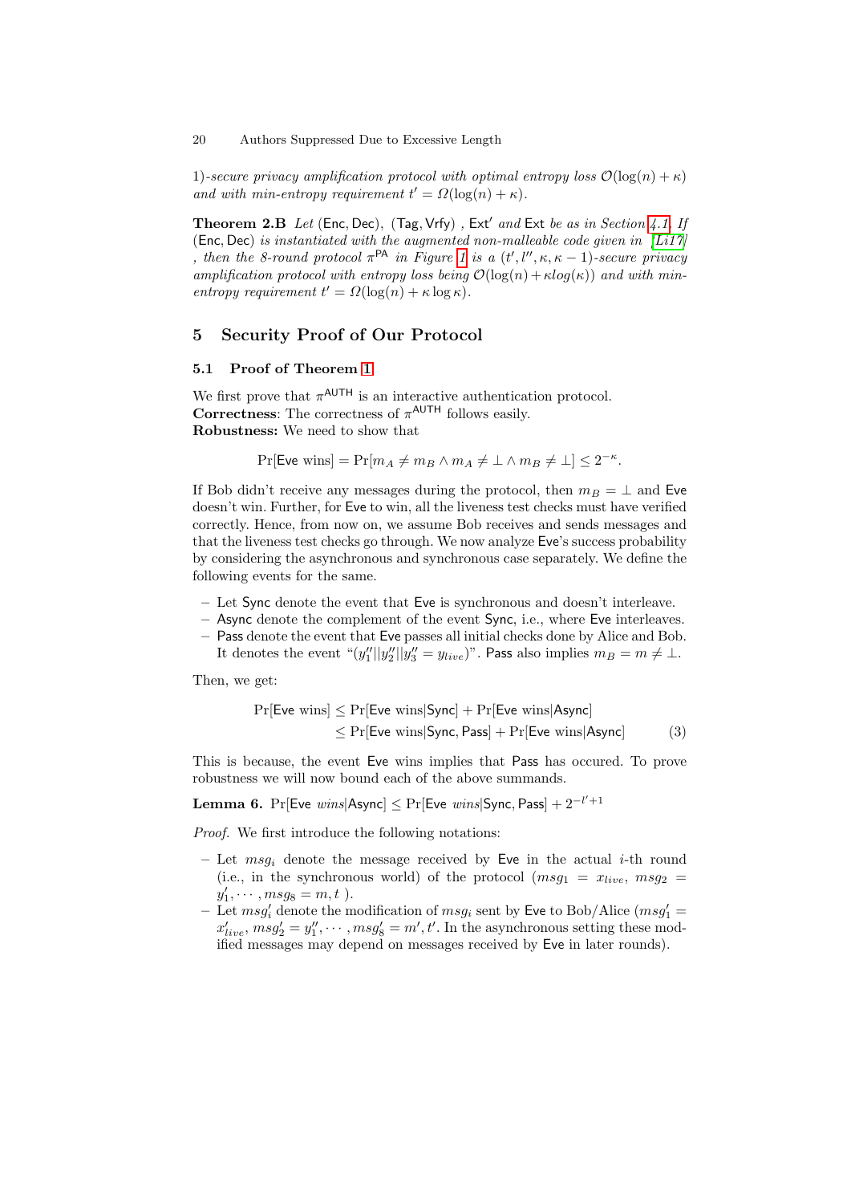1)-*secure privacy amplification protocol with optimal entropy loss* $\mathcal{O}(\log(n) + \kappa)$ *and with min-entropy requirement* $t' = \Omega(\log(n) + \kappa)$.

**Theorem 2.B** *Let* $(\mathsf{Enc}, \mathsf{Dec})$, $(\mathsf{Tag}, \mathsf{Vrfy})$ , $\mathsf{Ext}'$ *and* $\mathsf{Ext}$ *be as in Section 4.1. If* $(\mathsf{Enc}, \mathsf{Dec})$ *is instantiated with the augmented non-malleable code given in [Li17] , then the 8-round protocol* $\pi^{\mathsf{PA}}$ *in Figure 1 is a* $(t', l'', \kappa, \kappa - 1)$*-secure privacy amplification protocol with entropy loss being* $\mathcal{O}(\log(n) + \kappa log(\kappa))$ *and with min-entropy requirement* $t' = \Omega(\log(n) + \kappa \log \kappa)$.

## 5 Security Proof of Our Protocol

### 5.1 Proof of Theorem 1

We first prove that $\pi^{\mathsf{AUTH}}$ is an interactive authentication protocol.
**Correctness**: The correctness of $\pi^{\mathsf{AUTH}}$ follows easily.
**Robustness:** We need to show that

$$\Pr[\mathsf{Eve} \text{ wins}] = \Pr[m_A \neq m_B \wedge m_A \neq \bot \wedge m_B \neq \bot] \leq 2^{-\kappa}.$$

If Bob didn't receive any messages during the protocol, then $m_B = \bot$ and Eve doesn't win. Further, for Eve to win, all the liveness test checks must have verified correctly. Hence, from now on, we assume Bob receives and sends messages and that the liveness test checks go through. We now analyze Eve's success probability by considering the asynchronous and synchronous case separately. We define the following events for the same.

- Let Sync denote the event that Eve is synchronous and doesn't interleave.
- Async denote the complement of the event Sync, i.e., where Eve interleaves.
- Pass denote the event that Eve passes all initial checks done by Alice and Bob. It denotes the event "$(y_1''||y_2''||y_3'' = y_{live})$". Pass also implies $m_B = m \neq \bot$.

Then, we get:

$$\begin{aligned}
\Pr[\mathsf{Eve} \text{ wins}] &\leq \Pr[\mathsf{Eve} \text{ wins}|\mathsf{Sync}] + \Pr[\mathsf{Eve} \text{ wins}|\mathsf{Async}] \\
&\leq \Pr[\mathsf{Eve} \text{ wins}|\mathsf{Sync}, \mathsf{Pass}] + \Pr[\mathsf{Eve} \text{ wins}|\mathsf{Async}] \qquad (3)
\end{aligned}$$

This is because, the event Eve wins implies that Pass has occured. To prove robustness we will now bound each of the above summands.

**Lemma 6.** $\Pr[\mathsf{Eve}\ \mathit{wins}|\mathsf{Async}] \leq \Pr[\mathsf{Eve}\ \mathit{wins}|\mathsf{Sync}, \mathsf{Pass}] + 2^{-l'+1}$

*Proof.* We first introduce the following notations:

- Let $msg_i$ denote the message received by Eve in the actual $i$-th round (i.e., in the synchronous world) of the protocol ($msg_1 = x_{live}$, $msg_2 = y_1'$, $\cdots$, $msg_8 = m, t$ ).
- Let $msg_i'$ denote the modification of $msg_i$ sent by Eve to Bob/Alice ($msg_1' = x_{live}'$, $msg_2' = y_1''$, $\cdots$, $msg_8' = m', t'$. In the asynchronous setting these modified messages may depend on messages received by Eve in later rounds).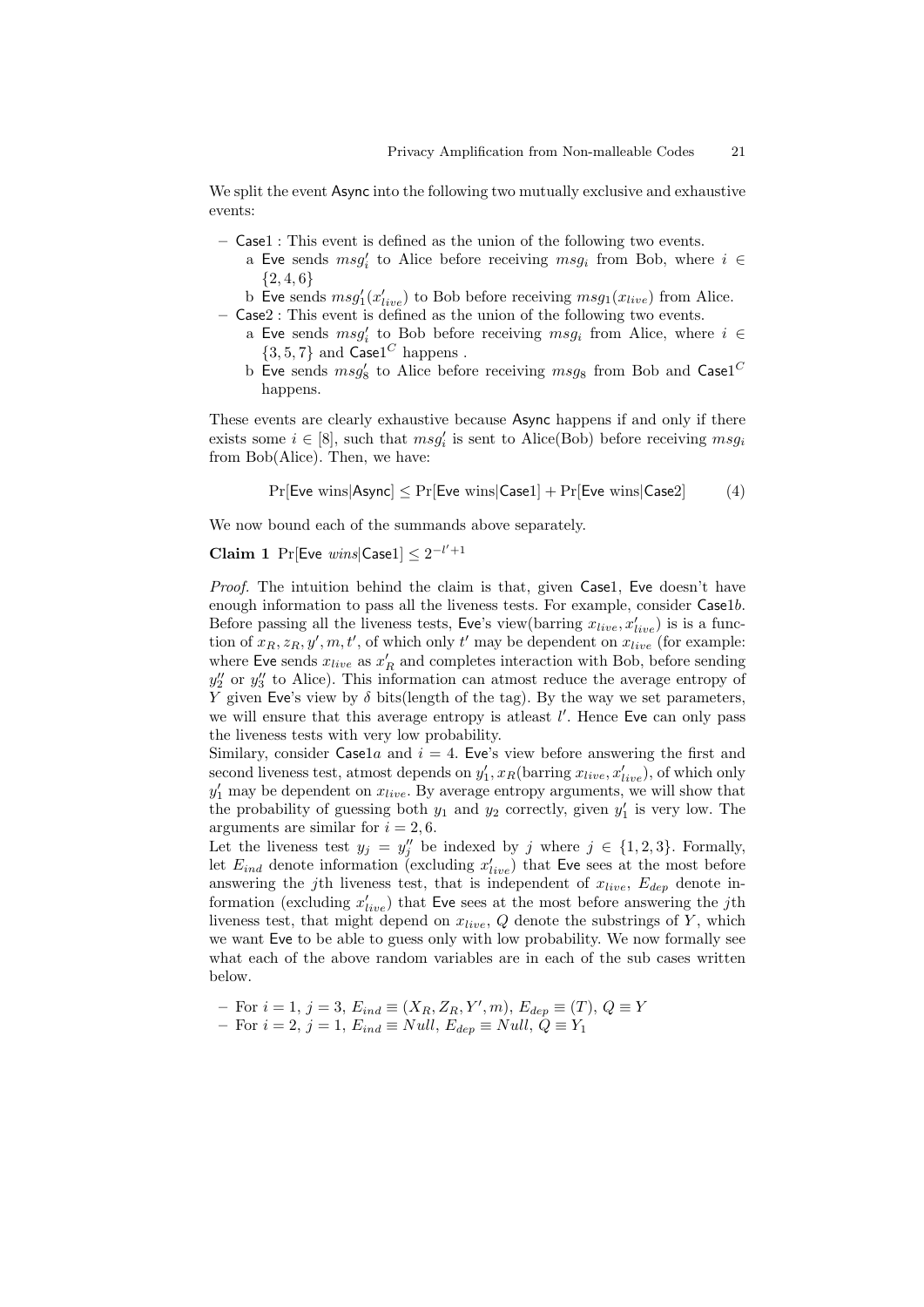We split the event Async into the following two mutually exclusive and exhaustive events:

- Case1 : This event is defined as the union of the following two events.
  a Eve sends $msg'_i$ to Alice before receiving $msg_i$ from Bob, where $i \in \{2, 4, 6\}$
  b Eve sends $msg'_1(x'_{live})$ to Bob before receiving $msg_1(x_{live})$ from Alice.
- Case2 : This event is defined as the union of the following two events.
  a Eve sends $msg'_i$ to Bob before receiving $msg_i$ from Alice, where $i \in \{3, 5, 7\}$ and $\mathsf{Case1}^C$ happens .
  b Eve sends $msg'_8$ to Alice before receiving $msg_8$ from Bob and $\mathsf{Case1}^C$ happens.

These events are clearly exhaustive because Async happens if and only if there exists some $i \in [8]$, such that $msg'_i$ is sent to Alice(Bob) before receiving $msg_i$ from Bob(Alice). Then, we have:

$$\Pr[\mathsf{Eve}\ \text{wins}|\mathsf{Async}] \leq \Pr[\mathsf{Eve}\ \text{wins}|\mathsf{Case1}] + \Pr[\mathsf{Eve}\ \text{wins}|\mathsf{Case2}] \tag{4}$$

We now bound each of the summands above separately.

**Claim 1** $\Pr[\mathsf{Eve}\ wins|\mathsf{Case1}] \leq 2^{-l'+1}$

*Proof.* The intuition behind the claim is that, given Case1, Eve doesn't have enough information to pass all the liveness tests. For example, consider Case1$b$. Before passing all the liveness tests, Eve's view(barring $x_{live}, x'_{live}$) is is a function of $x_R, z_R, y', m, t'$, of which only $t'$ may be dependent on $x_{live}$ (for example: where Eve sends $x_{live}$ as $x'_R$ and completes interaction with Bob, before sending $y''_2$ or $y''_3$ to Alice). This information can atmost reduce the average entropy of $Y$ given Eve's view by $\delta$ bits(length of the tag). By the way we set parameters, we will ensure that this average entropy is atleast $l'$. Hence Eve can only pass the liveness tests with very low probability.
Similary, consider Case1$a$ and $i = 4$. Eve's view before answering the first and second liveness test, atmost depends on $y'_1, x_R$(barring $x_{live}, x'_{live}$), of which only $y'_1$ may be dependent on $x_{live}$. By average entropy arguments, we will show that the probability of guessing both $y_1$ and $y_2$ correctly, given $y'_1$ is very low. The arguments are similar for $i = 2, 6$.
Let the liveness test $y_j = y''_j$ be indexed by $j$ where $j \in \{1, 2, 3\}$. Formally, let $E_{ind}$ denote information (excluding $x'_{live}$) that Eve sees at the most before answering the $j$th liveness test, that is independent of $x_{live}$, $E_{dep}$ denote information (excluding $x'_{live}$) that Eve sees at the most before answering the $j$th liveness test, that might depend on $x_{live}$, $Q$ denote the substrings of $Y$, which we want Eve to be able to guess only with low probability. We now formally see what each of the above random variables are in each of the sub cases written below.

- For $i = 1$, $j = 3$, $E_{ind} \equiv (X_R, Z_R, Y', m)$, $E_{dep} \equiv (T)$, $Q \equiv Y$
- For $i = 2$, $j = 1$, $E_{ind} \equiv Null$, $E_{dep} \equiv Null$, $Q \equiv Y_1$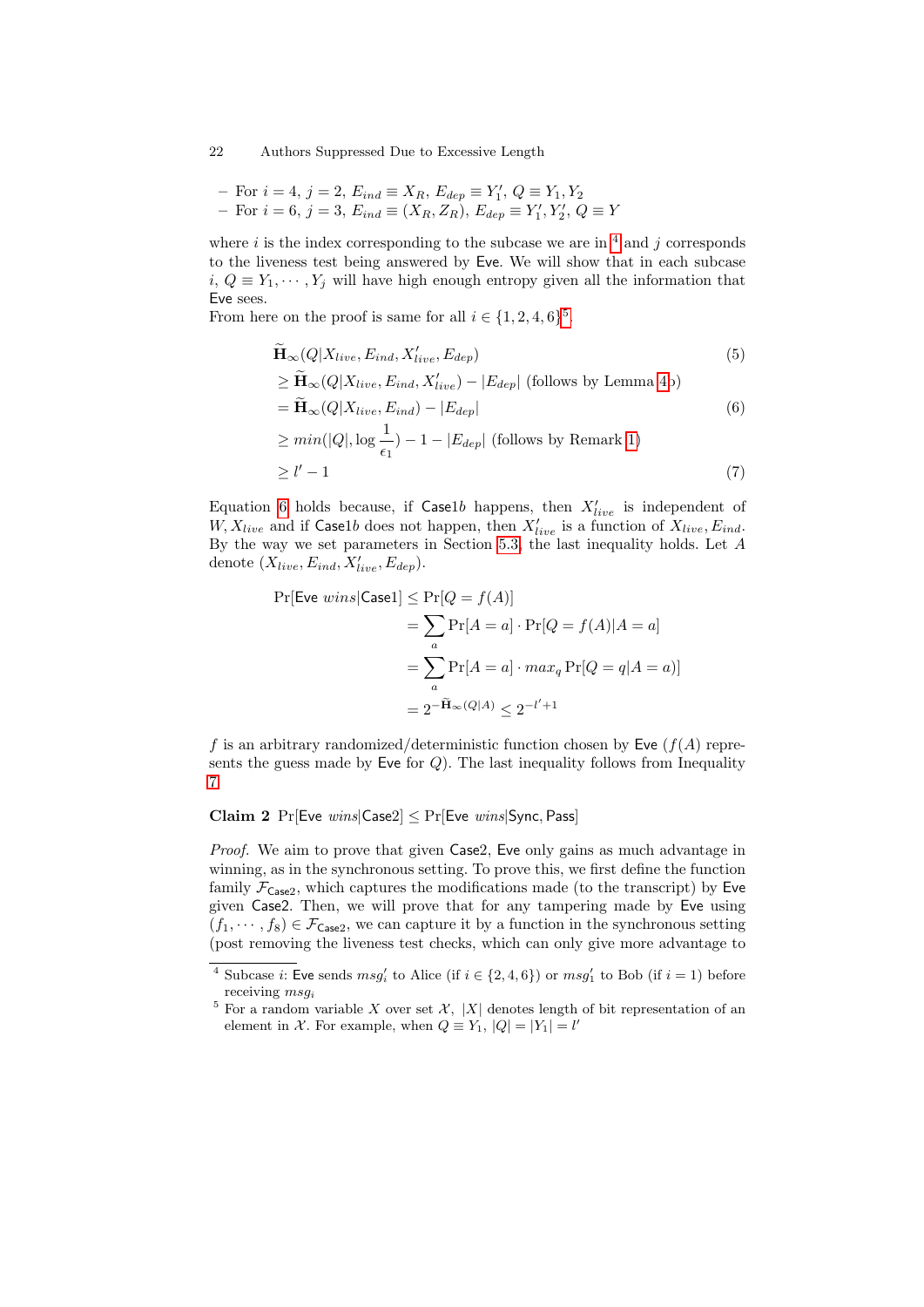- For $i = 4$, $j = 2$, $E_{ind} \equiv X_R$, $E_{dep} \equiv Y_1'$, $Q \equiv Y_1, Y_2$
- For $i = 6$, $j = 3$, $E_{ind} \equiv (X_R, Z_R)$, $E_{dep} \equiv Y_1', Y_2'$, $Q \equiv Y$

where $i$ is the index corresponding to the subcase we are in [4] and $j$ corresponds to the liveness test being answered by Eve. We will show that in each subcase $i$, $Q \equiv Y_1, \cdots, Y_j$ will have high enough entropy given all the information that Eve sees.

From here on the proof is same for all $i \in \{1, 2, 4, 6\}$[5].

$$
\begin{aligned}
&\widetilde{\mathbf{H}}_\infty(Q|X_{live}, E_{ind}, X'_{live}, E_{dep}) && (5)\\
&\geq \widetilde{\mathbf{H}}_\infty(Q|X_{live}, E_{ind}, X'_{live}) - |E_{dep}| \text{ (follows by Lemma 4b)} \\
&= \widetilde{\mathbf{H}}_\infty(Q|X_{live}, E_{ind}) - |E_{dep}| && (6)\\
&\geq min(|Q|, \log\frac{1}{\epsilon_1}) - 1 - |E_{dep}| \text{ (follows by Remark 1)} \\
&\geq l' - 1 && (7)
\end{aligned}
$$

Equation 6 holds because, if Case$1b$ happens, then $X'_{live}$ is independent of $W, X_{live}$ and if Case$1b$ does not happen, then $X'_{live}$ is a function of $X_{live}, E_{ind}$. By the way we set parameters in Section 5.3, the last inequality holds. Let $A$ denote $(X_{live}, E_{ind}, X'_{live}, E_{dep})$.

$$
\begin{aligned}
\Pr[\mathsf{Eve}\ wins|\mathsf{Case1}] &\leq \Pr[Q = f(A)] \\
&= \sum_a \Pr[A = a] \cdot \Pr[Q = f(A)|A = a] \\
&= \sum_a \Pr[A = a] \cdot max_q \Pr[Q = q|A = a)] \\
&= 2^{-\widetilde{\mathbf{H}}_\infty(Q|A)} \leq 2^{-l'+1}
\end{aligned}
$$

$f$ is an arbitrary randomized/deterministic function chosen by Eve ($f(A)$ represents the guess made by Eve for $Q$). The last inequality follows from Inequality 7.

**Claim 2** $\Pr[\mathsf{Eve}\ wins|\mathsf{Case2}] \leq \Pr[\mathsf{Eve}\ wins|\mathsf{Sync}, \mathsf{Pass}]$

*Proof.* We aim to prove that given Case2, Eve only gains as much advantage in winning, as in the synchronous setting. To prove this, we first define the function family $\mathcal{F}_{\mathsf{Case2}}$, which captures the modifications made (to the transcript) by Eve given Case2. Then, we will prove that for any tampering made by Eve using $(f_1, \cdots, f_8) \in \mathcal{F}_{\mathsf{Case2}}$, we can capture it by a function in the synchronous setting (post removing the liveness test checks, which can only give more advantage to

[4] Subcase $i$: Eve sends $msg_i'$ to Alice (if $i \in \{2, 4, 6\}$) or $msg_1'$ to Bob (if $i = 1$) before receiving $msg_i$

[5] For a random variable $X$ over set $\mathcal{X}$, $|X|$ denotes length of bit representation of an element in $\mathcal{X}$. For example, when $Q \equiv Y_1$, $|Q| = |Y_1| = l'$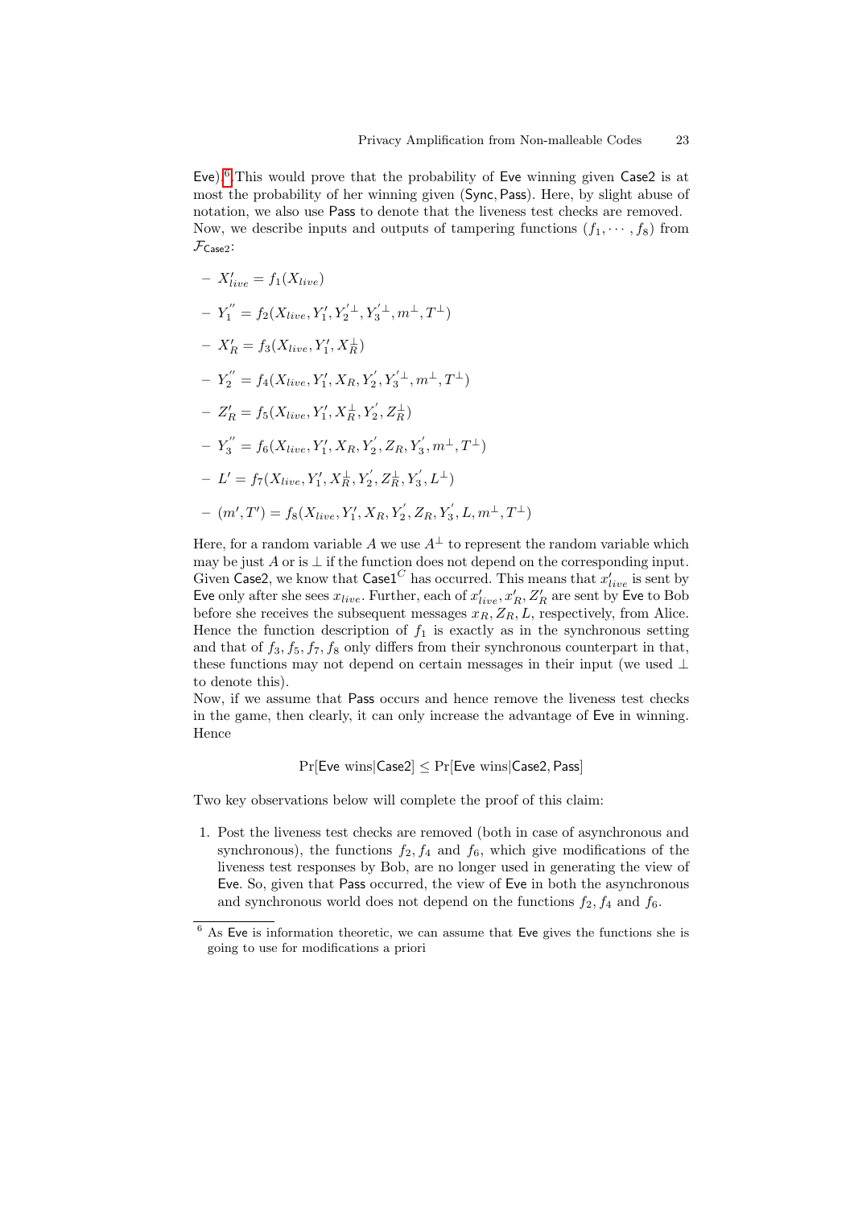Eve).[6] This would prove that the probability of Eve winning given Case2 is at most the probability of her winning given (Sync, Pass). Here, by slight abuse of notation, we also use Pass to denote that the liveness test checks are removed. Now, we describe inputs and outputs of tampering functions $(f_1, \cdots, f_8)$ from $\mathcal{F}_{\mathsf{Case2}}$:

- $X'_{live} = f_1(X_{live})$
- $Y_1^{''} = f_2(X_{live}, Y'_1, Y_2^{'\perp}, Y_3^{'\perp}, m^{\perp}, T^{\perp})$
- $X'_R = f_3(X_{live}, Y'_1, X_R^{\perp})$
- $Y_2^{''} = f_4(X_{live}, Y'_1, X_R, Y_2^{'}, Y_3^{'\perp}, m^{\perp}, T^{\perp})$
- $Z'_R = f_5(X_{live}, Y'_1, X_R^{\perp}, Y_2^{'}, Z_R^{\perp})$
- $Y_3^{''} = f_6(X_{live}, Y'_1, X_R, Y_2^{'}, Z_R, Y_3^{'}, m^{\perp}, T^{\perp})$
- $L' = f_7(X_{live}, Y'_1, X_R^{\perp}, Y_2^{'}, Z_R^{\perp}, Y_3^{'}, L^{\perp})$
- $(m', T') = f_8(X_{live}, Y'_1, X_R, Y_2^{'}, Z_R, Y_3^{'}, L, m^{\perp}, T^{\perp})$

Here, for a random variable $A$ we use $A^{\perp}$ to represent the random variable which may be just $A$ or is $\perp$ if the function does not depend on the corresponding input. Given Case2, we know that $\mathsf{Case1}^C$ has occurred. This means that $x'_{live}$ is sent by Eve only after she sees $x_{live}$. Further, each of $x'_{live}, x'_R, Z'_R$ are sent by Eve to Bob before she receives the subsequent messages $x_R, Z_R, L$, respectively, from Alice. Hence the function description of $f_1$ is exactly as in the synchronous setting and that of $f_3, f_5, f_7, f_8$ only differs from their synchronous counterpart in that, these functions may not depend on certain messages in their input (we used $\perp$ to denote this).

Now, if we assume that Pass occurs and hence remove the liveness test checks in the game, then clearly, it can only increase the advantage of Eve in winning. Hence

$$\Pr[\text{Eve wins}|\mathsf{Case2}] \leq \Pr[\text{Eve wins}|\mathsf{Case2}, \mathsf{Pass}]$$

Two key observations below will complete the proof of this claim:

1. Post the liveness test checks are removed (both in case of asynchronous and synchronous), the functions $f_2, f_4$ and $f_6$, which give modifications of the liveness test responses by Bob, are no longer used in generating the view of Eve. So, given that Pass occurred, the view of Eve in both the asynchronous and synchronous world does not depend on the functions $f_2, f_4$ and $f_6$.

[6] As Eve is information theoretic, we can assume that Eve gives the functions she is going to use for modifications a priori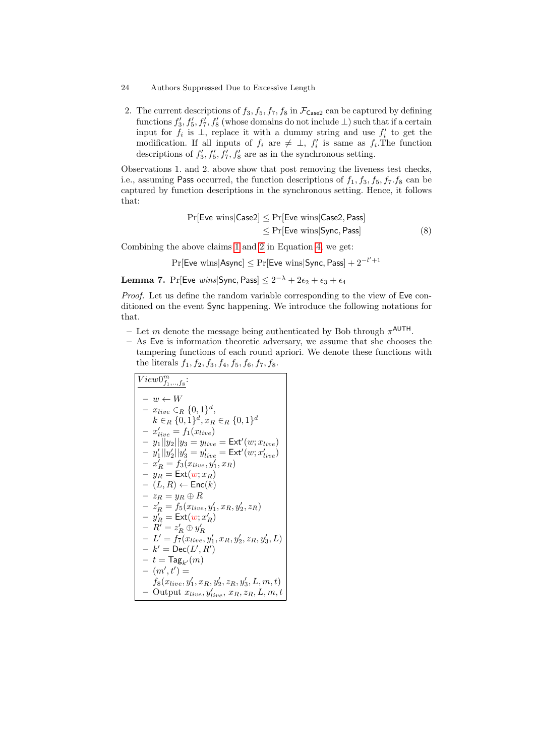2. The current descriptions of $f_3, f_5, f_7, f_8$ in $\mathcal{F}_{\mathsf{Case2}}$ can be captured by defining functions $f'_3, f'_5, f'_7, f'_8$ (whose domains do not include $\perp$) such that if a certain input for $f_i$ is $\perp$, replace it with a dummy string and use $f'_i$ to get the modification. If all inputs of $f_i$ are $\neq \perp$, $f'_i$ is same as $f_i$.The function descriptions of $f'_3, f'_5, f'_7, f'_8$ are as in the synchronous setting.

Observations 1. and 2. above show that post removing the liveness test checks, i.e., assuming Pass occurred, the function descriptions of $f_1, f_3, f_5, f_7.f_8$ can be captured by function descriptions in the synchronous setting. Hence, it follows that:

$$\begin{aligned} \Pr[\mathsf{Eve\ wins}|\mathsf{Case2}] &\leq \Pr[\mathsf{Eve\ wins}|\mathsf{Case2}, \mathsf{Pass}] \\ &\leq \Pr[\mathsf{Eve\ wins}|\mathsf{Sync}, \mathsf{Pass}] \end{aligned} \tag{8}$$

Combining the above claims 1 and 2 in Equation 4, we get:

$$\Pr[\mathsf{Eve\ wins}|\mathsf{Async}] \leq \Pr[\mathsf{Eve\ wins}|\mathsf{Sync}, \mathsf{Pass}] + 2^{-l'+1}$$

**Lemma 7.** $\Pr[\mathsf{Eve}\ wins|\mathsf{Sync}, \mathsf{Pass}] \leq 2^{-\lambda} + 2\epsilon_2 + \epsilon_3 + \epsilon_4$

*Proof.* Let us define the random variable corresponding to the view of Eve conditioned on the event Sync happening. We introduce the following notations for that.

- Let $m$ denote the message being authenticated by Bob through $\pi^{\mathsf{AUTH}}$.
- As Eve is information theoretic adversary, we assume that she chooses the tampering functions of each round apriori. We denote these functions with the literals $f_1, f_2, f_3, f_4, f_5, f_6, f_7, f_8$.

$View0^m_{f_1,\ldots,f_8}$:

- $w \leftarrow W$
- $x_{live} \in_R \{0,1\}^d$, $k \in_R \{0,1\}^d, x_R \in_R \{0,1\}^d$
- $x'_{live} = f_1(x_{live})$
- $y_1||y_2||y_3 = y_{live} = \mathsf{Ext}'(w; x_{live})$
- $y'_1||y'_2||y'_3 = y'_{live} = \mathsf{Ext}'(w; x'_{live})$
- $x'_R = f_3(x_{live}, y'_1, x_R)$
- $y_R = \mathsf{Ext}(w; x_R)$
- $(L, R) \leftarrow \mathsf{Enc}(k)$
- $z_R = y_R \oplus R$
- $z'_R = f_5(x_{live}, y'_1, x_R, y'_2, z_R)$
- $y'_R = \mathsf{Ext}(w; x'_R)$
- $R' = z'_R \oplus y'_R$
- $L' = f_7(x_{live}, y'_1, x_R, y'_2, z_R, y'_3, L)$
- $k' = \mathsf{Dec}(L', R')$
- $t = \mathsf{Tag}_{k'}(m)$
- $(m', t') = f_8(x_{live}, y'_1, x_R, y'_2, z_R, y'_3, L, m, t)$
- Output $x_{live}, y'_{live}, x_R, z_R, L, m, t$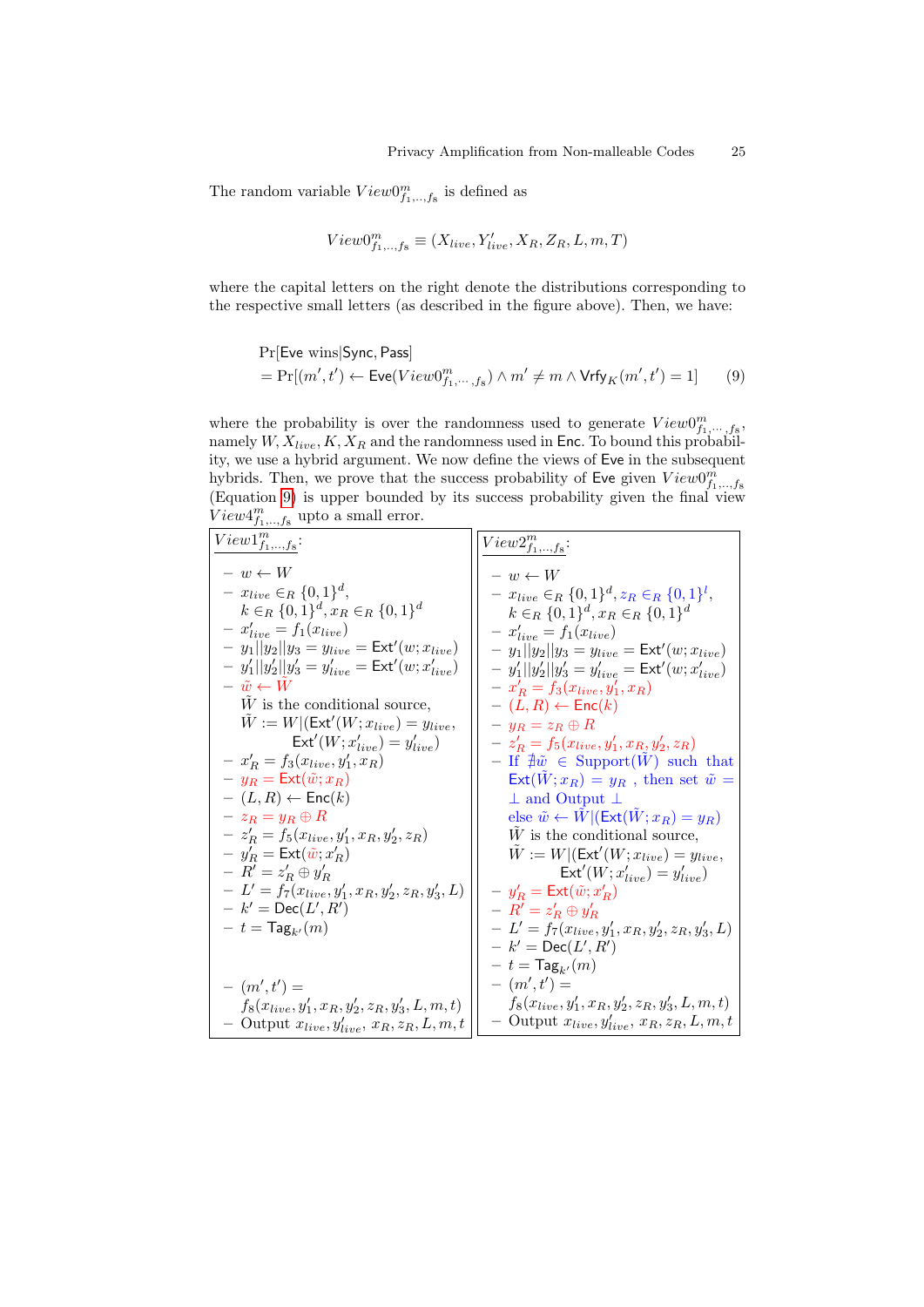The random variable $View0^m_{f_1,\ldots,f_8}$ is defined as

$$View0^m_{f_1,\ldots,f_8} \equiv (X_{live}, Y'_{live}, X_R, Z_R, L, m, T)$$

where the capital letters on the right denote the distributions corresponding to the respective small letters (as described in the figure above). Then, we have:

$$\begin{aligned}
&\Pr[\mathsf{Eve\ wins}|\mathsf{Sync},\mathsf{Pass}] \\
&= \Pr[(m',t') \leftarrow \mathsf{Eve}(View0^m_{f_1,\cdots,f_8}) \wedge m' \neq m \wedge \mathsf{Vrfy}_K(m',t') = 1] \qquad (9)
\end{aligned}$$

where the probability is over the randomness used to generate $View0^m_{f_1,\cdots,f_8}$, namely $W, X_{live}, K, X_R$ and the randomness used in $\mathsf{Enc}$. To bound this probability, we use a hybrid argument. We now define the views of $\mathsf{Eve}$ in the subsequent hybrids. Then, we prove that the success probability of $\mathsf{Eve}$ given $View0^m_{f_1,\ldots,f_8}$ (Equation 9) is upper bounded by its success probability given the final view $View4^m_{f_1,\ldots,f_8}$ upto a small error.

$\underline{View1^m_{f_1,\ldots,f_8}}$:

- $w \leftarrow W$
- $x_{live} \in_R \{0,1\}^d$, $k \in_R \{0,1\}^d, x_R \in_R \{0,1\}^d$
- $x'_{live} = f_1(x_{live})$
- $y_1||y_2||y_3 = y_{live} = \mathsf{Ext}'(w; x_{live})$
- $y'_1||y'_2||y'_3 = y'_{live} = \mathsf{Ext}'(w; x'_{live})$
- $\tilde{w} \leftarrow \tilde{W}$
  $\tilde{W}$ is the conditional source,
  $\tilde{W} := W|(\mathsf{Ext}'(W; x_{live}) = y_{live}, \mathsf{Ext}'(W; x'_{live}) = y'_{live})$
- $x'_R = f_3(x_{live}, y'_1, x_R)$
- $y_R = \mathsf{Ext}(\tilde{w}; x_R)$
- $(L, R) \leftarrow \mathsf{Enc}(k)$
- $z_R = y_R \oplus R$
- $z'_R = f_5(x_{live}, y'_1, x_R, y'_2, z_R)$
- $y'_R = \mathsf{Ext}(\tilde{w}; x'_R)$
- $R' = z'_R \oplus y'_R$
- $L' = f_7(x_{live}, y'_1, x_R, y'_2, z_R, y'_3, L)$
- $k' = \mathsf{Dec}(L', R')$
- $t = \mathsf{Tag}_{k'}(m)$
- $(m', t') = f_8(x_{live}, y'_1, x_R, y'_2, z_R, y'_3, L, m, t)$
- Output $x_{live}, y'_{live}, x_R, z_R, L, m, t$

$\underline{View2^m_{f_1,\ldots,f_8}}$:

- $w \leftarrow W$
- $x_{live} \in_R \{0,1\}^d$, $z_R \in_R \{0,1\}^l$, $k \in_R \{0,1\}^d, x_R \in_R \{0,1\}^d$
- $x'_{live} = f_1(x_{live})$
- $y_1||y_2||y_3 = y_{live} = \mathsf{Ext}'(w; x_{live})$
- $y'_1||y'_2||y'_3 = y'_{live} = \mathsf{Ext}'(w; x'_{live})$
- $x'_R = f_3(x_{live}, y'_1, x_R)$
- $(L, R) \leftarrow \mathsf{Enc}(k)$
- $y_R = z_R \oplus R$
- $z'_R = f_5(x_{live}, y'_1, x_R, y'_2, z_R)$
- If $\nexists \tilde{w} \in \mathrm{Support}(\tilde{W})$ such that $\mathsf{Ext}(\tilde{W}; x_R) = y_R$, then set $\tilde{w} = \perp$ and Output $\perp$
  else $\tilde{w} \leftarrow \tilde{W}|(\mathsf{Ext}(\tilde{W}; x_R) = y_R)$
  $\tilde{W}$ is the conditional source,
  $\tilde{W} := W|(\mathsf{Ext}'(W; x_{live}) = y_{live}, \mathsf{Ext}'(W; x'_{live}) = y'_{live})$
- $y'_R = \mathsf{Ext}(\tilde{w}; x'_R)$
- $R' = z'_R \oplus y'_R$
- $L' = f_7(x_{live}, y'_1, x_R, y'_2, z_R, y'_3, L)$
- $k' = \mathsf{Dec}(L', R')$
- $t = \mathsf{Tag}_{k'}(m)$
- $(m', t') = f_8(x_{live}, y'_1, x_R, y'_2, z_R, y'_3, L, m, t)$
- Output $x_{live}, y'_{live}, x_R, z_R, L, m, t$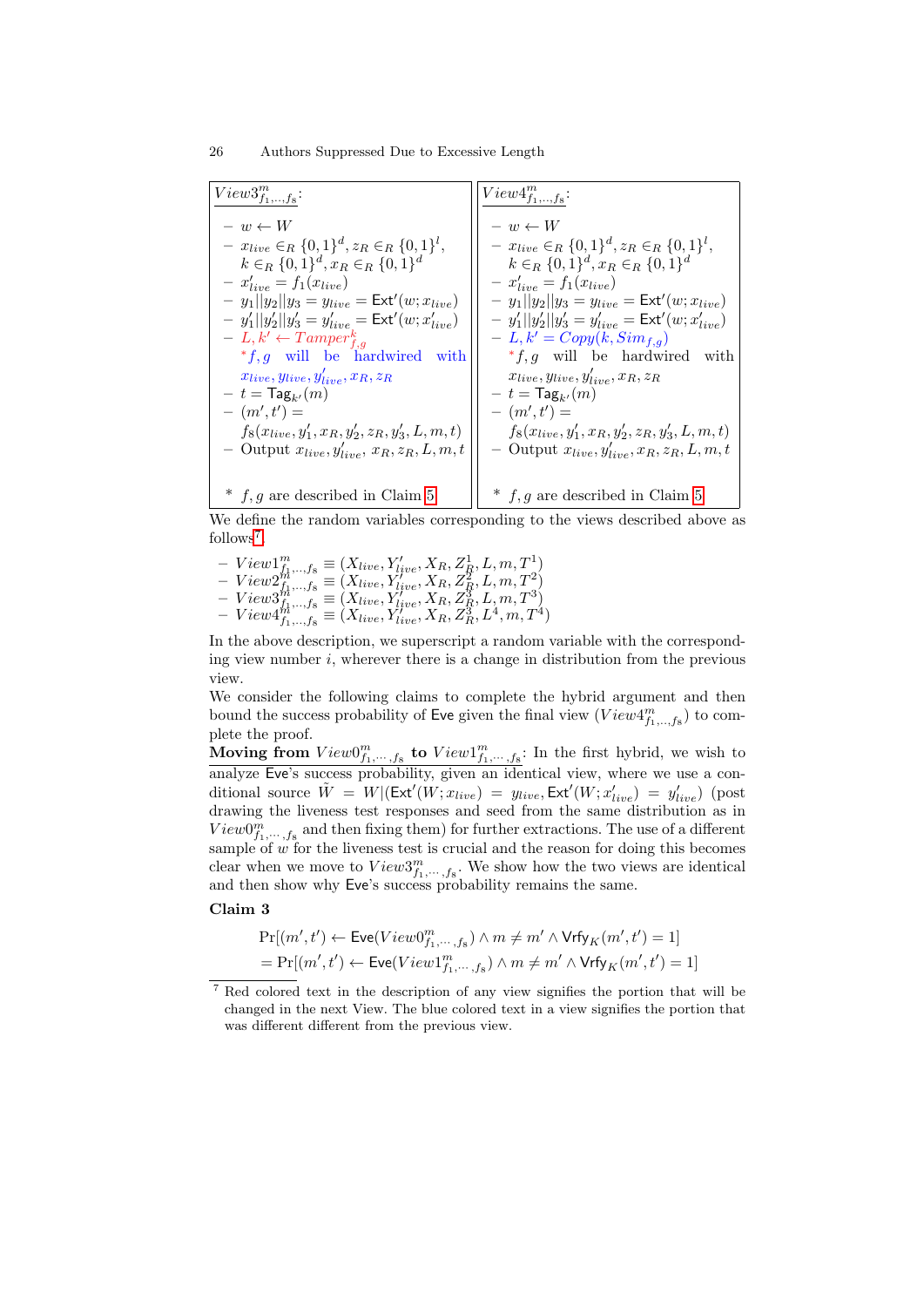**$View3^m_{f_1,\ldots,f_8}$:**

- $w \leftarrow W$
- $x_{live} \in_R \{0,1\}^d, z_R \in_R \{0,1\}^l$, $k \in_R \{0,1\}^d, x_R \in_R \{0,1\}^d$
- $x'_{live} = f_1(x_{live})$
- $y_1||y_2||y_3 = y_{live} = \mathsf{Ext}'(w; x_{live})$
- $y'_1||y'_2||y'_3 = y'_{live} = \mathsf{Ext}'(w; x'_{live})$
- $L, k' \leftarrow Tamper^k_{f,g}$
  
  $^*f, g$ will be hardwired with $x_{live}, y_{live}, y'_{live}, x_R, z_R$
- $t = \mathsf{Tag}_{k'}(m)$
- $(m', t') = f_8(x_{live}, y'_1, x_R, y'_2, z_R, y'_3, L, m, t)$
- Output $x_{live}, y'_{live}, x_R, z_R, L, m, t$

\* $f, g$ are described in Claim 5

**$View4^m_{f_1,\ldots,f_8}$:**

- $w \leftarrow W$
- $x_{live} \in_R \{0,1\}^d, z_R \in_R \{0,1\}^l$, $k \in_R \{0,1\}^d, x_R \in_R \{0,1\}^d$
- $x'_{live} = f_1(x_{live})$
- $y_1||y_2||y_3 = y_{live} = \mathsf{Ext}'(w; x_{live})$
- $y'_1||y'_2||y'_3 = y'_{live} = \mathsf{Ext}'(w; x'_{live})$
- $L, k' = Copy(k, Sim_{f,g})$
  
  $^*f, g$ will be hardwired with $x_{live}, y_{live}, y'_{live}, x_R, z_R$
- $t = \mathsf{Tag}_{k'}(m)$
- $(m', t') = f_8(x_{live}, y'_1, x_R, y'_2, z_R, y'_3, L, m, t)$
- Output $x_{live}, y'_{live}, x_R, z_R, L, m, t$

\* $f, g$ are described in Claim 5

We define the random variables corresponding to the views described above as follows[7]:

- $View1^m_{f_1,\ldots,f_8} \equiv (X_{live}, Y'_{live}, X_R, Z^1_R, L, m, T^1)$
- $View2^m_{f_1,\ldots,f_8} \equiv (X_{live}, Y'_{live}, X_R, Z^2_R, L, m, T^2)$
- $View3^m_{f_1,\ldots,f_8} \equiv (X_{live}, Y'_{live}, X_R, Z^3_R, L, m, T^3)$
- $View4^m_{f_1,\ldots,f_8} \equiv (X_{live}, Y'_{live}, X_R, Z^3_R, L^4, m, T^4)$

In the above description, we superscript a random variable with the corresponding view number $i$, wherever there is a change in distribution from the previous view.

We consider the following claims to complete the hybrid argument and then bound the success probability of Eve given the final view ($View4^m_{f_1,\ldots,f_8}$) to complete the proof.

**Moving from $View0^m_{f_1,\cdots,f_8}$ to $View1^m_{f_1,\cdots,f_8}$**: In the first hybrid, we wish to analyze Eve's success probability, given an identical view, where we use a conditional source $\tilde{W} = W|(\mathsf{Ext}'(W; x_{live}) = y_{live}, \mathsf{Ext}'(W; x'_{live}) = y'_{live})$ (post drawing the liveness test responses and seed from the same distribution as in $View0^m_{f_1,\cdots,f_8}$ and then fixing them) for further extractions. The use of a different sample of $w$ for the liveness test is crucial and the reason for doing this becomes clear when we move to $View3^m_{f_1,\cdots,f_8}$. We show how the two views are identical and then show why Eve's success probability remains the same.

**Claim 3**

$$\Pr[(m', t') \leftarrow \mathsf{Eve}(View0^m_{f_1,\cdots,f_8}) \wedge m \neq m' \wedge \mathsf{Vrfy}_K(m', t') = 1]$$
$$= \Pr[(m', t') \leftarrow \mathsf{Eve}(View1^m_{f_1,\cdots,f_8}) \wedge m \neq m' \wedge \mathsf{Vrfy}_K(m', t') = 1]$$

[7] Red colored text in the description of any view signifies the portion that will be changed in the next View. The blue colored text in a view signifies the portion that was different different from the previous view.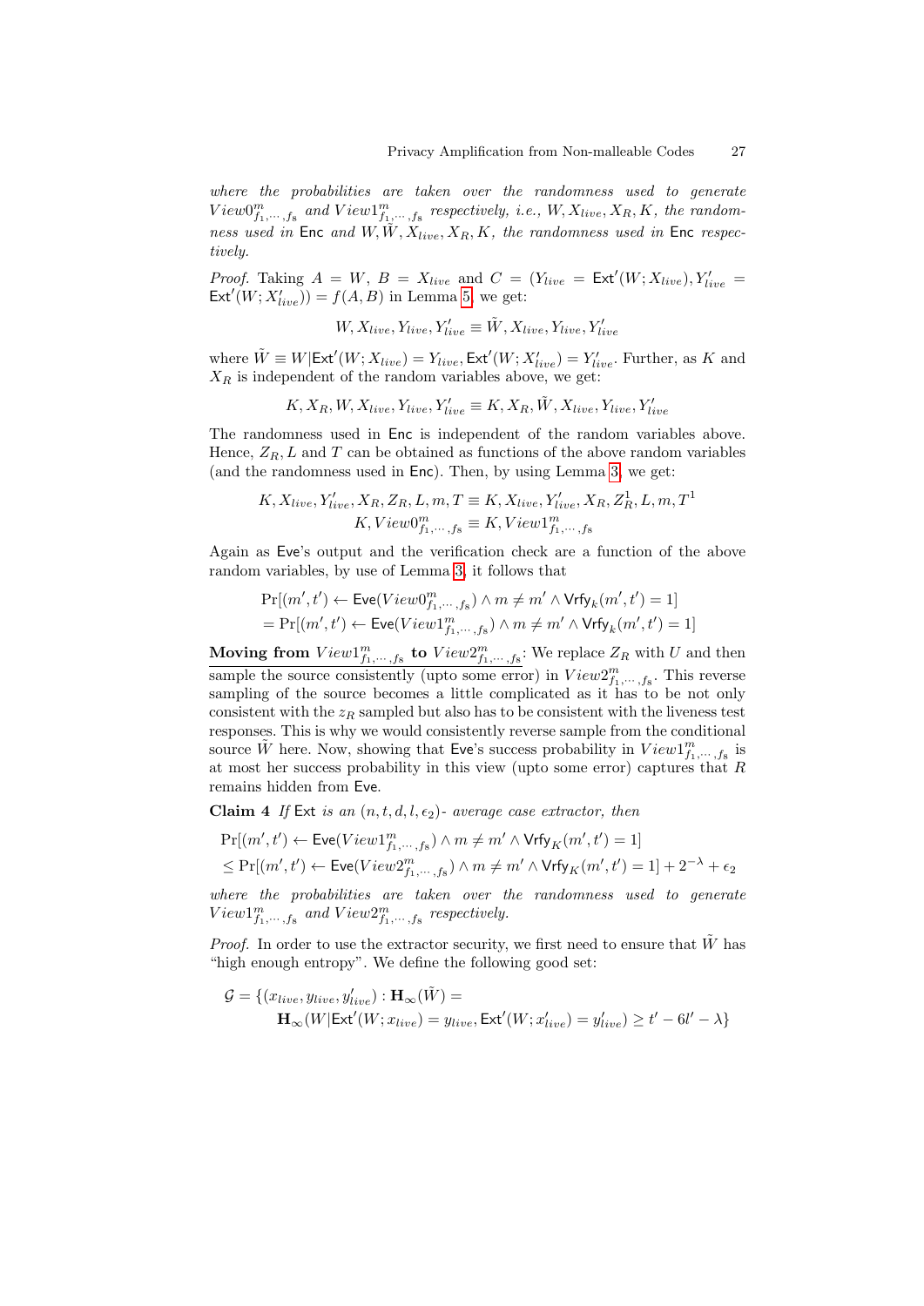*where the probabilities are taken over the randomness used to generate $View0^m_{f_1,\cdots,f_s}$ and $View1^m_{f_1,\cdots,f_s}$ respectively, i.e., $W, X_{live}, X_R, K$, the randomness used in* Enc *and $W, \tilde{W}, X_{live}, X_R, K$, the randomness used in* Enc *respectively.*

*Proof.* Taking $A = W$, $B = X_{live}$ and $C = (Y_{live} = \mathsf{Ext}'(W; X_{live}), Y'_{live} = \mathsf{Ext}'(W; X'_{live})) = f(A, B)$ in Lemma 5, we get:

$$W, X_{live}, Y_{live}, Y'_{live} \equiv \tilde{W}, X_{live}, Y_{live}, Y'_{live}$$

where $\tilde{W} \equiv W | \mathsf{Ext}'(W; X_{live}) = Y_{live}, \mathsf{Ext}'(W; X'_{live}) = Y'_{live}$. Further, as $K$ and $X_R$ is independent of the random variables above, we get:

$$K, X_R, W, X_{live}, Y_{live}, Y'_{live} \equiv K, X_R, \tilde{W}, X_{live}, Y_{live}, Y'_{live}$$

The randomness used in Enc is independent of the random variables above. Hence, $Z_R, L$ and $T$ can be obtained as functions of the above random variables (and the randomness used in Enc). Then, by using Lemma 3, we get:

$$K, X_{live}, Y'_{live}, X_R, Z_R, L, m, T \equiv K, X_{live}, Y'_{live}, X_R, Z^1_R, L, m, T^1$$
$$K, View0^m_{f_1,\cdots,f_s} \equiv K, View1^m_{f_1,\cdots,f_s}$$

Again as Eve's output and the verification check are a function of the above random variables, by use of Lemma 3, it follows that

$$\Pr[(m', t') \leftarrow \mathsf{Eve}(View0^m_{f_1,\cdots,f_s}) \wedge m \neq m' \wedge \mathsf{Vrfy}_k(m', t') = 1]$$
$$= \Pr[(m', t') \leftarrow \mathsf{Eve}(View1^m_{f_1,\cdots,f_s}) \wedge m \neq m' \wedge \mathsf{Vrfy}_k(m', t') = 1]$$

**Moving from $View1^m_{f_1,\cdots,f_s}$ to $View2^m_{f_1,\cdots,f_s}$:** We replace $Z_R$ with $U$ and then sample the source consistently (upto some error) in $View2^m_{f_1,\cdots,f_s}$. This reverse sampling of the source becomes a little complicated as it has to be not only consistent with the $z_R$ sampled but also has to be consistent with the liveness test responses. This is why we would consistently reverse sample from the conditional source $\tilde{W}$ here. Now, showing that Eve's success probability in $View1^m_{f_1,\cdots,f_s}$ is at most her success probability in this view (upto some error) captures that $R$ remains hidden from Eve.

**Claim 4** *If* Ext *is an $(n, t, d, l, \epsilon_2)$- average case extractor, then*

$$\Pr[(m', t') \leftarrow \mathsf{Eve}(View1^m_{f_1,\cdots,f_s}) \wedge m \neq m' \wedge \mathsf{Vrfy}_K(m', t') = 1]$$
$$\leq \Pr[(m', t') \leftarrow \mathsf{Eve}(View2^m_{f_1,\cdots,f_s}) \wedge m \neq m' \wedge \mathsf{Vrfy}_K(m', t') = 1] + 2^{-\lambda} + \epsilon_2$$

*where the probabilities are taken over the randomness used to generate $View1^m_{f_1,\cdots,f_s}$ and $View2^m_{f_1,\cdots,f_s}$ respectively.*

*Proof.* In order to use the extractor security, we first need to ensure that $\tilde{W}$ has "high enough entropy". We define the following good set:

$$\mathcal{G} = \{(x_{live}, y_{live}, y'_{live}) : \mathbf{H}_\infty(\tilde{W}) =$$
$$\mathbf{H}_\infty(W | \mathsf{Ext}'(W; x_{live}) = y_{live}, \mathsf{Ext}'(W; x'_{live}) = y'_{live}) \geq t' - 6l' - \lambda\}$$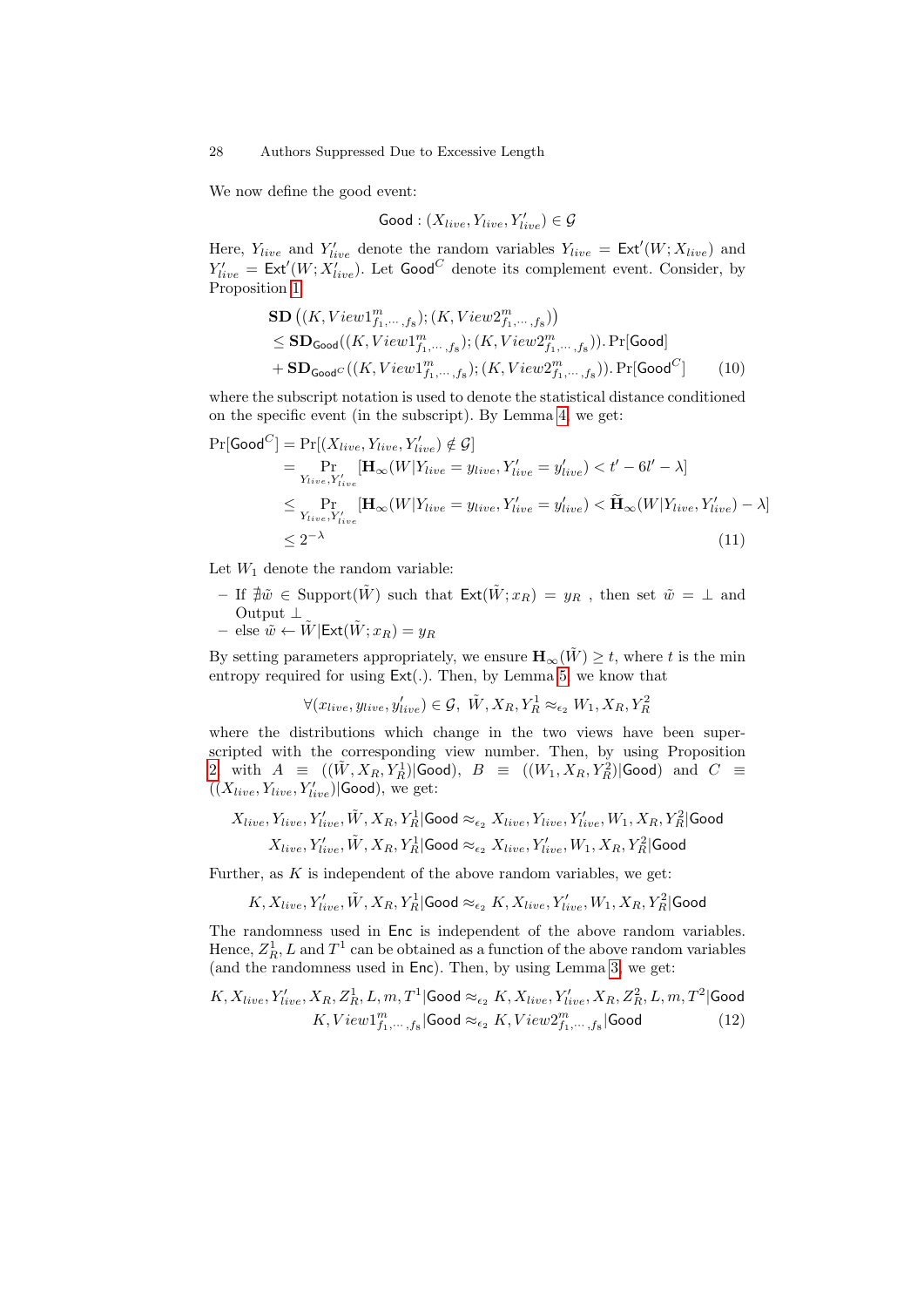We now define the good event:

$$\mathsf{Good} : (X_{live}, Y_{live}, Y'_{live}) \in \mathcal{G}$$

Here, $Y_{live}$ and $Y'_{live}$ denote the random variables $Y_{live} = \mathsf{Ext}'(W; X_{live})$ and $Y'_{live} = \mathsf{Ext}'(W; X'_{live})$. Let $\mathsf{Good}^C$ denote its complement event. Consider, by Proposition 1

$$\begin{aligned}
&\mathbf{SD}\left((K, View1^m_{f_1,\cdots,f_s}); (K, View2^m_{f_1,\cdots,f_s})\right) \\
&\leq \mathbf{SD}_{\mathsf{Good}}((K, View1^m_{f_1,\cdots,f_s}); (K, View2^m_{f_1,\cdots,f_s})). \Pr[\mathsf{Good}] \\
&+ \mathbf{SD}_{\mathsf{Good}^C}((K, View1^m_{f_1,\cdots,f_s}); (K, View2^m_{f_1,\cdots,f_s})). \Pr[\mathsf{Good}^C] \qquad (10)
\end{aligned}$$

where the subscript notation is used to denote the statistical distance conditioned on the specific event (in the subscript). By Lemma 4, we get:

$$\begin{aligned}
\Pr[\mathsf{Good}^C] &= \Pr[(X_{live}, Y_{live}, Y'_{live}) \notin \mathcal{G}] \\
&= \Pr_{Y_{live}, Y'_{live}}[\mathbf{H}_\infty(W|Y_{live} = y_{live}, Y'_{live} = y'_{live}) < t' - 6l' - \lambda] \\
&\leq \Pr_{Y_{live}, Y'_{live}}[\mathbf{H}_\infty(W|Y_{live} = y_{live}, Y'_{live} = y'_{live}) < \widetilde{\mathbf{H}}_\infty(W|Y_{live}, Y'_{live}) - \lambda] \\
&\leq 2^{-\lambda} \qquad (11)
\end{aligned}$$

Let $W_1$ denote the random variable:

- If $\nexists \tilde{w} \in \text{Support}(\tilde{W})$ such that $\mathsf{Ext}(\tilde{W}; x_R) = y_R$ , then set $\tilde{w} = \perp$ and Output $\perp$
- else $\tilde{w} \leftarrow \tilde{W}|\mathsf{Ext}(\tilde{W}; x_R) = y_R$

By setting parameters appropriately, we ensure $\mathbf{H}_\infty(\tilde{W}) \geq t$, where $t$ is the min entropy required for using $\mathsf{Ext}(.)$. Then, by Lemma 5, we know that

$$\forall (x_{live}, y_{live}, y'_{live}) \in \mathcal{G},\ \tilde{W}, X_R, Y^1_R \approx_{\epsilon_2} W_1, X_R, Y^2_R$$

where the distributions which change in the two views have been superscripted with the corresponding view number. Then, by using Proposition 2 with $A \equiv ((\tilde{W}, X_R, Y^1_R)|\mathsf{Good})$, $B \equiv ((W_1, X_R, Y^2_R)|\mathsf{Good})$ and $C \equiv ((X_{live}, Y_{live}, Y'_{live})|\mathsf{Good})$, we get:

$$\begin{aligned}
X_{live}, Y_{live}, Y'_{live}, \tilde{W}, X_R, Y^1_R|\mathsf{Good} &\approx_{\epsilon_2} X_{live}, Y_{live}, Y'_{live}, W_1, X_R, Y^2_R|\mathsf{Good} \\
X_{live}, Y'_{live}, \tilde{W}, X_R, Y^1_R|\mathsf{Good} &\approx_{\epsilon_2} X_{live}, Y'_{live}, W_1, X_R, Y^2_R|\mathsf{Good}
\end{aligned}$$

Further, as $K$ is independent of the above random variables, we get:

$$K, X_{live}, Y'_{live}, \tilde{W}, X_R, Y^1_R|\mathsf{Good} \approx_{\epsilon_2} K, X_{live}, Y'_{live}, W_1, X_R, Y^2_R|\mathsf{Good}$$

The randomness used in $\mathsf{Enc}$ is independent of the above random variables. Hence, $Z^1_R, L$ and $T^1$ can be obtained as a function of the above random variables (and the randomness used in $\mathsf{Enc}$). Then, by using Lemma 3, we get:

$$\begin{aligned}
K, X_{live}, Y'_{live}, X_R, Z^1_R, L, m, T^1|\mathsf{Good} &\approx_{\epsilon_2} K, X_{live}, Y'_{live}, X_R, Z^2_R, L, m, T^2|\mathsf{Good} \\
K, View1^m_{f_1,\cdots,f_s}|\mathsf{Good} &\approx_{\epsilon_2} K, View2^m_{f_1,\cdots,f_s}|\mathsf{Good} \qquad (12)
\end{aligned}$$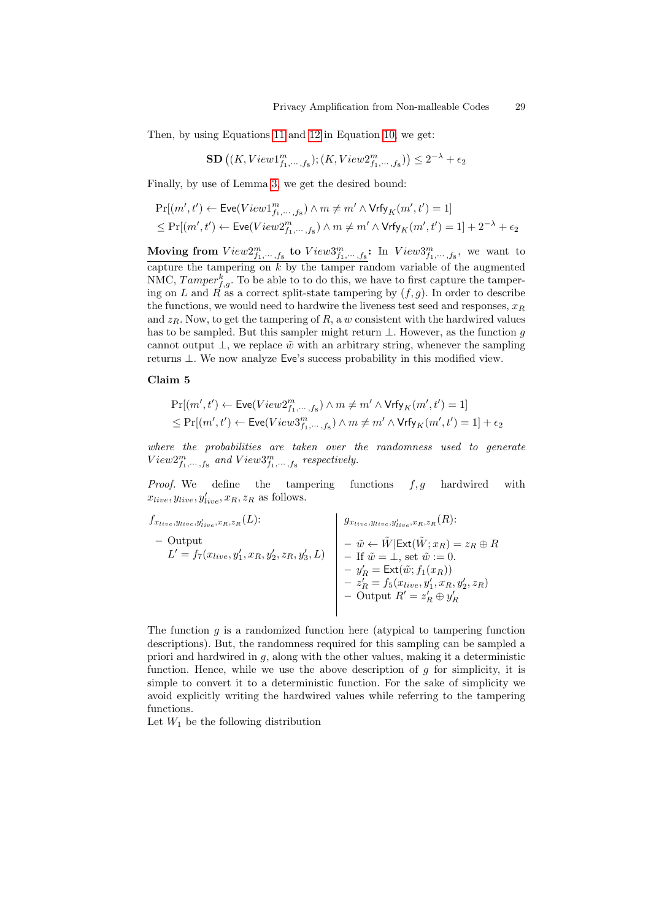Then, by using Equations 11 and 12 in Equation 10, we get:

$$\mathbf{SD}\left((K, View1^m_{f_1,\cdots,f_8}); (K, View2^m_{f_1,\cdots,f_8})\right) \leq 2^{-\lambda} + \epsilon_2$$

Finally, by use of Lemma 3, we get the desired bound:

$$\Pr[(m', t') \leftarrow \mathsf{Eve}(View1^m_{f_1,\cdots,f_8}) \wedge m \neq m' \wedge \mathsf{Vrfy}_K(m', t') = 1]$$
$$\leq \Pr[(m', t') \leftarrow \mathsf{Eve}(View2^m_{f_1,\cdots,f_8}) \wedge m \neq m' \wedge \mathsf{Vrfy}_K(m', t') = 1] + 2^{-\lambda} + \epsilon_2$$

**Moving from $View2^m_{f_1,\cdots,f_8}$ to $View3^m_{f_1,\cdots,f_8}$:** In $View3^m_{f_1,\cdots,f_8}$, we want to capture the tampering on $k$ by the tamper random variable of the augmented NMC, $Tamper^k_{f,g}$. To be able to to do this, we have to first capture the tampering on $L$ and $R$ as a correct split-state tampering by $(f, g)$. In order to describe the functions, we would need to hardwire the liveness test seed and responses, $x_R$ and $z_R$. Now, to get the tampering of $R$, a $w$ consistent with the hardwired values has to be sampled. But this sampler might return $\perp$. However, as the function $g$ cannot output $\perp$, we replace $\tilde{w}$ with an arbitrary string, whenever the sampling returns $\perp$. We now analyze $\mathsf{Eve}$'s success probability in this modified view.

**Claim 5**

$$\Pr[(m', t') \leftarrow \mathsf{Eve}(View2^m_{f_1,\cdots,f_8}) \wedge m \neq m' \wedge \mathsf{Vrfy}_K(m', t') = 1]$$
$$\leq \Pr[(m', t') \leftarrow \mathsf{Eve}(View3^m_{f_1,\cdots,f_8}) \wedge m \neq m' \wedge \mathsf{Vrfy}_K(m', t') = 1] + \epsilon_2$$

*where the probabilities are taken over the randomness used to generate $View2^m_{f_1,\cdots,f_8}$ and $View3^m_{f_1,\cdots,f_8}$ respectively.*

*Proof.* We define the tampering functions $f, g$ hardwired with $x_{live}, y_{live}, y'_{live}, x_R, z_R$ as follows.

$f_{x_{live},y_{live},y'_{live},x_R,z_R}(L)$:

- Output $L' = f_7(x_{live}, y'_1, x_R, y'_2, z_R, y'_3, L)$

$g_{x_{live},y_{live},y'_{live},x_R,z_R}(R)$:

- $\tilde{w} \leftarrow \tilde{W} | \mathsf{Ext}(\tilde{W}; x_R) = z_R \oplus R$
- If $\tilde{w} = \perp$, set $\tilde{w} := 0$.
- $y'_R = \mathsf{Ext}(\tilde{w}; f_1(x_R))$
- $z'_R = f_5(x_{live}, y'_1, x_R, y'_2, z_R)$
- Output $R' = z'_R \oplus y'_R$

The function $g$ is a randomized function here (atypical to tampering function descriptions). But, the randomness required for this sampling can be sampled a priori and hardwired in $g$, along with the other values, making it a deterministic function. Hence, while we use the above description of $g$ for simplicity, it is simple to convert it to a deterministic function. For the sake of simplicity we avoid explicitly writing the hardwired values while referring to the tampering functions.

Let $W_1$ be the following distribution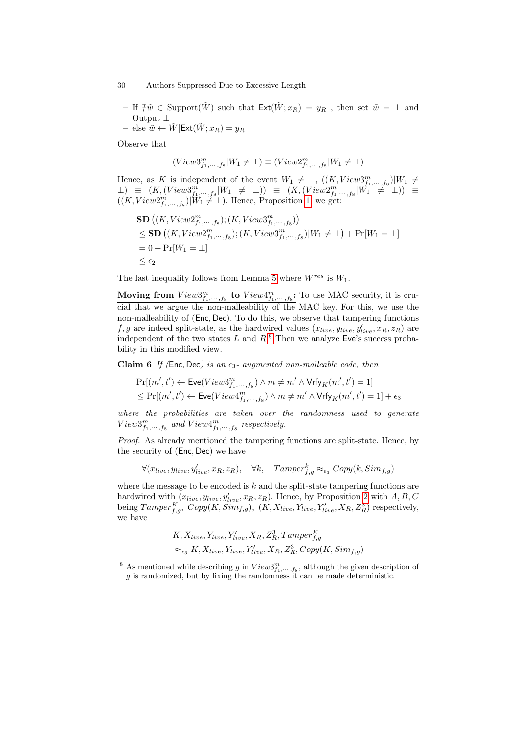- If $\nexists \tilde{w} \in \text{Support}(\tilde{W})$ such that $\mathsf{Ext}(\tilde{W}; x_R) = y_R$ , then set $\tilde{w} = \perp$ and Output $\perp$
- else $\tilde{w} \leftarrow \tilde{W} | \mathsf{Ext}(\tilde{W}; x_R) = y_R$

Observe that

$$(View3^m_{f_1,\cdots,f_8} | W_1 \neq \perp) \equiv (View2^m_{f_1,\cdots,f_8} | W_1 \neq \perp)$$

Hence, as $K$ is independent of the event $W_1 \neq \perp$, $((K, View3^m_{f_1,\cdots,f_8}) | W_1 \neq \perp) \equiv (K, (View3^m_{f_1,\cdots,f_8} | W_1 \neq \perp)) \equiv (K, (View2^m_{f_1,\cdots,f_8} | W_1 \neq \perp)) \equiv ((K, View2^m_{f_1,\cdots,f_8}) | W_1 \neq \perp)$. Hence, Proposition 1, we get:

$$
\begin{aligned}
&\mathbf{SD}\left((K, View2^m_{f_1,\cdots,f_8}); (K, View3^m_{f_1,\cdots,f_8})\right) \\
&\leq \mathbf{SD}\left((K, View2^m_{f_1,\cdots,f_8}); (K, View3^m_{f_1,\cdots,f_8}) | W_1 \neq \perp\right) + \Pr[W_1 = \perp] \\
&= 0 + \Pr[W_1 = \perp] \\
&\leq \epsilon_2
\end{aligned}
$$

The last inequality follows from Lemma 5 where $W^{res}$ is $W_1$.

**Moving from $View3^m_{f_1,\cdots,f_8}$ to $View4^m_{f_1,\cdots,f_8}$:** To use MAC security, it is crucial that we argue the non-malleability of the MAC key. For this, we use the non-malleability of $(\mathsf{Enc}, \mathsf{Dec})$. To do this, we observe that tampering functions $f, g$ are indeed split-state, as the hardwired values $(x_{live}, y_{live}, y'_{live}, x_R, z_R)$ are independent of the two states $L$ and $R$.[8] Then we analyze $\mathsf{Eve}$'s success probability in this modified view.

**Claim 6** *If $(\mathsf{Enc}, \mathsf{Dec})$ is an $\epsilon_3$- augmented non-malleable code, then*

$$
\begin{aligned}
&\Pr[(m', t') \leftarrow \mathsf{Eve}(View3^m_{f_1,\cdots,f_8}) \wedge m \neq m' \wedge \mathsf{Vrfy}_K(m', t') = 1] \\
&\leq \Pr[(m', t') \leftarrow \mathsf{Eve}(View4^m_{f_1,\cdots,f_8}) \wedge m \neq m' \wedge \mathsf{Vrfy}_K(m', t') = 1] + \epsilon_3
\end{aligned}
$$

*where the probabilities are taken over the randomness used to generate $View3^m_{f_1,\cdots,f_8}$ and $View4^m_{f_1,\cdots,f_8}$ respectively.*

*Proof.* As already mentioned the tampering functions are split-state. Hence, by the security of $(\mathsf{Enc}, \mathsf{Dec})$ we have

$$\forall (x_{live}, y_{live}, y'_{live}, x_R, z_R), \quad \forall k, \quad Tamper^k_{f,g} \approx_{\epsilon_3} Copy(k, Sim_{f,g})$$

where the message to be encoded is $k$ and the split-state tampering functions are hardwired with $(x_{live}, y_{live}, y'_{live}, x_R, z_R)$. Hence, by Proposition 2 with $A, B, C$ being $Tamper^K_{f,g}$, $Copy(K, Sim_{f,g})$, $(K, X_{live}, Y_{live}, Y'_{live}, X_R, Z^3_R)$ respectively, we have

$$
\begin{aligned}
&K, X_{live}, Y_{live}, Y'_{live}, X_R, Z^3_R, Tamper^K_{f,g} \\
&\approx_{\epsilon_3} K, X_{live}, Y_{live}, Y'_{live}, X_R, Z^3_R, Copy(K, Sim_{f,g})
\end{aligned}
$$

[8] As mentioned while describing $g$ in $View3^m_{f_1,\cdots,f_8}$, although the given description of $g$ is randomized, but by fixing the randomness it can be made deterministic.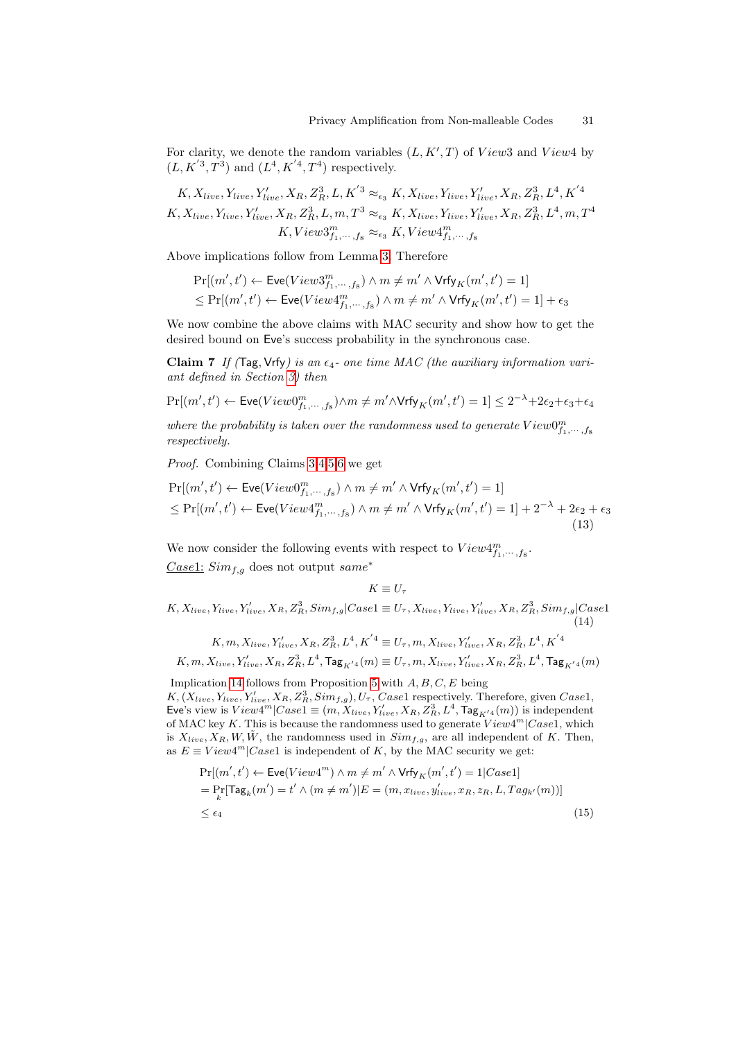For clarity, we denote the random variables $(L, K', T)$ of $View3$ and $View4$ by $(L, K^{'3}, T^3)$ and $(L^4, K^{'4}, T^4)$ respectively.

$$K, X_{live}, Y_{live}, Y'_{live}, X_R, Z_R^3, L, K^{'3} \approx_{\epsilon_3} K, X_{live}, Y_{live}, Y'_{live}, X_R, Z_R^3, L^4, K^{'4}$$
$$K, X_{live}, Y_{live}, Y'_{live}, X_R, Z_R^3, L, m, T^3 \approx_{\epsilon_3} K, X_{live}, Y_{live}, Y'_{live}, X_R, Z_R^3, L^4, m, T^4$$
$$K, View3^m_{f_1,\cdots,f_s} \approx_{\epsilon_3} K, View4^m_{f_1,\cdots,f_s}$$

Above implications follow from Lemma 3. Therefore

$$\Pr[(m', t') \leftarrow \mathsf{Eve}(View3^m_{f_1,\cdots,f_s}) \wedge m \neq m' \wedge \mathsf{Vrfy}_K(m', t') = 1]$$
$$\leq \Pr[(m', t') \leftarrow \mathsf{Eve}(View4^m_{f_1,\cdots,f_s}) \wedge m \neq m' \wedge \mathsf{Vrfy}_K(m', t') = 1] + \epsilon_3$$

We now combine the above claims with MAC security and show how to get the desired bound on $\mathsf{Eve}$'s success probability in the synchronous case.

**Claim 7** *If* $(\mathsf{Tag}, \mathsf{Vrfy})$ *is an* $\epsilon_4$*- one time MAC (the auxiliary information variant defined in Section 3) then*

$$\Pr[(m', t') \leftarrow \mathsf{Eve}(View0^m_{f_1,\cdots,f_s}) \wedge m \neq m' \wedge \mathsf{Vrfy}_K(m', t') = 1] \leq 2^{-\lambda} + 2\epsilon_2 + \epsilon_3 + \epsilon_4$$

*where the probability is taken over the randomness used to generate* $View0^m_{f_1,\cdots,f_s}$ *respectively.*

*Proof.* Combining Claims 3,4,5,6 we get

$$\Pr[(m', t') \leftarrow \mathsf{Eve}(View0^m_{f_1,\cdots,f_s}) \wedge m \neq m' \wedge \mathsf{Vrfy}_K(m', t') = 1]$$
$$\leq \Pr[(m', t') \leftarrow \mathsf{Eve}(View4^m_{f_1,\cdots,f_s}) \wedge m \neq m' \wedge \mathsf{Vrfy}_K(m', t') = 1] + 2^{-\lambda} + 2\epsilon_2 + \epsilon_3 \tag{13}$$

We now consider the following events with respect to $View4^m_{f_1,\cdots,f_s}$.

<u>Case1:</u> $Sim_{f,g}$ does not output $same^*$

$$K \equiv U_\tau$$
$$K, X_{live}, Y_{live}, Y'_{live}, X_R, Z_R^3, Sim_{f,g}|Case1 \equiv U_\tau, X_{live}, Y_{live}, Y'_{live}, X_R, Z_R^3, Sim_{f,g}|Case1 \tag{14}$$
$$K, m, X_{live}, Y'_{live}, X_R, Z_R^3, L^4, K^{'4} \equiv U_\tau, m, X_{live}, Y'_{live}, X_R, Z_R^3, L^4, K^{'4}$$
$$K, m, X_{live}, Y'_{live}, X_R, Z_R^3, L^4, \mathsf{Tag}_{K^{'4}}(m) \equiv U_\tau, m, X_{live}, Y'_{live}, X_R, Z_R^3, L^4, \mathsf{Tag}_{K^{'4}}(m)$$

Implication 14 follows from Proposition 5 with $A, B, C, E$ being $K, (X_{live}, Y_{live}, Y'_{live}, X_R, Z_R^3, Sim_{f,g}), U_\tau, Case1$ respectively. Therefore, given $Case1$, $\mathsf{Eve}$'s view is $View4^m|Case1 \equiv (m, X_{live}, Y'_{live}, X_R, Z_R^3, L^4, \mathsf{Tag}_{K^{'4}}(m))$ is independent of MAC key $K$. This is because the randomness used to generate $View4^m|Case1$, which is $X_{live}, X_R, W, \tilde{W}$, the randomness used in $Sim_{f,g}$, are all independent of $K$. Then, as $E \equiv View4^m|Case1$ is independent of $K$, by the MAC security we get:

$$\Pr[(m', t') \leftarrow \mathsf{Eve}(View4^m) \wedge m \neq m' \wedge \mathsf{Vrfy}_K(m', t') = 1|Case1]$$
$$= \Pr_k[\mathsf{Tag}_k(m') = t' \wedge (m \neq m')|E = (m, x_{live}, y'_{live}, x_R, z_R, L, Tag_{k'}(m))]$$
$$\leq \epsilon_4 \tag{15}$$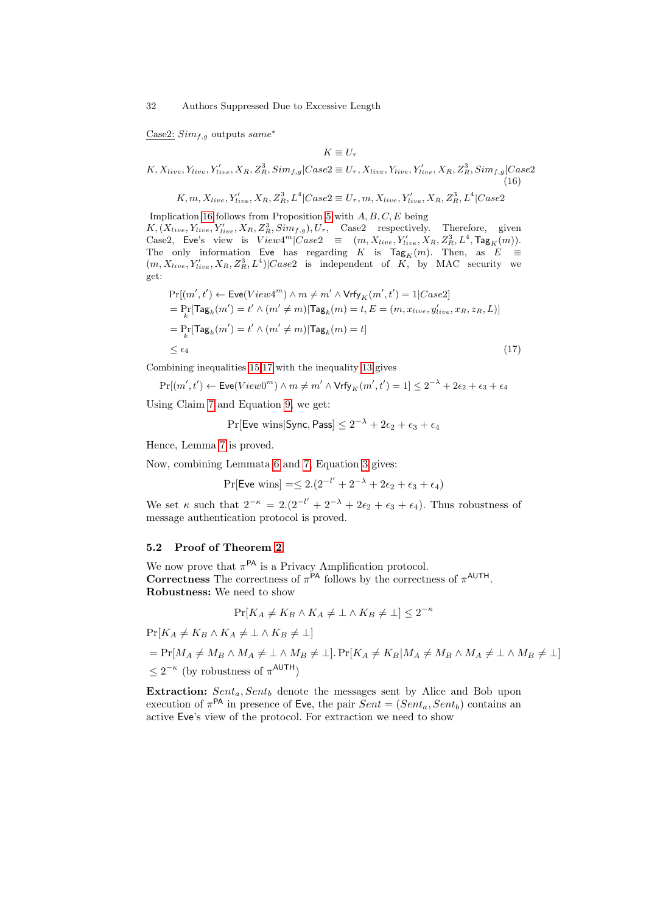Case2: $Sim_{f,g}$ outputs $same^*$

$$K \equiv U_\tau$$

$$K, X_{live}, Y_{live}, Y'_{live}, X_R, Z_R^3, Sim_{f,g}|Case2 \equiv U_\tau, X_{live}, Y_{live}, Y'_{live}, X_R, Z_R^3, Sim_{f,g}|Case2 \tag{16}$$

$$K, m, X_{live}, Y'_{live}, X_R, Z_R^3, L^4|Case2 \equiv U_\tau, m, X_{live}, Y'_{live}, X_R, Z_R^3, L^4|Case2$$

Implication 16 follows from Proposition 5 with $A, B, C, E$ being $K, (X_{live}, Y_{live}, Y'_{live}, X_R, Z_R^3, Sim_{f,g}), U_\tau$, Case2 respectively. Therefore, given Case2, Eve's view is $View4^m|Case2 \equiv (m, X_{live}, Y'_{live}, X_R, Z_R^3, L^4, \mathsf{Tag}_K(m))$. The only information Eve has regarding $K$ is $\mathsf{Tag}_K(m)$. Then, as $E \equiv (m, X_{live}, Y'_{live}, X_R, Z_R^3, L^4)|Case2$ is independent of $K$, by MAC security we get:

$$\begin{aligned}
&\Pr[(m', t') \leftarrow \mathsf{Eve}(View4^m) \wedge m \neq m' \wedge \mathsf{Vrfy}_K(m', t') = 1|Case2] \\
&= \Pr_k[\mathsf{Tag}_k(m') = t' \wedge (m' \neq m)|\mathsf{Tag}_k(m) = t, E = (m, x_{live}, y'_{live}, x_R, z_R, L)] \\
&= \Pr_k[\mathsf{Tag}_k(m') = t' \wedge (m' \neq m)|\mathsf{Tag}_k(m) = t] \\
&\leq \epsilon_4
\end{aligned} \tag{17}$$

Combining inequalities 15,17 with the inequality 13 gives

$$\Pr[(m', t') \leftarrow \mathsf{Eve}(View0^m) \wedge m \neq m' \wedge \mathsf{Vrfy}_K(m', t') = 1] \leq 2^{-\lambda} + 2\epsilon_2 + \epsilon_3 + \epsilon_4$$

Using Claim 7 and Equation 9, we get:

$$\Pr[\mathsf{Eve} \text{ wins}|\mathsf{Sync}, \mathsf{Pass}] \leq 2^{-\lambda} + 2\epsilon_2 + \epsilon_3 + \epsilon_4$$

Hence, Lemma 7 is proved.

Now, combining Lemmata 6 and 7, Equation 3 gives:

$$\Pr[\mathsf{Eve} \text{ wins}] = \leq 2.(2^{-l'} + 2^{-\lambda} + 2\epsilon_2 + \epsilon_3 + \epsilon_4)$$

We set $\kappa$ such that $2^{-\kappa} = 2.(2^{-l'} + 2^{-\lambda} + 2\epsilon_2 + \epsilon_3 + \epsilon_4)$. Thus robustness of message authentication protocol is proved.

### 5.2 Proof of Theorem 2

We now prove that $\pi^{\mathsf{PA}}$ is a Privacy Amplification protocol.
**Correctness** The correctness of $\pi^{\mathsf{PA}}$ follows by the correctness of $\pi^{\mathsf{AUTH}}$.
**Robustness:** We need to show

$$\Pr[K_A \neq K_B \wedge K_A \neq \perp \wedge K_B \neq \perp] \leq 2^{-\kappa}$$

$\Pr[K_A \neq K_B \wedge K_A \neq \perp \wedge K_B \neq \perp]$

$= \Pr[M_A \neq M_B \wedge M_A \neq \perp \wedge M_B \neq \perp]. \Pr[K_A \neq K_B|M_A \neq M_B \wedge M_A \neq \perp \wedge M_B \neq \perp]$

$\leq 2^{-\kappa}$ (by robustness of $\pi^{\mathsf{AUTH}}$)

**Extraction:** $Sent_a, Sent_b$ denote the messages sent by Alice and Bob upon execution of $\pi^{\mathsf{PA}}$ in presence of Eve, the pair $Sent = (Sent_a, Sent_b)$ contains an active Eve's view of the protocol. For extraction we need to show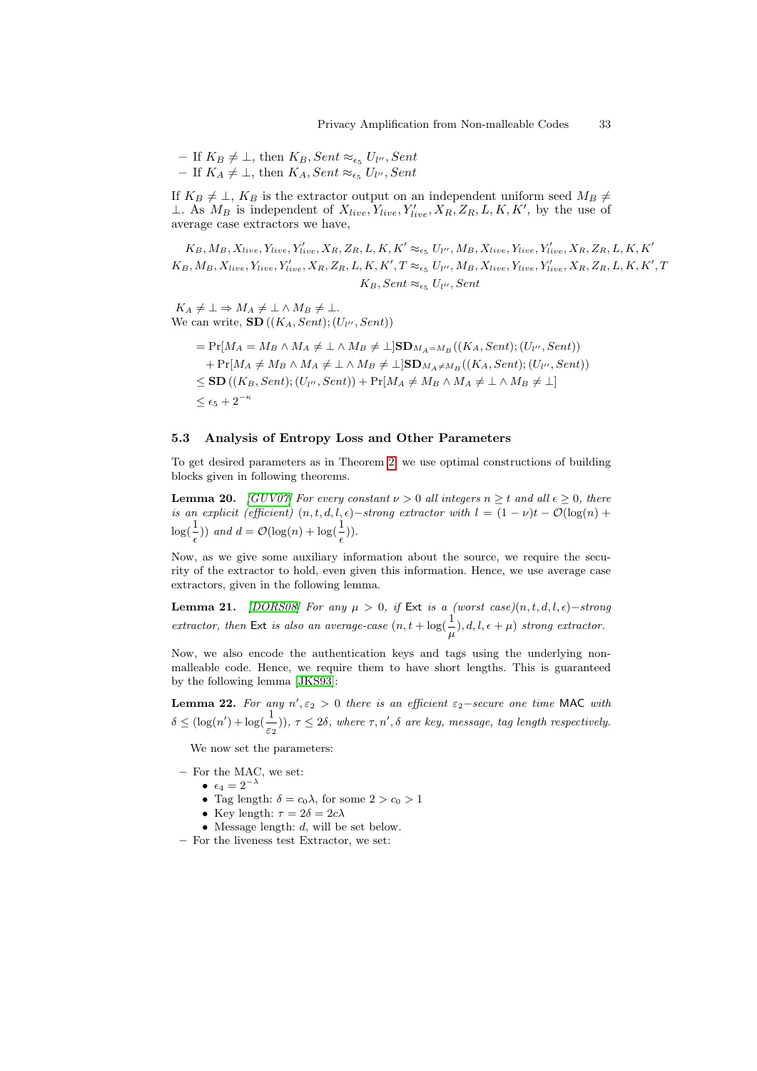- If $K_B \neq \perp$, then $K_B, Sent \approx_{\epsilon_5} U_{l''}, Sent$
- If $K_A \neq \perp$, then $K_A, Sent \approx_{\epsilon_5} U_{l''}, Sent$

If $K_B \neq \perp$, $K_B$ is the extractor output on an independent uniform seed $M_B \neq \perp$. As $M_B$ is independent of $X_{live}, Y_{live}, Y'_{live}, X_R, Z_R, L, K, K'$, by the use of average case extractors we have,

$$K_B, M_B, X_{live}, Y_{live}, Y'_{live}, X_R, Z_R, L, K, K' \approx_{\epsilon_5} U_{l''}, M_B, X_{live}, Y_{live}, Y'_{live}, X_R, Z_R, L, K, K'$$
$$K_B, M_B, X_{live}, Y_{live}, Y'_{live}, X_R, Z_R, L, K, K', T \approx_{\epsilon_5} U_{l''}, M_B, X_{live}, Y_{live}, Y'_{live}, X_R, Z_R, L, K, K', T$$
$$K_B, Sent \approx_{\epsilon_5} U_{l''}, Sent$$

$K_A \neq \perp \Rightarrow M_A \neq \perp \wedge M_B \neq \perp$.
We can write, $\mathbf{SD}\left((K_A, Sent); (U_{l''}, Sent)\right)$

$$\begin{aligned}
&= \Pr[M_A = M_B \wedge M_A \neq \perp \wedge M_B \neq \perp]\mathbf{SD}_{M_A = M_B}((K_A, Sent); (U_{l''}, Sent)) \\
&\quad + \Pr[M_A \neq M_B \wedge M_A \neq \perp \wedge M_B \neq \perp]\mathbf{SD}_{M_A \neq M_B}((K_A, Sent); (U_{l''}, Sent)) \\
&\leq \mathbf{SD}\left((K_B, Sent); (U_{l''}, Sent)\right) + \Pr[M_A \neq M_B \wedge M_A \neq \perp \wedge M_B \neq \perp] \\
&\leq \epsilon_5 + 2^{-\kappa}
\end{aligned}$$

### 5.3 Analysis of Entropy Loss and Other Parameters

To get desired parameters as in Theorem 2, we use optimal constructions of building blocks given in following theorems.

**Lemma 20.** *[GUV07] For every constant $\nu > 0$ all integers $n \geq t$ and all $\epsilon \geq 0$, there is an explicit (efficient) $(n, t, d, l, \epsilon)-$strong extractor with $l = (1-\nu)t - \mathcal{O}(\log(n) + \log(\frac{1}{\epsilon}))$ and $d = \mathcal{O}(\log(n) + \log(\frac{1}{\epsilon}))$.*

Now, as we give some auxiliary information about the source, we require the security of the extractor to hold, even given this information. Hence, we use average case extractors, given in the following lemma.

**Lemma 21.** *[DORS08] For any $\mu > 0$, if* Ext *is a (worst case)$(n, t, d, l, \epsilon)-$strong extractor, then* Ext *is also an average-case $(n, t + \log(\frac{1}{\mu}), d, l, \epsilon + \mu)$ strong extractor.*

Now, we also encode the authentication keys and tags using the underlying non-malleable code. Hence, we require them to have short lengths. This is guaranteed by the following [JKS93]:

**Lemma 22.** *For any $n', \varepsilon_2 > 0$ there is an efficient $\varepsilon_2-$secure one time* MAC *with $\delta \leq (\log(n') + \log(\frac{1}{\varepsilon_2}))$, $\tau \leq 2\delta$, where $\tau, n', \delta$ are key, message, tag length respectively.*

We now set the parameters:

- For the MAC, we set:
  - $\epsilon_4 = 2^{-\lambda}$
  - Tag length: $\delta = c_0\lambda$, for some $2 > c_0 > 1$
  - Key length: $\tau = 2\delta = 2c\lambda$
  - Message length: $d$, will be set below.
- For the liveness test Extractor, we set: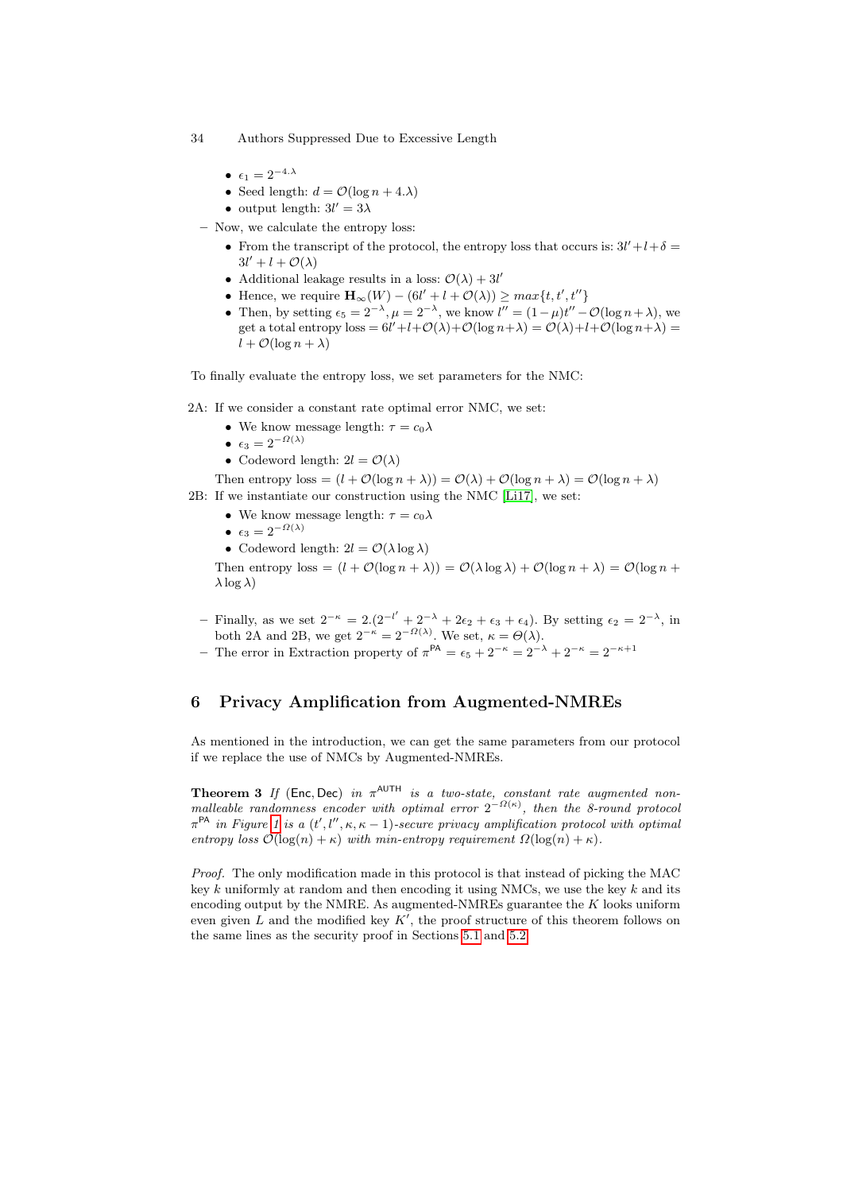- $\epsilon_1 = 2^{-4.\lambda}$
- Seed length: $d = \mathcal{O}(\log n + 4.\lambda)$
- output length: $3l' = 3\lambda$

– Now, we calculate the entropy loss:

- From the transcript of the protocol, the entropy loss that occurs is: $3l' + l + \delta = 3l' + l + \mathcal{O}(\lambda)$
- Additional leakage results in a loss: $\mathcal{O}(\lambda) + 3l'$
- Hence, we require $\mathbf{H}_\infty(W) - (6l' + l + \mathcal{O}(\lambda)) \geq max\{t, t', t''\}$
- Then, by setting $\epsilon_5 = 2^{-\lambda}, \mu = 2^{-\lambda}$, we know $l'' = (1-\mu)t'' - \mathcal{O}(\log n + \lambda)$, we get a total entropy loss $= 6l' + l + \mathcal{O}(\lambda) + \mathcal{O}(\log n + \lambda) = \mathcal{O}(\lambda) + l + \mathcal{O}(\log n + \lambda) = l + \mathcal{O}(\log n + \lambda)$

To finally evaluate the entropy loss, we set parameters for the NMC:

2A: If we consider a constant rate optimal error NMC, we set:

- We know message length: $\tau = c_0\lambda$
- $\epsilon_3 = 2^{-\Omega(\lambda)}$
- Codeword length: $2l = \mathcal{O}(\lambda)$

Then entropy loss $= (l + \mathcal{O}(\log n + \lambda)) = \mathcal{O}(\lambda) + \mathcal{O}(\log n + \lambda) = \mathcal{O}(\log n + \lambda)$

2B: If we instantiate our construction using the NMC [Li17], we set:

- We know message length: $\tau = c_0\lambda$
- $\epsilon_3 = 2^{-\Omega(\lambda)}$
- Codeword length: $2l = \mathcal{O}(\lambda \log \lambda)$

Then entropy loss $= (l + \mathcal{O}(\log n + \lambda)) = \mathcal{O}(\lambda \log \lambda) + \mathcal{O}(\log n + \lambda) = \mathcal{O}(\log n + \lambda \log \lambda)$

– Finally, as we set $2^{-\kappa} = 2.(2^{-l'} + 2^{-\lambda} + 2\epsilon_2 + \epsilon_3 + \epsilon_4)$. By setting $\epsilon_2 = 2^{-\lambda}$, in both 2A and 2B, we get $2^{-\kappa} = 2^{-\Omega(\lambda)}$. We set, $\kappa = \Theta(\lambda)$.

– The error in Extraction property of $\pi^{\mathsf{PA}} = \epsilon_5 + 2^{-\kappa} = 2^{-\lambda} + 2^{-\kappa} = 2^{-\kappa+1}$

## 6 Privacy Amplification from Augmented-NMREs

As mentioned in the introduction, we can get the same parameters from our protocol if we replace the use of NMCs by Augmented-NMREs.

**Theorem 3** *If* $(\mathsf{Enc}, \mathsf{Dec})$ *in* $\pi^{\mathsf{AUTH}}$ *is a two-state, constant rate augmented non-malleable randomness encoder with optimal error* $2^{-\Omega(\kappa)}$*, then the 8-round protocol* $\pi^{\mathsf{PA}}$ *in Figure 1 is a* $(t', l'', \kappa, \kappa - 1)$*-secure privacy amplification protocol with optimal entropy loss* $\mathcal{O}(\log(n) + \kappa)$ *with min-entropy requirement* $\Omega(\log(n) + \kappa)$*.*

*Proof.* The only modification made in this protocol is that instead of picking the MAC key $k$ uniformly at random and then encoding it using NMCs, we use the key $k$ and its encoding output by the NMRE. As augmented-NMREs guarantee the $K$ looks uniform even given $L$ and the modified key $K'$, the proof structure of this theorem follows on the same lines as the security proof in Sections 5.1 and 5.2.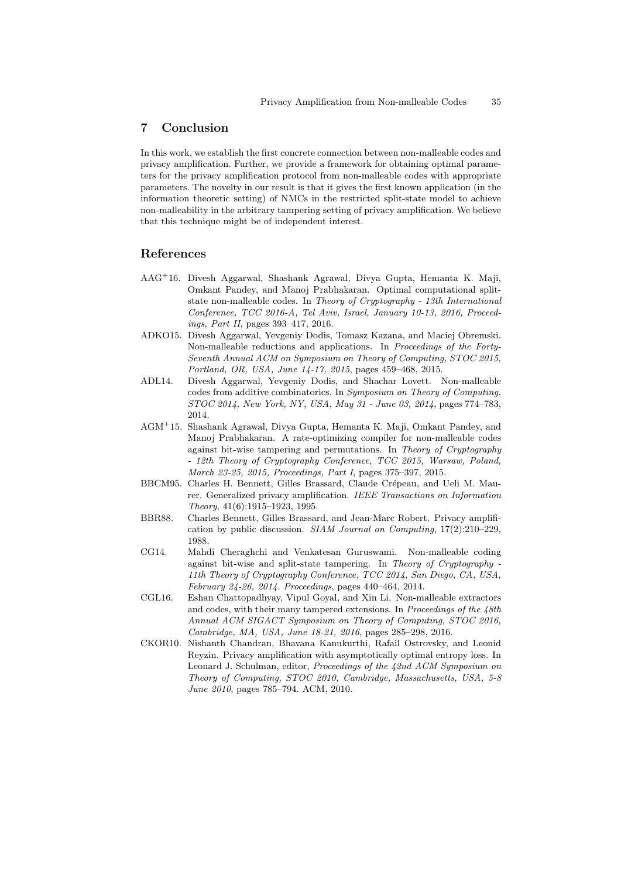## 7 Conclusion

In this work, we establish the first concrete connection between non-malleable codes and privacy amplification. Further, we provide a framework for obtaining optimal parameters for the privacy amplification protocol from non-malleable codes with appropriate parameters. The novelty in our result is that it gives the first known application (in the information theoretic setting) of NMCs in the restricted split-state model to achieve non-malleability in the arbitrary tampering setting of privacy amplification. We believe that this technique might be of independent interest.

## References

- AAG+16. Divesh Aggarwal, Shashank Agrawal, Divya Gupta, Hemanta K. Maji, Omkant Pandey, and Manoj Prabhakaran. Optimal computational split-state non-malleable codes. In *Theory of Cryptography - 13th International Conference, TCC 2016-A, Tel Aviv, Israel, January 10-13, 2016, Proceedings, Part II*, pages 393–417, 2016.
- ADKO15. Divesh Aggarwal, Yevgeniy Dodis, Tomasz Kazana, and Maciej Obremski. Non-malleable reductions and applications. In *Proceedings of the Forty-Seventh Annual ACM on Symposium on Theory of Computing, STOC 2015, Portland, OR, USA, June 14-17, 2015*, pages 459–468, 2015.
- ADL14. Divesh Aggarwal, Yevgeniy Dodis, and Shachar Lovett. Non-malleable codes from additive combinatorics. In *Symposium on Theory of Computing, STOC 2014, New York, NY, USA, May 31 - June 03, 2014*, pages 774–783, 2014.
- AGM+15. Shashank Agrawal, Divya Gupta, Hemanta K. Maji, Omkant Pandey, and Manoj Prabhakaran. A rate-optimizing compiler for non-malleable codes against bit-wise tampering and permutations. In *Theory of Cryptography - 12th Theory of Cryptography Conference, TCC 2015, Warsaw, Poland, March 23-25, 2015, Proceedings, Part I*, pages 375–397, 2015.
- BBCM95. Charles H. Bennett, Gilles Brassard, Claude Crépeau, and Ueli M. Maurer. Generalized privacy amplification. *IEEE Transactions on Information Theory*, 41(6):1915–1923, 1995.
- BBR88. Charles Bennett, Gilles Brassard, and Jean-Marc Robert. Privacy amplification by public discussion. *SIAM Journal on Computing*, 17(2):210–229, 1988.
- CG14. Mahdi Cheraghchi and Venkatesan Guruswami. Non-malleable coding against bit-wise and split-state tampering. In *Theory of Cryptography - 11th Theory of Cryptography Conference, TCC 2014, San Diego, CA, USA, February 24-26, 2014. Proceedings*, pages 440–464, 2014.
- CGL16. Eshan Chattopadhyay, Vipul Goyal, and Xin Li. Non-malleable extractors and codes, with their many tampered extensions. In *Proceedings of the 48th Annual ACM SIGACT Symposium on Theory of Computing, STOC 2016, Cambridge, MA, USA, June 18-21, 2016*, pages 285–298, 2016.
- CKOR10. Nishanth Chandran, Bhavana Kanukurthi, Rafail Ostrovsky, and Leonid Reyzin. Privacy amplification with asymptotically optimal entropy loss. In Leonard J. Schulman, editor, *Proceedings of the 42nd ACM Symposium on Theory of Computing, STOC 2010, Cambridge, Massachusetts, USA, 5-8 June 2010*, pages 785–794. ACM, 2010.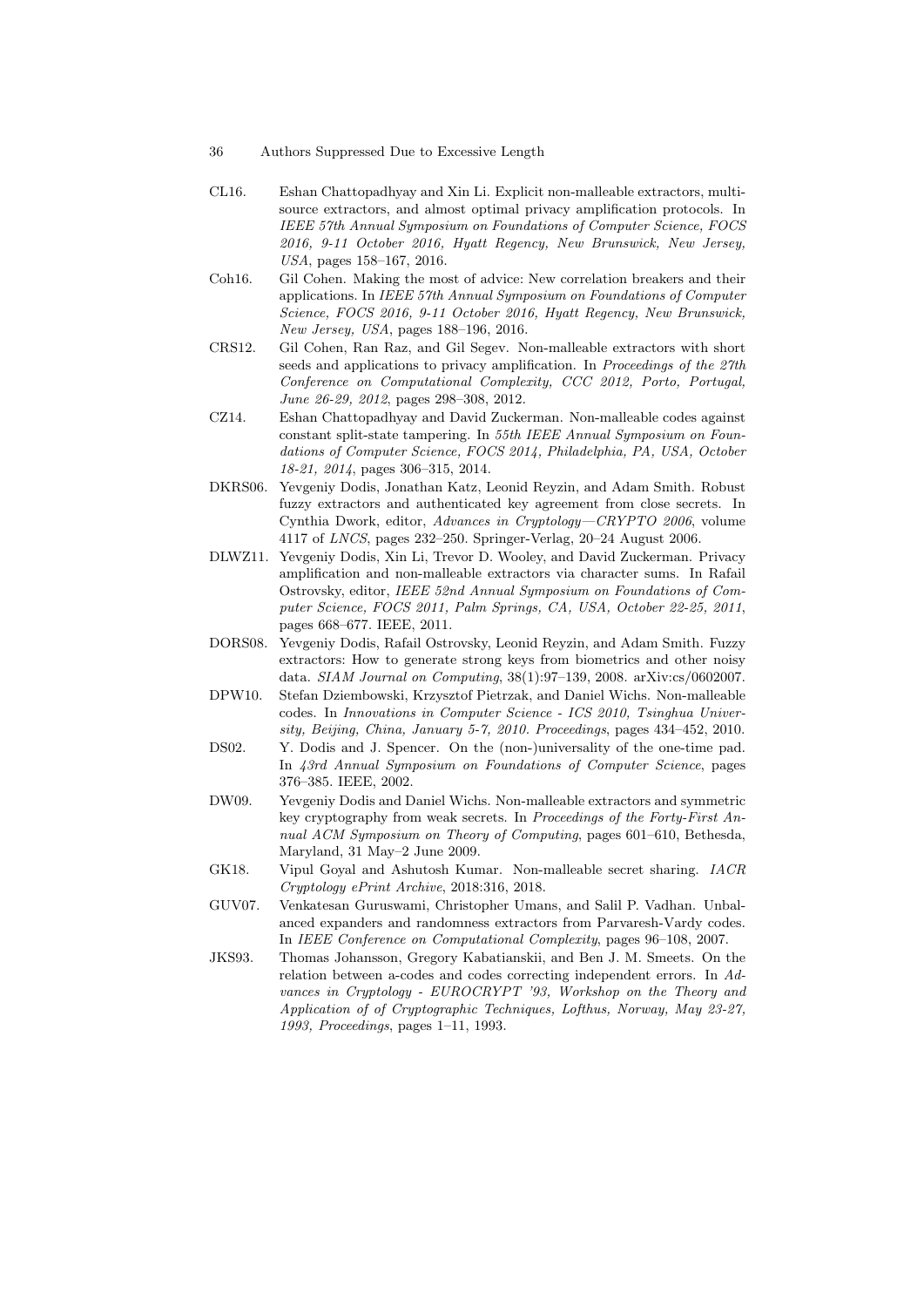CL16. Eshan Chattopadhyay and Xin Li. Explicit non-malleable extractors, multi-source extractors, and almost optimal privacy amplification protocols. In *IEEE 57th Annual Symposium on Foundations of Computer Science, FOCS 2016, 9-11 October 2016, Hyatt Regency, New Brunswick, New Jersey, USA*, pages 158–167, 2016.

Coh16. Gil Cohen. Making the most of advice: New correlation breakers and their applications. In *IEEE 57th Annual Symposium on Foundations of Computer Science, FOCS 2016, 9-11 October 2016, Hyatt Regency, New Brunswick, New Jersey, USA*, pages 188–196, 2016.

CRS12. Gil Cohen, Ran Raz, and Gil Segev. Non-malleable extractors with short seeds and applications to privacy amplification. In *Proceedings of the 27th Conference on Computational Complexity, CCC 2012, Porto, Portugal, June 26-29, 2012*, pages 298–308, 2012.

CZ14. Eshan Chattopadhyay and David Zuckerman. Non-malleable codes against constant split-state tampering. In *55th IEEE Annual Symposium on Foundations of Computer Science, FOCS 2014, Philadelphia, PA, USA, October 18-21, 2014*, pages 306–315, 2014.

DKRS06. Yevgeniy Dodis, Jonathan Katz, Leonid Reyzin, and Adam Smith. Robust fuzzy extractors and authenticated key agreement from close secrets. In Cynthia Dwork, editor, *Advances in Cryptology—CRYPTO 2006*, volume 4117 of *LNCS*, pages 232–250. Springer-Verlag, 20–24 August 2006.

DLWZ11. Yevgeniy Dodis, Xin Li, Trevor D. Wooley, and David Zuckerman. Privacy amplification and non-malleable extractors via character sums. In Rafail Ostrovsky, editor, *IEEE 52nd Annual Symposium on Foundations of Computer Science, FOCS 2011, Palm Springs, CA, USA, October 22-25, 2011*, pages 668–677. IEEE, 2011.

DORS08. Yevgeniy Dodis, Rafail Ostrovsky, Leonid Reyzin, and Adam Smith. Fuzzy extractors: How to generate strong keys from biometrics and other noisy data. *SIAM Journal on Computing*, 38(1):97–139, 2008. arXiv:cs/0602007.

DPW10. Stefan Dziembowski, Krzysztof Pietrzak, and Daniel Wichs. Non-malleable codes. In *Innovations in Computer Science - ICS 2010, Tsinghua University, Beijing, China, January 5-7, 2010. Proceedings*, pages 434–452, 2010.

DS02. Y. Dodis and J. Spencer. On the (non-)universality of the one-time pad. In *43rd Annual Symposium on Foundations of Computer Science*, pages 376–385. IEEE, 2002.

DW09. Yevgeniy Dodis and Daniel Wichs. Non-malleable extractors and symmetric key cryptography from weak secrets. In *Proceedings of the Forty-First Annual ACM Symposium on Theory of Computing*, pages 601–610, Bethesda, Maryland, 31 May–2 June 2009.

GK18. Vipul Goyal and Ashutosh Kumar. Non-malleable secret sharing. *IACR Cryptology ePrint Archive*, 2018:316, 2018.

GUV07. Venkatesan Guruswami, Christopher Umans, and Salil P. Vadhan. Unbalanced expanders and randomness extractors from Parvaresh-Vardy codes. In *IEEE Conference on Computational Complexity*, pages 96–108, 2007.

JKS93. Thomas Johansson, Gregory Kabatianskii, and Ben J. M. Smeets. On the relation between a-codes and codes correcting independent errors. In *Advances in Cryptology - EUROCRYPT '93, Workshop on the Theory and Application of of Cryptographic Techniques, Lofthus, Norway, May 23-27, 1993, Proceedings*, pages 1–11, 1993.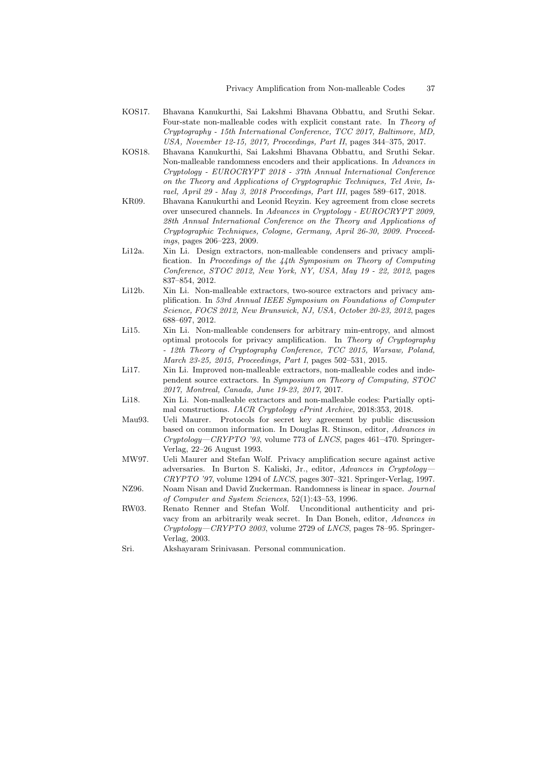KOS17. Bhavana Kanukurthi, Sai Lakshmi Bhavana Obbattu, and Sruthi Sekar. Four-state non-malleable codes with explicit constant rate. In *Theory of Cryptography - 15th International Conference, TCC 2017, Baltimore, MD, USA, November 12-15, 2017, Proceedings, Part II*, pages 344–375, 2017.

KOS18. Bhavana Kanukurthi, Sai Lakshmi Bhavana Obbattu, and Sruthi Sekar. Non-malleable randomness encoders and their applications. In *Advances in Cryptology - EUROCRYPT 2018 - 37th Annual International Conference on the Theory and Applications of Cryptographic Techniques, Tel Aviv, Israel, April 29 - May 3, 2018 Proceedings, Part III*, pages 589–617, 2018.

KR09. Bhavana Kanukurthi and Leonid Reyzin. Key agreement from close secrets over unsecured channels. In *Advances in Cryptology - EUROCRYPT 2009, 28th Annual International Conference on the Theory and Applications of Cryptographic Techniques, Cologne, Germany, April 26-30, 2009. Proceedings*, pages 206–223, 2009.

Li12a. Xin Li. Design extractors, non-malleable condensers and privacy amplification. In *Proceedings of the 44th Symposium on Theory of Computing Conference, STOC 2012, New York, NY, USA, May 19 - 22, 2012*, pages 837–854, 2012.

Li12b. Xin Li. Non-malleable extractors, two-source extractors and privacy amplification. In *53rd Annual IEEE Symposium on Foundations of Computer Science, FOCS 2012, New Brunswick, NJ, USA, October 20-23, 2012*, pages 688–697, 2012.

Li15. Xin Li. Non-malleable condensers for arbitrary min-entropy, and almost optimal protocols for privacy amplification. In *Theory of Cryptography - 12th Theory of Cryptography Conference, TCC 2015, Warsaw, Poland, March 23-25, 2015, Proceedings, Part I*, pages 502–531, 2015.

Li17. Xin Li. Improved non-malleable extractors, non-malleable codes and independent source extractors. In *Symposium on Theory of Computing, STOC 2017, Montreal, Canada, June 19-23, 2017*, 2017.

Li18. Xin Li. Non-malleable extractors and non-malleable codes: Partially optimal constructions. *IACR Cryptology ePrint Archive*, 2018:353, 2018.

Mau93. Ueli Maurer. Protocols for secret key agreement by public discussion based on common information. In Douglas R. Stinson, editor, *Advances in Cryptology—CRYPTO '93*, volume 773 of *LNCS*, pages 461–470. Springer-Verlag, 22–26 August 1993.

MW97. Ueli Maurer and Stefan Wolf. Privacy amplification secure against active adversaries. In Burton S. Kaliski, Jr., editor, *Advances in Cryptology—CRYPTO '97*, volume 1294 of *LNCS*, pages 307–321. Springer-Verlag, 1997.

NZ96. Noam Nisan and David Zuckerman. Randomness is linear in space. *Journal of Computer and System Sciences*, 52(1):43–53, 1996.

RW03. Renato Renner and Stefan Wolf. Unconditional authenticity and privacy from an arbitrarily weak secret. In Dan Boneh, editor, *Advances in Cryptology—CRYPTO 2003*, volume 2729 of *LNCS*, pages 78–95. Springer-Verlag, 2003.

Sri. Akshayaram Srinivasan. Personal communication.